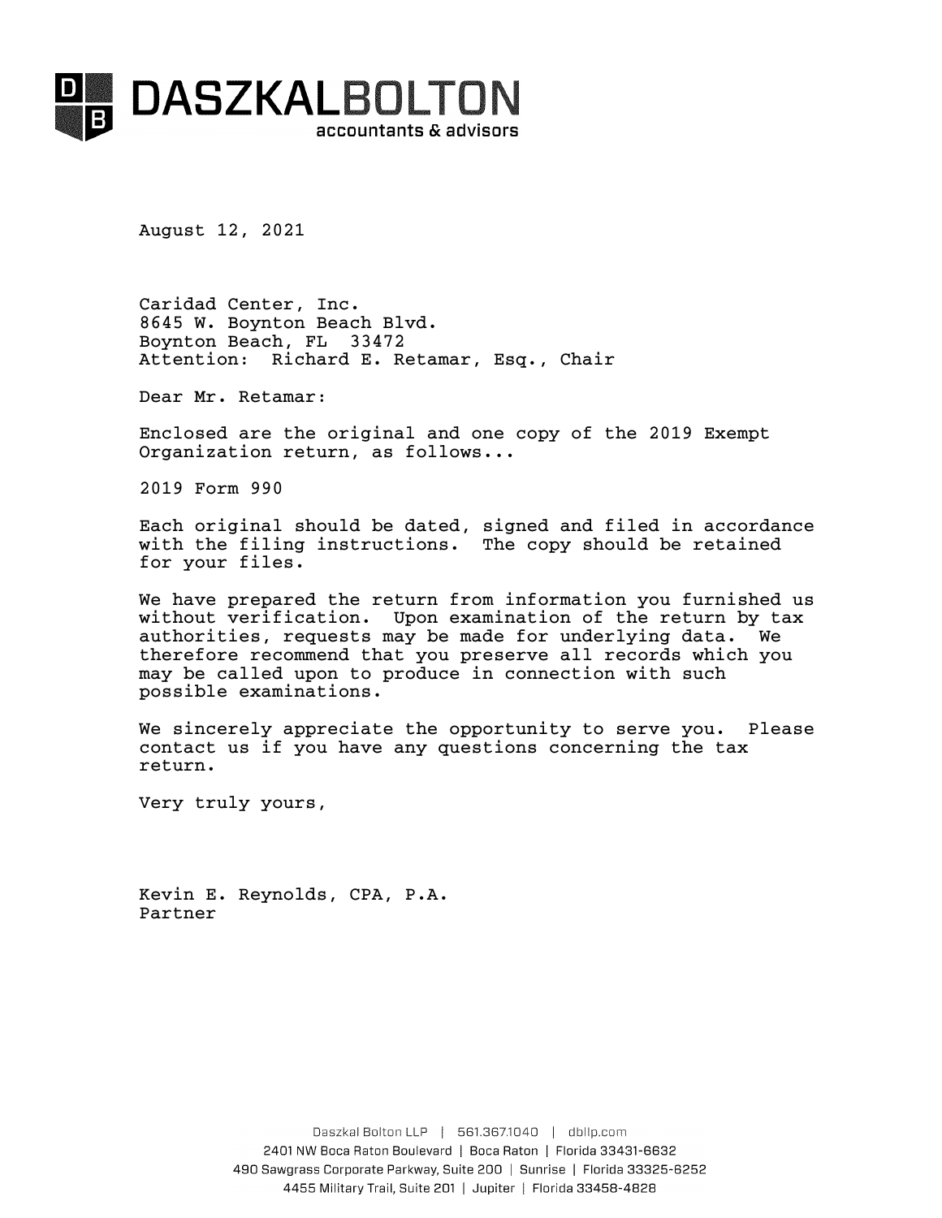# DASZKALBOLTON
accountants & advisors

August 12, 2021

Caridad Center, Inc.
8645 W. Boynton Beach Blvd.
Boynton Beach, FL 33472
Attention: Richard E. Retamar, Esq., Chair

Dear Mr. Retamar:

Enclosed are the original and one copy of the 2019 Exempt Organization return, as follows...

2019 Form 990

Each original should be dated, signed and filed in accordance with the filing instructions. The copy should be retained for your files.

We have prepared the return from information you furnished us without verification. Upon examination of the return by tax authorities, requests may be made for underlying data. We therefore recommend that you preserve all records which you may be called upon to produce in connection with such possible examinations.

We sincerely appreciate the opportunity to serve you. Please contact us if you have any questions concerning the tax return.

Very truly yours,

Kevin E. Reynolds, CPA, P.A.
Partner

Daszkal Bolton LLP | 561.367.1040 | dbllp.com
2401 NW Boca Raton Boulevard | Boca Raton | Florida 33431-6632
490 Sawgrass Corporate Parkway, Suite 200 | Sunrise | Florida 33325-6252
4455 Military Trail, Suite 201 | Jupiter | Florida 33458-4828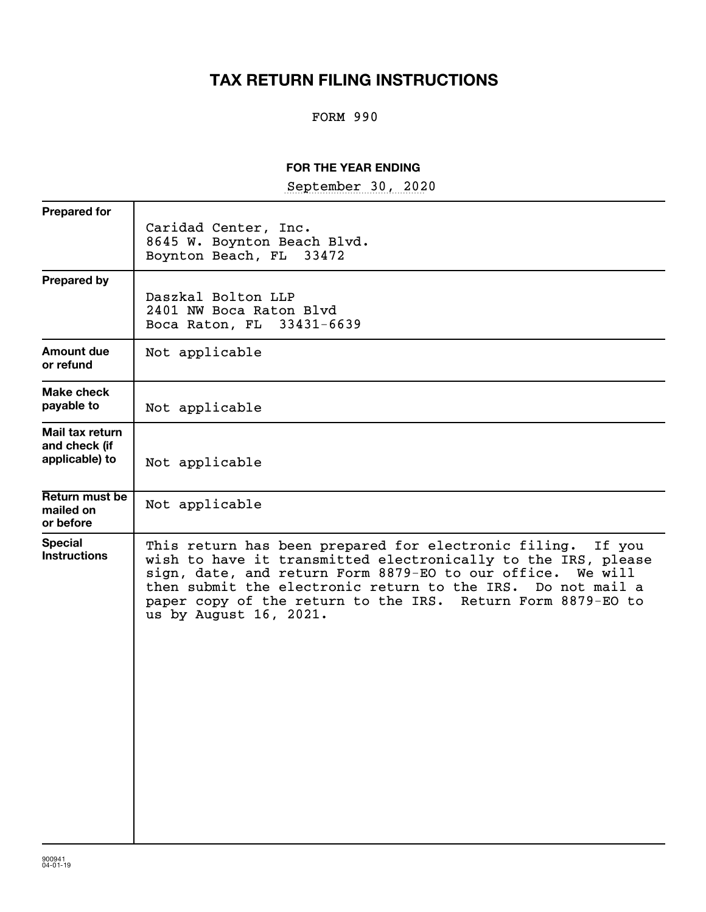# TAX RETURN FILING INSTRUCTIONS

FORM 990

**FOR THE YEAR ENDING**

September 30, 2020

| | |
|---|---|
| **Prepared for** | Caridad Center, Inc.<br>8645 W. Boynton Beach Blvd.<br>Boynton Beach, FL 33472 |
| **Prepared by** | Daszkal Bolton LLP<br>2401 NW Boca Raton Blvd<br>Boca Raton, FL 33431-6639 |
| **Amount due or refund** | Not applicable |
| **Make check payable to** | Not applicable |
| **Mail tax return and check (if applicable) to** | Not applicable |
| **Return must be mailed on or before** | Not applicable |
| **Special Instructions** | This return has been prepared for electronic filing. If you wish to have it transmitted electronically to the IRS, please sign, date, and return Form 8879-EO to our office. We will then submit the electronic return to the IRS. Do not mail a paper copy of the return to the IRS. Return Form 8879-EO to us by August 16, 2021. |

900941
04-01-19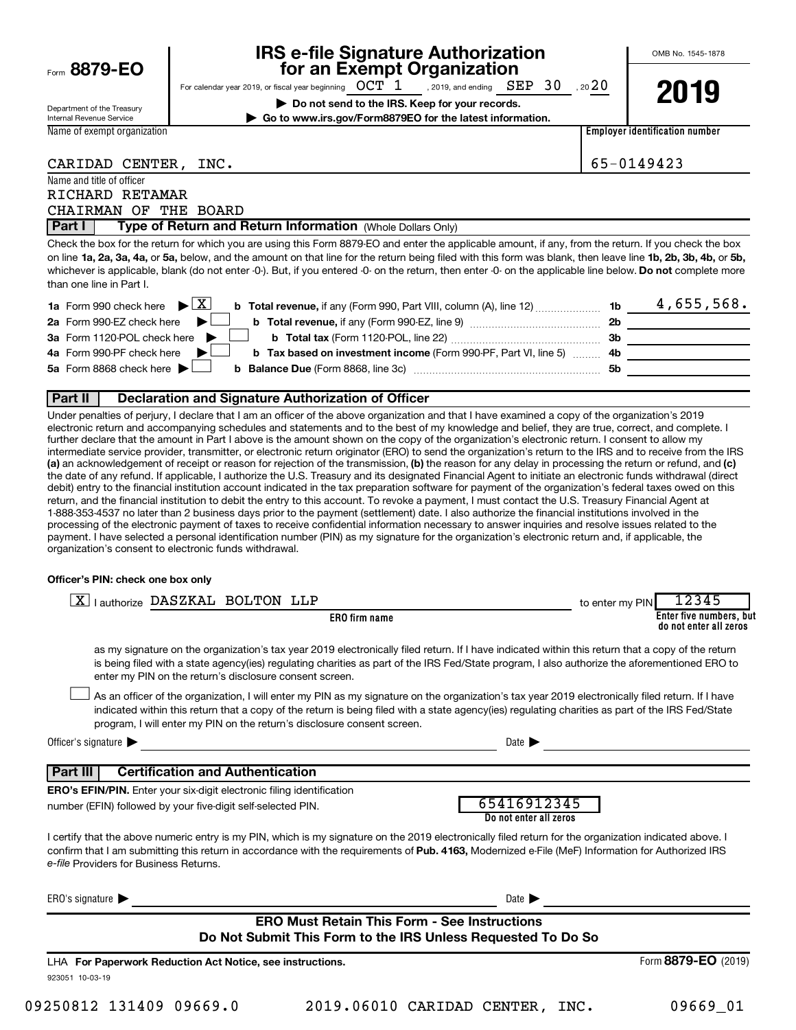Form **8879-EO**

Department of the Treasury
Internal Revenue Service

# IRS e-file Signature Authorization for an Exempt Organization

For calendar year 2019, or fiscal year beginning OCT 1 , 2019, and ending SEP 30 , 20 20

▶ **Do not send to the IRS. Keep for your records.**

▶ **Go to www.irs.gov/Form8879EO for the latest information.**

OMB No. 1545-1878

**2019**

Name of exempt organization: CARIDAD CENTER, INC.

Employer identification number: 65-0149423

Name and title of officer:
RICHARD RETAMAR
CHAIRMAN OF THE BOARD

## Part I — Type of Return and Return Information (Whole Dollars Only)

Check the box for the return for which you are using this Form 8879-EO and enter the applicable amount, if any, from the return. If you check the box on line **1a, 2a, 3a, 4a,** or **5a,** below, and the amount on that line for the return being filed with this form was blank, then leave line **1b, 2b, 3b, 4b,** or **5b,** whichever is applicable, blank (do not enter -0-). But, if you entered -0- on the return, then enter -0- on the applicable line below. **Do not** complete more than one line in Part I.

| | | | |
|---|---|---|---|
| **1a** Form 990 check here ▶ [X] | **b Total revenue,** if any (Form 990, Part VIII, column (A), line 12) | **1b** | 4,655,568. |
| **2a** Form 990-EZ check here ▶ [ ] | **b Total revenue,** if any (Form 990-EZ, line 9) | **2b** | |
| **3a** Form 1120-POL check here ▶ [ ] | **b Total tax** (Form 1120-POL, line 22) | **3b** | |
| **4a** Form 990-PF check here ▶ [ ] | **b Tax based on investment income** (Form 990-PF, Part VI, line 5) | **4b** | |
| **5a** Form 8868 check here ▶ [ ] | **b Balance Due** (Form 8868, line 3c) | **5b** | |

## Part II — Declaration and Signature Authorization of Officer

Under penalties of perjury, I declare that I am an officer of the above organization and that I have examined a copy of the organization's 2019 electronic return and accompanying schedules and statements and to the best of my knowledge and belief, they are true, correct, and complete. I further declare that the amount in Part I above is the amount shown on the copy of the organization's electronic return. I consent to allow my intermediate service provider, transmitter, or electronic return originator (ERO) to send the organization's return to the IRS and to receive from the IRS **(a)** an acknowledgement of receipt or reason for rejection of the transmission, **(b)** the reason for any delay in processing the return or refund, and **(c)** the date of any refund. If applicable, I authorize the U.S. Treasury and its designated Financial Agent to initiate an electronic funds withdrawal (direct debit) entry to the financial institution account indicated in the tax preparation software for payment of the organization's federal taxes owed on this return, and the financial institution to debit the entry to this account. To revoke a payment, I must contact the U.S. Treasury Financial Agent at 1-888-353-4537 no later than 2 business days prior to the payment (settlement) date. I also authorize the financial institutions involved in the processing of the electronic payment of taxes to receive confidential information necessary to answer inquiries and resolve issues related to the payment. I have selected a personal identification number (PIN) as my signature for the organization's electronic return and, if applicable, the organization's consent to electronic funds withdrawal.

**Officer's PIN: check one box only**

[X] I authorize DASZKAL BOLTON LLP (**ERO firm name**) to enter my PIN 12345 (**Enter five numbers, but do not enter all zeros**)

as my signature on the organization's tax year 2019 electronically filed return. If I have indicated within this return that a copy of the return is being filed with a state agency(ies) regulating charities as part of the IRS Fed/State program, I also authorize the aforementioned ERO to enter my PIN on the return's disclosure consent screen.

[ ] As an officer of the organization, I will enter my PIN as my signature on the organization's tax year 2019 electronically filed return. If I have indicated within this return that a copy of the return is being filed with a state agency(ies) regulating charities as part of the IRS Fed/State program, I will enter my PIN on the return's disclosure consent screen.

Officer's signature ▶ ____________________ Date ▶ ____________

## Part III — Certification and Authentication

**ERO's EFIN/PIN.** Enter your six-digit electronic filing identification number (EFIN) followed by your five-digit self-selected PIN.

65416912345
**Do not enter all zeros**

I certify that the above numeric entry is my PIN, which is my signature on the 2019 electronically filed return for the organization indicated above. I confirm that I am submitting this return in accordance with the requirements of **Pub. 4163,** Modernized e-File (MeF) Information for Authorized IRS *e-file* Providers for Business Returns.

ERO's signature ▶ ____________________ Date ▶ ____________

**ERO Must Retain This Form - See Instructions**
**Do Not Submit This Form to the IRS Unless Requested To Do So**

LHA **For Paperwork Reduction Act Notice, see instructions.**

Form **8879-EO** (2019)

923051 10-03-19

09250812 131409 09669.0 2019.06010 CARIDAD CENTER, INC. 09669_01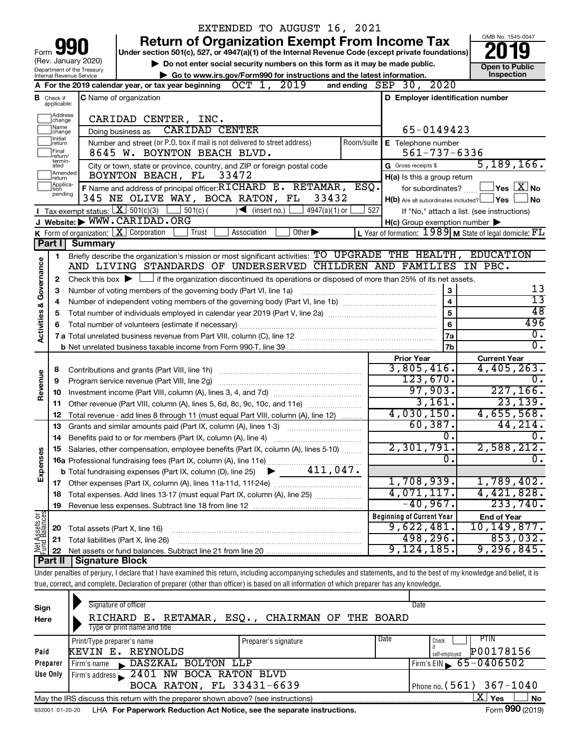EXTENDED TO AUGUST 16, 2021

# Form 990 — Return of Organization Exempt From Income Tax

Form **990** (Rev. January 2020)
Department of the Treasury, Internal Revenue Service

**Under section 501(c), 527, or 4947(a)(1) of the Internal Revenue Code (except private foundations)**

▶ Do not enter social security numbers on this form as it may be made public.
▶ Go to www.irs.gov/Form990 for instructions and the latest information.

OMB No. 1545-0047 — **2019** — Open to Public Inspection

**A** For the 2019 calendar year, or tax year beginning OCT 1, 2019 and ending SEP 30, 2020

| B Check if applicable | C Name of organization | D Employer identification number |
|---|---|---|
| Address change / Name change / Initial return / Final return/terminated / Amended return / Application pending | CARIDAD CENTER, INC. | |
| | Doing business as CARIDAD CENTER | 65-0149423 |
| | Number and street (or P.O. box if mail is not delivered to street address): 8645 W. BOYNTON BEACH BLVD. Room/suite: | E Telephone number: 561-737-6336 |
| | City or town, state or province, country, and ZIP or foreign postal code: BOYNTON BEACH, FL 33472 | G Gross receipts $ 5,189,166. |
| | F Name and address of principal officer: RICHARD E. RETAMAR, ESQ. 345 NE OLIVE WAY, BOCA RATON, FL 33432 | H(a) Is this a group return for subordinates? ☐ Yes ☒ No |
| | | H(b) Are all subordinates included? ☐ Yes ☐ No — If "No," attach a list. (see instructions) |

**I** Tax-exempt status: ☒ 501(c)(3) ☐ 501(c)( ) ◀ (insert no.) ☐ 4947(a)(1) or ☐ 527

**J** Website: ▶ WWW.CARIDAD.ORG

**H(c)** Group exemption number ▶

**K** Form of organization: ☒ Corporation ☐ Trust ☐ Association ☐ Other ▶

**L** Year of formation: 1989 **M** State of legal domicile: FL

## Part I Summary

**Activities & Governance**

1. Briefly describe the organization's mission or most significant activities: TO UPGRADE THE HEALTH, EDUCATION AND LIVING STANDARDS OF UNDERSERVED CHILDREN AND FAMILIES IN PBC.
2. Check this box ▶ ☐ if the organization discontinued its operations or disposed of more than 25% of its net assets.

| Line | Description | | Value |
|---|---|---|---|
| 3 | Number of voting members of the governing body (Part VI, line 1a) | 3 | 13 |
| 4 | Number of independent voting members of the governing body (Part VI, line 1b) | 4 | 13 |
| 5 | Total number of individuals employed in calendar year 2019 (Part V, line 2a) | 5 | 48 |
| 6 | Total number of volunteers (estimate if necessary) | 6 | 496 |
| 7a | Total unrelated business revenue from Part VIII, column (C), line 12 | 7a | 0. |
| 7b | Net unrelated business taxable income from Form 990-T, line 39 | 7b | 0. |

| Line | Description | Prior Year | Current Year |
|---|---|---|---|
| **Revenue** | | | |
| 8 | Contributions and grants (Part VIII, line 1h) | 3,805,416. | 4,405,263. |
| 9 | Program service revenue (Part VIII, line 2g) | 123,670. | 0. |
| 10 | Investment income (Part VIII, column (A), lines 3, 4, and 7d) | 97,903. | 227,166. |
| 11 | Other revenue (Part VIII, column (A), lines 5, 6d, 8c, 9c, 10c, and 11e) | 3,161. | 23,139. |
| 12 | Total revenue - add lines 8 through 11 (must equal Part VIII, column (A), line 12) | 4,030,150. | 4,655,568. |
| **Expenses** | | | |
| 13 | Grants and similar amounts paid (Part IX, column (A), lines 1-3) | 60,387. | 44,214. |
| 14 | Benefits paid to or for members (Part IX, column (A), line 4) | 0. | 0. |
| 15 | Salaries, other compensation, employee benefits (Part IX, column (A), lines 5-10) | 2,301,791. | 2,588,212. |
| 16a | Professional fundraising fees (Part IX, column (A), line 11e) | 0. | 0. |
| b | Total fundraising expenses (Part IX, column (D), line 25) ▶ 411,047. | | |
| 17 | Other expenses (Part IX, column (A), lines 11a-11d, 11f-24e) | 1,708,939. | 1,789,402. |
| 18 | Total expenses. Add lines 13-17 (must equal Part IX, column (A), line 25) | 4,071,117. | 4,421,828. |
| 19 | Revenue less expenses. Subtract line 18 from line 12 | -40,967. | 233,740. |

| Line | Net Assets or Fund Balances | Beginning of Current Year | End of Year |
|---|---|---|---|
| 20 | Total assets (Part X, line 16) | 9,622,481. | 10,149,877. |
| 21 | Total liabilities (Part X, line 26) | 498,296. | 853,032. |
| 22 | Net assets or fund balances. Subtract line 21 from line 20 | 9,124,185. | 9,296,845. |

## Part II Signature Block

Under penalties of perjury, I declare that I have examined this return, including accompanying schedules and statements, and to the best of my knowledge and belief, it is true, correct, and complete. Declaration of preparer (other than officer) is based on all information of which preparer has any knowledge.

**Sign Here**

Signature of officer — Date

RICHARD E. RETAMAR, ESQ., CHAIRMAN OF THE BOARD
Type or print name and title

**Paid Preparer Use Only**

| Print/Type preparer's name | Preparer's signature | Date | Check ☐ if self-employed | PTIN |
|---|---|---|---|---|
| KEVIN E. REYNOLDS | | | | P00178156 |

Firm's name ▶ DASZKAL BOLTON LLP — Firm's EIN ▶ 65-0406502

Firm's address ▶ 2401 NW BOCA RATON BLVD, BOCA RATON, FL 33431-6639 — Phone no. (561) 367-1040

May the IRS discuss this return with the preparer shown above? (see instructions) ☒ Yes ☐ No

932001 01-20-20 LHA For Paperwork Reduction Act Notice, see the separate instructions. Form **990** (2019)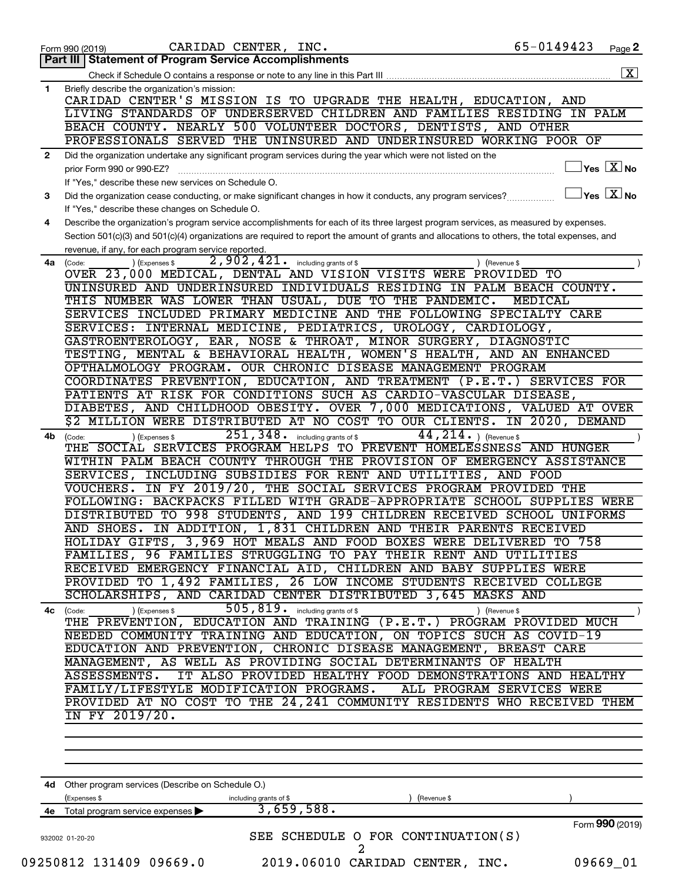Form 990 (2019) CARIDAD CENTER, INC. 65-0149423 Page **2**

## Part III | Statement of Program Service Accomplishments

Check if Schedule O contains a response or note to any line in this Part III .......... [X]

**1** Briefly describe the organization's mission:

CARIDAD CENTER'S MISSION IS TO UPGRADE THE HEALTH, EDUCATION, AND LIVING STANDARDS OF UNDERSERVED CHILDREN AND FAMILIES RESIDING IN PALM BEACH COUNTY. NEARLY 500 VOLUNTEER DOCTORS, DENTISTS, AND OTHER PROFESSIONALS SERVED THE UNINSURED AND UNDERINSURED WORKING POOR OF

**2** Did the organization undertake any significant program services during the year which were not listed on the prior Form 990 or 990-EZ? .......... [ ] Yes [X] No

If "Yes," describe these new services on Schedule O.

**3** Did the organization cease conducting, or make significant changes in how it conducts, any program services? .......... [ ] Yes [X] No

If "Yes," describe these changes on Schedule O.

**4** Describe the organization's program service accomplishments for each of its three largest program services, as measured by expenses. Section 501(c)(3) and 501(c)(4) organizations are required to report the amount of grants and allocations to others, the total expenses, and revenue, if any, for each program service reported.

**4a** (Code: ) (Expenses $ 2,902,421. including grants of $ ) (Revenue $ )

OVER 23,000 MEDICAL, DENTAL AND VISION VISITS WERE PROVIDED TO UNINSURED AND UNDERINSURED INDIVIDUALS RESIDING IN PALM BEACH COUNTY. THIS NUMBER WAS LOWER THAN USUAL, DUE TO THE PANDEMIC. MEDICAL SERVICES INCLUDED PRIMARY MEDICINE AND THE FOLLOWING SPECIALTY CARE SERVICES: INTERNAL MEDICINE, PEDIATRICS, UROLOGY, CARDIOLOGY, GASTROENTEROLOGY, EAR, NOSE & THROAT, MINOR SURGERY, DIAGNOSTIC TESTING, MENTAL & BEHAVIORAL HEALTH, WOMEN'S HEALTH, AND AN ENHANCED OPTHALMOLOGY PROGRAM. OUR CHRONIC DISEASE MANAGEMENT PROGRAM COORDINATES PREVENTION, EDUCATION, AND TREATMENT (P.E.T.) SERVICES FOR PATIENTS AT RISK FOR CONDITIONS SUCH AS CARDIO-VASCULAR DISEASE, DIABETES, AND CHILDHOOD OBESITY. OVER 7,000 MEDICATIONS, VALUED AT OVER $2 MILLION WERE DISTRIBUTED AT NO COST TO OUR CLIENTS. IN 2020, DEMAND

**4b** (Code: ) (Expenses $ 251,348. including grants of $ 44,214. ) (Revenue $ )

THE SOCIAL SERVICES PROGRAM HELPS TO PREVENT HOMELESSNESS AND HUNGER WITHIN PALM BEACH COUNTY THROUGH THE PROVISION OF EMERGENCY ASSISTANCE SERVICES, INCLUDING SUBSIDIES FOR RENT AND UTILITIES, AND FOOD VOUCHERS. IN FY 2019/20, THE SOCIAL SERVICES PROGRAM PROVIDED THE FOLLOWING: BACKPACKS FILLED WITH GRADE-APPROPRIATE SCHOOL SUPPLIES WERE DISTRIBUTED TO 998 STUDENTS, AND 199 CHILDREN RECEIVED SCHOOL UNIFORMS AND SHOES. IN ADDITION, 1,831 CHILDREN AND THEIR PARENTS RECEIVED HOLIDAY GIFTS, 3,969 HOT MEALS AND FOOD BOXES WERE DELIVERED TO 758 FAMILIES, 96 FAMILIES STRUGGLING TO PAY THEIR RENT AND UTILITIES RECEIVED EMERGENCY FINANCIAL AID, CHILDREN AND BABY SUPPLIES WERE PROVIDED TO 1,492 FAMILIES, 26 LOW INCOME STUDENTS RECEIVED COLLEGE SCHOLARSHIPS, AND CARIDAD CENTER DISTRIBUTED 3,645 MASKS AND

**4c** (Code: ) (Expenses $ 505,819. including grants of $ ) (Revenue $ )

THE PREVENTION, EDUCATION AND TRAINING (P.E.T.) PROGRAM PROVIDED MUCH NEEDED COMMUNITY TRAINING AND EDUCATION, ON TOPICS SUCH AS COVID-19 EDUCATION AND PREVENTION, CHRONIC DISEASE MANAGEMENT, BREAST CARE MANAGEMENT, AS WELL AS PROVIDING SOCIAL DETERMINANTS OF HEALTH ASSESSMENTS. IT ALSO PROVIDED HEALTHY FOOD DEMONSTRATIONS AND HEALTHY FAMILY/LIFESTYLE MODIFICATION PROGRAMS. ALL PROGRAM SERVICES WERE PROVIDED AT NO COST TO THE 24,241 COMMUNITY RESIDENTS WHO RECEIVED THEM IN FY 2019/20.

**4d** Other program services (Describe on Schedule O.)

(Expenses $ including grants of $ ) (Revenue $ )

**4e** Total program service expenses ▶ 3,659,588.

Form **990** (2019)

932002 01-20-20

SEE SCHEDULE O FOR CONTINUATION(S)

09250812 131409 09669.0 2019.06010 CARIDAD CENTER, INC. 09669_01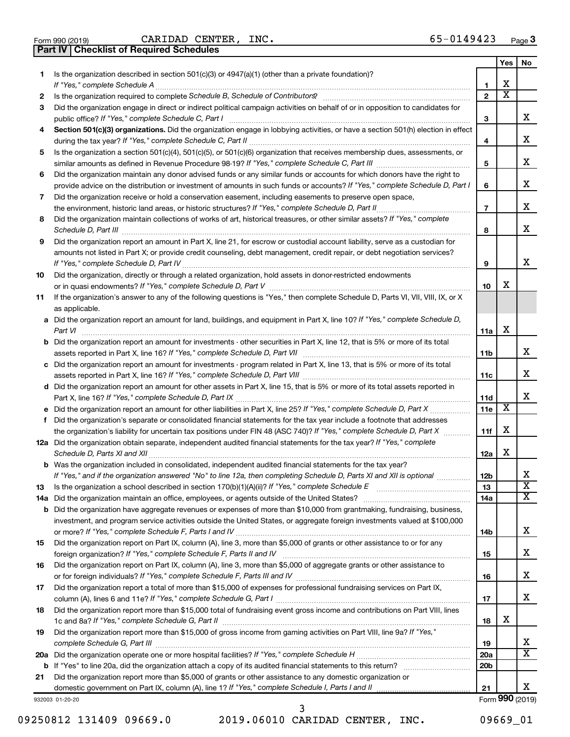Form 990 (2019) CARIDAD CENTER, INC. 65-0149423 Page **3**

**Part IV | Checklist of Required Schedules**

| | | | Yes | No |
|---|---|---|---|---|
| **1** | Is the organization described in section 501(c)(3) or 4947(a)(1) (other than a private foundation)? *If "Yes," complete Schedule A* | **1** | X | |
| **2** | Is the organization required to complete *Schedule B, Schedule of Contributors*? | **2** | X | |
| **3** | Did the organization engage in direct or indirect political campaign activities on behalf of or in opposition to candidates for public office? *If "Yes," complete Schedule C, Part I* | **3** | | X |
| **4** | **Section 501(c)(3) organizations.** Did the organization engage in lobbying activities, or have a section 501(h) election in effect during the tax year? *If "Yes," complete Schedule C, Part II* | **4** | | X |
| **5** | Is the organization a section 501(c)(4), 501(c)(5), or 501(c)(6) organization that receives membership dues, assessments, or similar amounts as defined in Revenue Procedure 98-19? *If "Yes," complete Schedule C, Part III* | **5** | | X |
| **6** | Did the organization maintain any donor advised funds or any similar funds or accounts for which donors have the right to provide advice on the distribution or investment of amounts in such funds or accounts? *If "Yes," complete Schedule D, Part I* | **6** | | X |
| **7** | Did the organization receive or hold a conservation easement, including easements to preserve open space, the environment, historic land areas, or historic structures? *If "Yes," complete Schedule D, Part II* | **7** | | X |
| **8** | Did the organization maintain collections of works of art, historical treasures, or other similar assets? *If "Yes," complete Schedule D, Part III* | **8** | | X |
| **9** | Did the organization report an amount in Part X, line 21, for escrow or custodial account liability, serve as a custodian for amounts not listed in Part X; or provide credit counseling, debt management, credit repair, or debt negotiation services? *If "Yes," complete Schedule D, Part IV* | **9** | | X |
| **10** | Did the organization, directly or through a related organization, hold assets in donor-restricted endowments or in quasi endowments? *If "Yes," complete Schedule D, Part V* | **10** | X | |
| **11** | If the organization's answer to any of the following questions is "Yes," then complete Schedule D, Parts VI, VII, VIII, IX, or X as applicable. | | | |
| **a** | Did the organization report an amount for land, buildings, and equipment in Part X, line 10? *If "Yes," complete Schedule D, Part VI* | **11a** | X | |
| **b** | Did the organization report an amount for investments - other securities in Part X, line 12, that is 5% or more of its total assets reported in Part X, line 16? *If "Yes," complete Schedule D, Part VII* | **11b** | | X |
| **c** | Did the organization report an amount for investments - program related in Part X, line 13, that is 5% or more of its total assets reported in Part X, line 16? *If "Yes," complete Schedule D, Part VIII* | **11c** | | X |
| **d** | Did the organization report an amount for other assets in Part X, line 15, that is 5% or more of its total assets reported in Part X, line 16? *If "Yes," complete Schedule D, Part IX* | **11d** | | X |
| **e** | Did the organization report an amount for other liabilities in Part X, line 25? *If "Yes," complete Schedule D, Part X* | **11e** | X | |
| **f** | Did the organization's separate or consolidated financial statements for the tax year include a footnote that addresses the organization's liability for uncertain tax positions under FIN 48 (ASC 740)? *If "Yes," complete Schedule D, Part X* | **11f** | X | |
| **12a** | Did the organization obtain separate, independent audited financial statements for the tax year? *If "Yes," complete Schedule D, Parts XI and XII* | **12a** | X | |
| **b** | Was the organization included in consolidated, independent audited financial statements for the tax year? *If "Yes," and if the organization answered "No" to line 12a, then completing Schedule D, Parts XI and XII is optional* | **12b** | | X |
| **13** | Is the organization a school described in section 170(b)(1)(A)(ii)? *If "Yes," complete Schedule E* | **13** | | X |
| **14a** | Did the organization maintain an office, employees, or agents outside of the United States? | **14a** | | X |
| **b** | Did the organization have aggregate revenues or expenses of more than $10,000 from grantmaking, fundraising, business, investment, and program service activities outside the United States, or aggregate foreign investments valued at $100,000 or more? *If "Yes," complete Schedule F, Parts I and IV* | **14b** | | X |
| **15** | Did the organization report on Part IX, column (A), line 3, more than $5,000 of grants or other assistance to or for any foreign organization? *If "Yes," complete Schedule F, Parts II and IV* | **15** | | X |
| **16** | Did the organization report on Part IX, column (A), line 3, more than $5,000 of aggregate grants or other assistance to or for foreign individuals? *If "Yes," complete Schedule F, Parts III and IV* | **16** | | X |
| **17** | Did the organization report a total of more than $15,000 of expenses for professional fundraising services on Part IX, column (A), lines 6 and 11e? *If "Yes," complete Schedule G, Part I* | **17** | | X |
| **18** | Did the organization report more than $15,000 total of fundraising event gross income and contributions on Part VIII, lines 1c and 8a? *If "Yes," complete Schedule G, Part II* | **18** | X | |
| **19** | Did the organization report more than $15,000 of gross income from gaming activities on Part VIII, line 9a? *If "Yes," complete Schedule G, Part III* | **19** | | X |
| **20a** | Did the organization operate one or more hospital facilities? *If "Yes," complete Schedule H* | **20a** | | X |
| **b** | If "Yes" to line 20a, did the organization attach a copy of its audited financial statements to this return? | **20b** | | |
| **21** | Did the organization report more than $5,000 of grants or other assistance to any domestic organization or domestic government on Part IX, column (A), line 1? *If "Yes," complete Schedule I, Parts I and II* | **21** | | X |

932003 01-20-20 Form **990** (2019)

09250812 131409 09669.0 2019.06010 CARIDAD CENTER, INC. 09669_01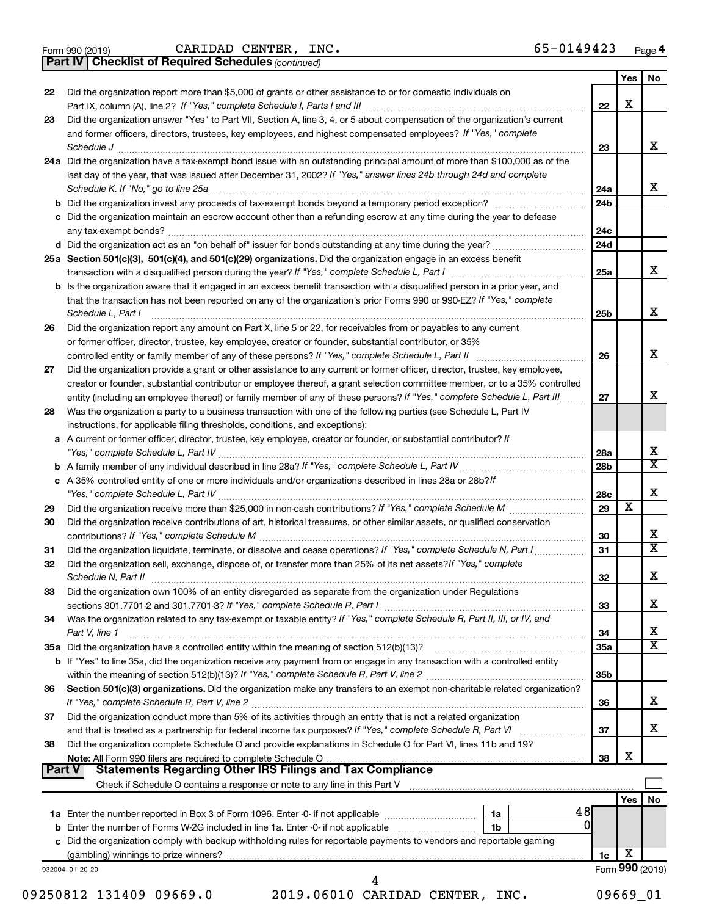Form 990 (2019) CARIDAD CENTER, INC. 65-0149423 Page 4

**Part IV | Checklist of Required Schedules** *(continued)*

| | | | Yes | No |
|---|---|---|---|---|
| 22 | Did the organization report more than $5,000 of grants or other assistance to or for domestic individuals on Part IX, column (A), line 2? *If "Yes," complete Schedule I, Parts I and III* | 22 | X | |
| 23 | Did the organization answer "Yes" to Part VII, Section A, line 3, 4, or 5 about compensation of the organization's current and former officers, directors, trustees, key employees, and highest compensated employees? *If "Yes," complete Schedule J* | 23 | | X |
| 24a | Did the organization have a tax-exempt bond issue with an outstanding principal amount of more than $100,000 as of the last day of the year, that was issued after December 31, 2002? *If "Yes," answer lines 24b through 24d and complete Schedule K. If "No," go to line 25a* | 24a | | X |
| b | Did the organization invest any proceeds of tax-exempt bonds beyond a temporary period exception? | 24b | | |
| c | Did the organization maintain an escrow account other than a refunding escrow at any time during the year to defease any tax-exempt bonds? | 24c | | |
| d | Did the organization act as an "on behalf of" issuer for bonds outstanding at any time during the year? | 24d | | |
| 25a | **Section 501(c)(3), 501(c)(4), and 501(c)(29) organizations.** Did the organization engage in an excess benefit transaction with a disqualified person during the year? *If "Yes," complete Schedule L, Part I* | 25a | | X |
| b | Is the organization aware that it engaged in an excess benefit transaction with a disqualified person in a prior year, and that the transaction has not been reported on any of the organization's prior Forms 990 or 990-EZ? *If "Yes," complete Schedule L, Part I* | 25b | | X |
| 26 | Did the organization report any amount on Part X, line 5 or 22, for receivables from or payables to any current or former officer, director, trustee, key employee, creator or founder, substantial contributor, or 35% controlled entity or family member of any of these persons? *If "Yes," complete Schedule L, Part II* | 26 | | X |
| 27 | Did the organization provide a grant or other assistance to any current or former officer, director, trustee, key employee, creator or founder, substantial contributor or employee thereof, a grant selection committee member, or to a 35% controlled entity (including an employee thereof) or family member of any of these persons? *If "Yes," complete Schedule L, Part III* | 27 | | X |
| 28 | Was the organization a party to a business transaction with one of the following parties (see Schedule L, Part IV instructions, for applicable filing thresholds, conditions, and exceptions): | | | |
| a | A current or former officer, director, trustee, key employee, creator or founder, or substantial contributor? *If "Yes," complete Schedule L, Part IV* | 28a | | X |
| b | A family member of any individual described in line 28a? *If "Yes," complete Schedule L, Part IV* | 28b | | X |
| c | A 35% controlled entity of one or more individuals and/or organizations described in lines 28a or 28b? *If "Yes," complete Schedule L, Part IV* | 28c | | X |
| 29 | Did the organization receive more than $25,000 in non-cash contributions? *If "Yes," complete Schedule M* | 29 | X | |
| 30 | Did the organization receive contributions of art, historical treasures, or other similar assets, or qualified conservation contributions? *If "Yes," complete Schedule M* | 30 | | X |
| 31 | Did the organization liquidate, terminate, or dissolve and cease operations? *If "Yes," complete Schedule N, Part I* | 31 | | X |
| 32 | Did the organization sell, exchange, dispose of, or transfer more than 25% of its net assets? *If "Yes," complete Schedule N, Part II* | 32 | | X |
| 33 | Did the organization own 100% of an entity disregarded as separate from the organization under Regulations sections 301.7701-2 and 301.7701-3? *If "Yes," complete Schedule R, Part I* | 33 | | X |
| 34 | Was the organization related to any tax-exempt or taxable entity? *If "Yes," complete Schedule R, Part II, III, or IV, and Part V, line 1* | 34 | | X |
| 35a | Did the organization have a controlled entity within the meaning of section 512(b)(13)? | 35a | | X |
| b | If "Yes" to line 35a, did the organization receive any payment from or engage in any transaction with a controlled entity within the meaning of section 512(b)(13)? *If "Yes," complete Schedule R, Part V, line 2* | 35b | | |
| 36 | **Section 501(c)(3) organizations.** Did the organization make any transfers to an exempt non-charitable related organization? *If "Yes," complete Schedule R, Part V, line 2* | 36 | | X |
| 37 | Did the organization conduct more than 5% of its activities through an entity that is not a related organization and that is treated as a partnership for federal income tax purposes? *If "Yes," complete Schedule R, Part VI* | 37 | | X |
| 38 | Did the organization complete Schedule O and provide explanations in Schedule O for Part VI, lines 11b and 19? **Note:** All Form 990 filers are required to complete Schedule O | 38 | X | |

**Part V | Statements Regarding Other IRS Filings and Tax Compliance**

Check if Schedule O contains a response or note to any line in this Part V ☐

| | | | | Yes | No |
|---|---|---|---|---|---|
| 1a | Enter the number reported in Box 3 of Form 1096. Enter -0- if not applicable | 1a | 48 | | |
| b | Enter the number of Forms W-2G included in line 1a. Enter -0- if not applicable | 1b | 0 | | |
| c | Did the organization comply with backup withholding rules for reportable payments to vendors and reportable gaming (gambling) winnings to prize winners? | 1c | | X | |

932004 01-20-20

Form **990** (2019)

09250812 131409 09669.0 2019.06010 CARIDAD CENTER, INC. 09669_01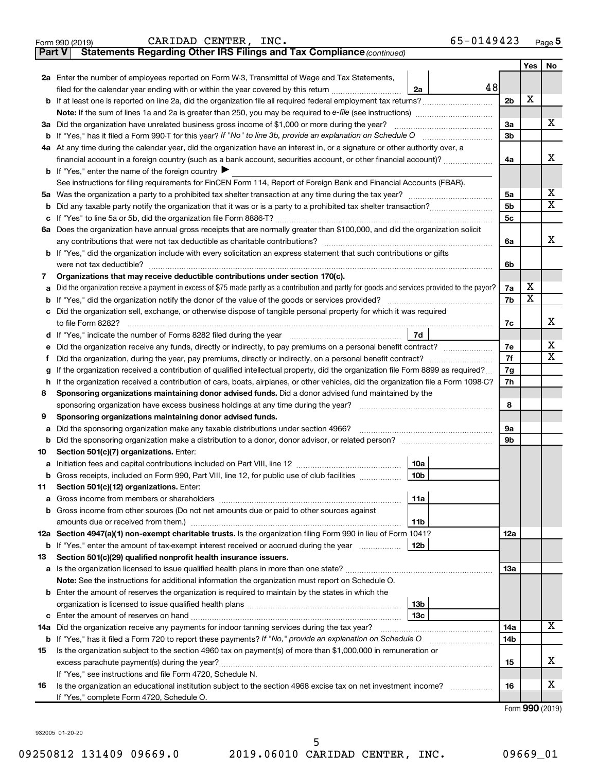Form 990 (2019) CARIDAD CENTER, INC. 65-0149423 Page 5

**Part V Statements Regarding Other IRS Filings and Tax Compliance** *(continued)*

| | | | | Yes | No |
|---|---|---|---|---|---|
| **2a** | Enter the number of employees reported on Form W-3, Transmittal of Wage and Tax Statements, filed for the calendar year ending with or within the year covered by this return | 2a | 48 | | |
| **b** | If at least one is reported on line 2a, did the organization file all required federal employment tax returns? | | 2b | X | |
| | **Note:** If the sum of lines 1a and 2a is greater than 250, you may be required to *e-file* (see instructions) | | | | |
| **3a** | Did the organization have unrelated business gross income of $1,000 or more during the year? | | 3a | | X |
| **b** | If "Yes," has it filed a Form 990-T for this year? *If "No" to line 3b, provide an explanation on Schedule O* | | 3b | | |
| **4a** | At any time during the calendar year, did the organization have an interest in, or a signature or other authority over, a financial account in a foreign country (such as a bank account, securities account, or other financial account)? | | 4a | | X |
| **b** | If "Yes," enter the name of the foreign country ▶ | | | | |
| | See instructions for filing requirements for FinCEN Form 114, Report of Foreign Bank and Financial Accounts (FBAR). | | | | |
| **5a** | Was the organization a party to a prohibited tax shelter transaction at any time during the tax year? | | 5a | | X |
| **b** | Did any taxable party notify the organization that it was or is a party to a prohibited tax shelter transaction? | | 5b | | X |
| **c** | If "Yes" to line 5a or 5b, did the organization file Form 8886-T? | | 5c | | |
| **6a** | Does the organization have annual gross receipts that are normally greater than $100,000, and did the organization solicit any contributions that were not tax deductible as charitable contributions? | | 6a | | X |
| **b** | If "Yes," did the organization include with every solicitation an express statement that such contributions or gifts were not tax deductible? | | 6b | | |
| **7** | **Organizations that may receive deductible contributions under section 170(c).** | | | | |
| **a** | Did the organization receive a payment in excess of $75 made partly as a contribution and partly for goods and services provided to the payor? | | 7a | X | |
| **b** | If "Yes," did the organization notify the donor of the value of the goods or services provided? | | 7b | X | |
| **c** | Did the organization sell, exchange, or otherwise dispose of tangible personal property for which it was required to file Form 8282? | | 7c | | X |
| **d** | If "Yes," indicate the number of Forms 8282 filed during the year | 7d | | | |
| **e** | Did the organization receive any funds, directly or indirectly, to pay premiums on a personal benefit contract? | | 7e | | X |
| **f** | Did the organization, during the year, pay premiums, directly or indirectly, on a personal benefit contract? | | 7f | | X |
| **g** | If the organization received a contribution of qualified intellectual property, did the organization file Form 8899 as required? | | 7g | | |
| **h** | If the organization received a contribution of cars, boats, airplanes, or other vehicles, did the organization file a Form 1098-C? | | 7h | | |
| **8** | **Sponsoring organizations maintaining donor advised funds.** Did a donor advised fund maintained by the sponsoring organization have excess business holdings at any time during the year? | | 8 | | |
| **9** | **Sponsoring organizations maintaining donor advised funds.** | | | | |
| **a** | Did the sponsoring organization make any taxable distributions under section 4966? | | 9a | | |
| **b** | Did the sponsoring organization make a distribution to a donor, donor advisor, or related person? | | 9b | | |
| **10** | **Section 501(c)(7) organizations.** Enter: | | | | |
| **a** | Initiation fees and capital contributions included on Part VIII, line 12 | 10a | | | |
| **b** | Gross receipts, included on Form 990, Part VIII, line 12, for public use of club facilities | 10b | | | |
| **11** | **Section 501(c)(12) organizations.** Enter: | | | | |
| **a** | Gross income from members or shareholders | 11a | | | |
| **b** | Gross income from other sources (Do not net amounts due or paid to other sources against amounts due or received from them.) | 11b | | | |
| **12a** | **Section 4947(a)(1) non-exempt charitable trusts.** Is the organization filing Form 990 in lieu of Form 1041? | | 12a | | |
| **b** | If "Yes," enter the amount of tax-exempt interest received or accrued during the year | 12b | | | |
| **13** | **Section 501(c)(29) qualified nonprofit health insurance issuers.** | | | | |
| **a** | Is the organization licensed to issue qualified health plans in more than one state? | | 13a | | |
| | **Note:** See the instructions for additional information the organization must report on Schedule O. | | | | |
| **b** | Enter the amount of reserves the organization is required to maintain by the states in which the organization is licensed to issue qualified health plans | 13b | | | |
| **c** | Enter the amount of reserves on hand | 13c | | | |
| **14a** | Did the organization receive any payments for indoor tanning services during the tax year? | | 14a | | X |
| **b** | If "Yes," has it filed a Form 720 to report these payments? *If "No," provide an explanation on Schedule O* | | 14b | | |
| **15** | Is the organization subject to the section 4960 tax on payment(s) of more than $1,000,000 in remuneration or excess parachute payment(s) during the year? | | 15 | | X |
| | If "Yes," see instructions and file Form 4720, Schedule N. | | | | |
| **16** | Is the organization an educational institution subject to the section 4968 excise tax on net investment income? | | 16 | | X |
| | If "Yes," complete Form 4720, Schedule O. | | | | |

Form **990** (2019)

932005 01-20-20

09250812 131409 09669.0 2019.06010 CARIDAD CENTER, INC. 09669_01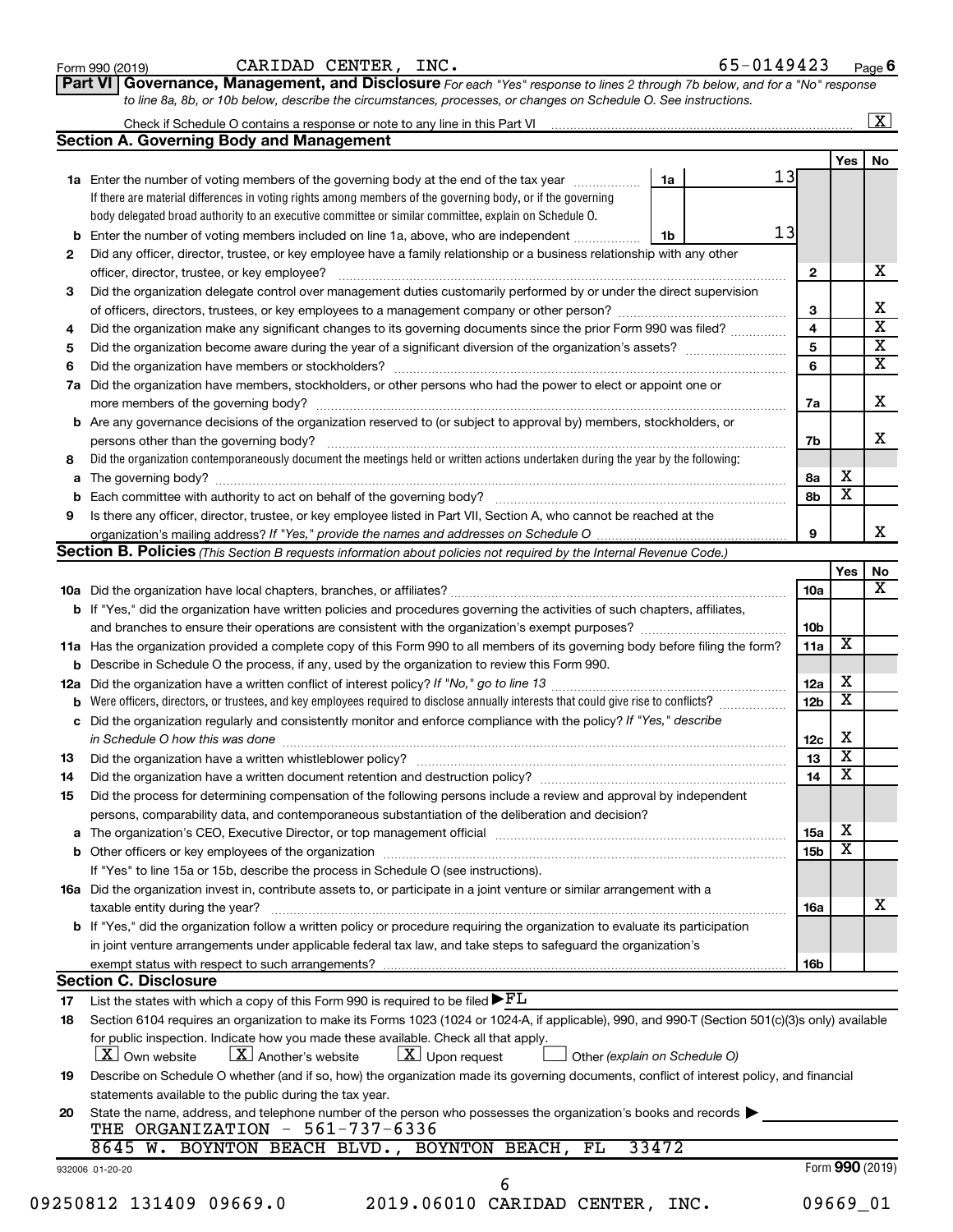Form 990 (2019) CARIDAD CENTER, INC. 65-0149423 Page **6**

## Part VI Governance, Management, and Disclosure

*For each "Yes" response to lines 2 through 7b below, and for a "No" response to line 8a, 8b, or 10b below, describe the circumstances, processes, or changes on Schedule O. See instructions.*

Check if Schedule O contains a response or note to any line in this Part VI ..... [X]

### Section A. Governing Body and Management

| | | | | Yes | No |
|---|---|---|---|---|---|
| **1a** | Enter the number of voting members of the governing body at the end of the tax year ..... **1a** 13. If there are material differences in voting rights among members of the governing body, or if the governing body delegated broad authority to an executive committee or similar committee, explain on Schedule O. | | | | |
| **b** | Enter the number of voting members included on line 1a, above, who are independent ..... **1b** 13 | | | | |
| **2** | Did any officer, director, trustee, or key employee have a family relationship or a business relationship with any other officer, director, trustee, or key employee? | | 2 | | X |
| **3** | Did the organization delegate control over management duties customarily performed by or under the direct supervision of officers, directors, trustees, or key employees to a management company or other person? | | 3 | | X |
| **4** | Did the organization make any significant changes to its governing documents since the prior Form 990 was filed? | | 4 | | X |
| **5** | Did the organization become aware during the year of a significant diversion of the organization's assets? | | 5 | | X |
| **6** | Did the organization have members or stockholders? | | 6 | | X |
| **7a** | Did the organization have members, stockholders, or other persons who had the power to elect or appoint one or more members of the governing body? | | 7a | | X |
| **b** | Are any governance decisions of the organization reserved to (or subject to approval by) members, stockholders, or persons other than the governing body? | | 7b | | X |
| **8** | Did the organization contemporaneously document the meetings held or written actions undertaken during the year by the following: | | | | |
| **a** | The governing body? | | 8a | X | |
| **b** | Each committee with authority to act on behalf of the governing body? | | 8b | X | |
| **9** | Is there any officer, director, trustee, or key employee listed in Part VII, Section A, who cannot be reached at the organization's mailing address? *If "Yes," provide the names and addresses on Schedule O* | | 9 | | X |

### Section B. Policies *(This Section B requests information about policies not required by the Internal Revenue Code.)*

| | | | Yes | No |
|---|---|---|---|---|
| **10a** | Did the organization have local chapters, branches, or affiliates? | 10a | | X |
| **b** | If "Yes," did the organization have written policies and procedures governing the activities of such chapters, affiliates, and branches to ensure their operations are consistent with the organization's exempt purposes? | 10b | | |
| **11a** | Has the organization provided a complete copy of this Form 990 to all members of its governing body before filing the form? | 11a | X | |
| **b** | Describe in Schedule O the process, if any, used by the organization to review this Form 990. | | | |
| **12a** | Did the organization have a written conflict of interest policy? *If "No," go to line 13* | 12a | X | |
| **b** | Were officers, directors, or trustees, and key employees required to disclose annually interests that could give rise to conflicts? | 12b | X | |
| **c** | Did the organization regularly and consistently monitor and enforce compliance with the policy? *If "Yes," describe in Schedule O how this was done* | 12c | X | |
| **13** | Did the organization have a written whistleblower policy? | 13 | X | |
| **14** | Did the organization have a written document retention and destruction policy? | 14 | X | |
| **15** | Did the process for determining compensation of the following persons include a review and approval by independent persons, comparability data, and contemporaneous substantiation of the deliberation and decision? | | | |
| **a** | The organization's CEO, Executive Director, or top management official | 15a | X | |
| **b** | Other officers or key employees of the organization | 15b | X | |
| | If "Yes" to line 15a or 15b, describe the process in Schedule O (see instructions). | | | |
| **16a** | Did the organization invest in, contribute assets to, or participate in a joint venture or similar arrangement with a taxable entity during the year? | 16a | | X |
| **b** | If "Yes," did the organization follow a written policy or procedure requiring the organization to evaluate its participation in joint venture arrangements under applicable federal tax law, and take steps to safeguard the organization's exempt status with respect to such arrangements? | 16b | | |

### Section C. Disclosure

**17** List the states with which a copy of this Form 990 is required to be filed ▶ FL

**18** Section 6104 requires an organization to make its Forms 1023 (1024 or 1024-A, if applicable), 990, and 990-T (Section 501(c)(3)s only) available for public inspection. Indicate how you made these available. Check all that apply.
[X] Own website [X] Another's website [X] Upon request [ ] Other *(explain on Schedule O)*

**19** Describe on Schedule O whether (and if so, how) the organization made its governing documents, conflict of interest policy, and financial statements available to the public during the tax year.

**20** State the name, address, and telephone number of the person who possesses the organization's books and records ▶
THE ORGANIZATION - 561-737-6336
8645 W. BOYNTON BEACH BLVD., BOYNTON BEACH, FL 33472

932006 01-20-20 Form **990** (2019)

09250812 131409 09669.0 2019.06010 CARIDAD CENTER, INC. 09669_01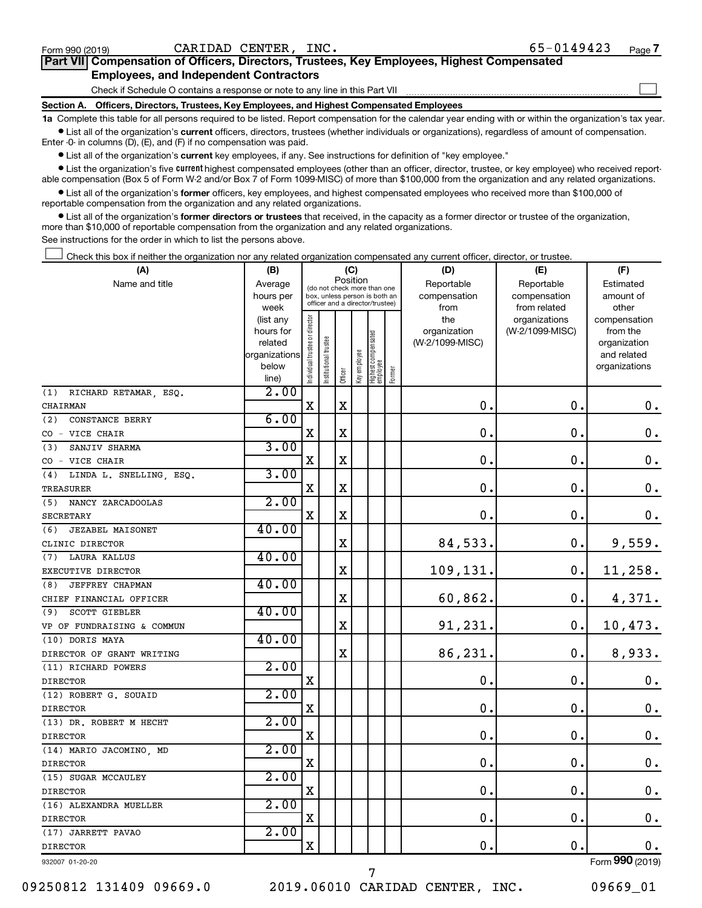Form 990 (2019) CARIDAD CENTER, INC. 65-0149423 Page 7

## Part VII Compensation of Officers, Directors, Trustees, Key Employees, Highest Compensated Employees, and Independent Contractors

Check if Schedule O contains a response or note to any line in this Part VII

### Section A. Officers, Directors, Trustees, Key Employees, and Highest Compensated Employees

**1a** Complete this table for all persons required to be listed. Report compensation for the calendar year ending with or within the organization's tax year.

- List all of the organization's **current** officers, directors, trustees (whether individuals or organizations), regardless of amount of compensation. Enter -0- in columns (D), (E), and (F) if no compensation was paid.
- List all of the organization's **current** key employees, if any. See instructions for definition of "key employee."
- List the organization's five **current** highest compensated employees (other than an officer, director, trustee, or key employee) who received reportable compensation (Box 5 of Form W-2 and/or Box 7 of Form 1099-MISC) of more than $100,000 from the organization and any related organizations.
- List all of the organization's **former** officers, key employees, and highest compensated employees who received more than $100,000 of reportable compensation from the organization and any related organizations.
- List all of the organization's **former directors or trustees** that received, in the capacity as a former director or trustee of the organization, more than $10,000 of reportable compensation from the organization and any related organizations.

See instructions for the order in which to list the persons above.

Check this box if neither the organization nor any related organization compensated any current officer, director, or trustee.

| (A) Name and title | (B) Average hours per week (list any hours for related organizations below line) | (C) Position: Individual trustee or director | Institutional trustee | Officer | Key employee | Highest compensated employee | Former | (D) Reportable compensation from the organization (W-2/1099-MISC) | (E) Reportable compensation from related organizations (W-2/1099-MISC) | (F) Estimated amount of other compensation from the organization and related organizations |
|---|---|---|---|---|---|---|---|---|---|---|
| (1) RICHARD RETAMAR, ESQ. CHAIRMAN | 2.00 | X | | X | | | | 0. | 0. | 0. |
| (2) CONSTANCE BERRY CO - VICE CHAIR | 6.00 | X | | X | | | | 0. | 0. | 0. |
| (3) SANJIV SHARMA CO - VICE CHAIR | 3.00 | X | | X | | | | 0. | 0. | 0. |
| (4) LINDA L. SNELLING, ESQ. TREASURER | 3.00 | X | | X | | | | 0. | 0. | 0. |
| (5) NANCY ZARCADOOLAS SECRETARY | 2.00 | X | | X | | | | 0. | 0. | 0. |
| (6) JEZABEL MAISONET CLINIC DIRECTOR | 40.00 | | | X | | | | 84,533. | 0. | 9,559. |
| (7) LAURA KALLUS EXECUTIVE DIRECTOR | 40.00 | | | X | | | | 109,131. | 0. | 11,258. |
| (8) JEFFREY CHAPMAN CHIEF FINANCIAL OFFICER | 40.00 | | | X | | | | 60,862. | 0. | 4,371. |
| (9) SCOTT GIEBLER VP OF FUNDRAISING & COMMUN | 40.00 | | | X | | | | 91,231. | 0. | 10,473. |
| (10) DORIS MAYA DIRECTOR OF GRANT WRITING | 40.00 | | | X | | | | 86,231. | 0. | 8,933. |
| (11) RICHARD POWERS DIRECTOR | 2.00 | X | | | | | | 0. | 0. | 0. |
| (12) ROBERT G. SOUAID DIRECTOR | 2.00 | X | | | | | | 0. | 0. | 0. |
| (13) DR. ROBERT M HECHT DIRECTOR | 2.00 | X | | | | | | 0. | 0. | 0. |
| (14) MARIO JACOMINO, MD DIRECTOR | 2.00 | X | | | | | | 0. | 0. | 0. |
| (15) SUGAR MCCAULEY DIRECTOR | 2.00 | X | | | | | | 0. | 0. | 0. |
| (16) ALEXANDRA MUELLER DIRECTOR | 2.00 | X | | | | | | 0. | 0. | 0. |
| (17) JARRETT PAVAO DIRECTOR | 2.00 | X | | | | | | 0. | 0. | 0. |

932007 01-20-20 Form 990 (2019)

09250812 131409 09669.0 2019.06010 CARIDAD CENTER, INC. 09669_01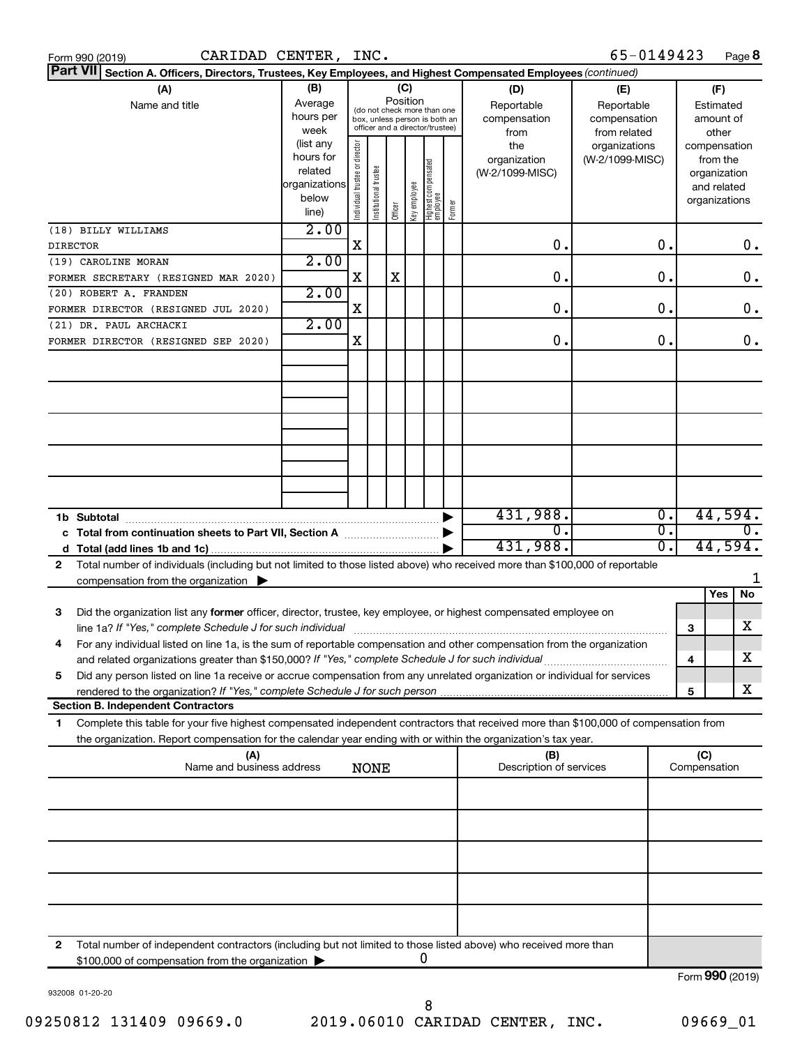Form 990 (2019) CARIDAD CENTER, INC. 65-0149423 Page **8**

**Part VII** **Section A. Officers, Directors, Trustees, Key Employees, and Highest Compensated Employees** *(continued)*

| (A) Name and title | (B) Average hours per week (list any hours for related organizations below line) | (C) Position: Individual trustee or director | Institutional trustee | Officer | Key employee | Highest compensated employee | Former | (D) Reportable compensation from the organization (W-2/1099-MISC) | (E) Reportable compensation from related organizations (W-2/1099-MISC) | (F) Estimated amount of other compensation from the organization and related organizations |
|---|---|---|---|---|---|---|---|---|---|---|
| (18) BILLY WILLIAMS<br>DIRECTOR | 2.00 | X | | | | | | 0. | 0. | 0. |
| (19) CAROLINE MORAN<br>FORMER SECRETARY (RESIGNED MAR 2020) | 2.00 | X | | X | | | | 0. | 0. | 0. |
| (20) ROBERT A. FRANDEN<br>FORMER DIRECTOR (RESIGNED JUL 2020) | 2.00 | X | | | | | | 0. | 0. | 0. |
| (21) DR. PAUL ARCHACKI<br>FORMER DIRECTOR (RESIGNED SEP 2020) | 2.00 | X | | | | | | 0. | 0. | 0. |
| **1b Subtotal** | | | | | | | | 431,988. | 0. | 44,594. |
| **c Total from continuation sheets to Part VII, Section A** | | | | | | | | 0. | 0. | 0. |
| **d Total (add lines 1b and 1c)** | | | | | | | | 431,988. | 0. | 44,594. |

**2** Total number of individuals (including but not limited to those listed above) who received more than $100,000 of reportable compensation from the organization ▶ 1

| | | Yes | No |
|---|---|---|---|
| **3** Did the organization list any **former** officer, director, trustee, key employee, or highest compensated employee on line 1a? *If "Yes," complete Schedule J for such individual* | 3 | | X |
| **4** For any individual listed on line 1a, is the sum of reportable compensation and other compensation from the organization and related organizations greater than $150,000? *If "Yes," complete Schedule J for such individual* | 4 | | X |
| **5** Did any person listed on line 1a receive or accrue compensation from any unrelated organization or individual for services rendered to the organization? *If "Yes," complete Schedule J for such person* | 5 | | X |

**Section B. Independent Contractors**

**1** Complete this table for your five highest compensated independent contractors that received more than $100,000 of compensation from the organization. Report compensation for the calendar year ending with or within the organization's tax year.

| (A) Name and business address | (B) Description of services | (C) Compensation |
|---|---|---|
| NONE | | |

**2** Total number of independent contractors (including but not limited to those listed above) who received more than $100,000 of compensation from the organization ▶ 0

Form **990** (2019)

932008 01-20-20

09250812 131409 09669.0 2019.06010 CARIDAD CENTER, INC. 09669_01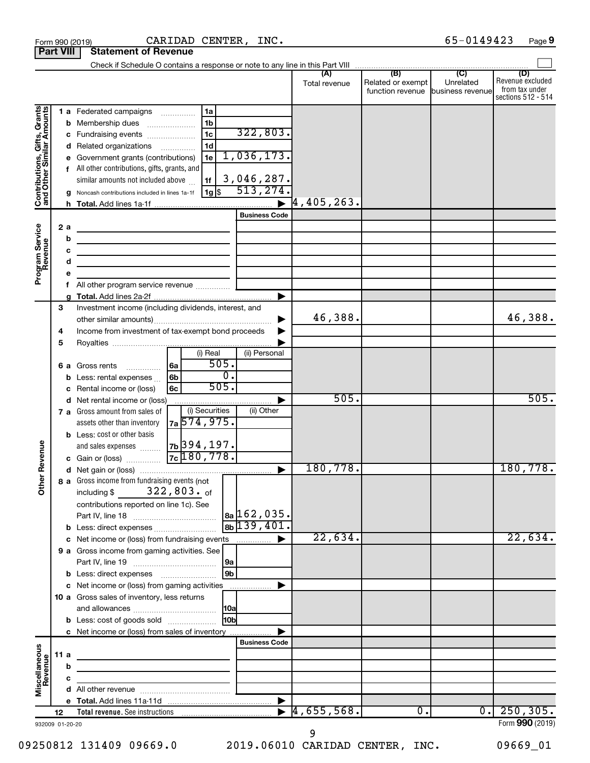Form 990 (2019) CARIDAD CENTER, INC. 65-0149423 Page **9**

**Part VIII** **Statement of Revenue**

Check if Schedule O contains a response or note to any line in this Part VIII ☐

| | | | (A) Total revenue | (B) Related or exempt function revenue | (C) Unrelated business revenue | (D) Revenue excluded from tax under sections 512 - 514 |
|---|---|---|---|---|---|---|
| **Contributions, Gifts, Grants and Other Similar Amounts** | 1 a Federated campaigns | 1a | | | | |
| | b Membership dues | 1b | | | | |
| | c Fundraising events | 1c 322,803. | | | | |
| | d Related organizations | 1d | | | | |
| | e Government grants (contributions) | 1e 1,036,173. | | | | |
| | f All other contributions, gifts, grants, and similar amounts not included above | 1f 3,046,287. | | | | |
| | g Noncash contributions included in lines 1a-1f | 1g $ 513,274. | | | | |
| | h **Total.** Add lines 1a-1f | ▶ | 4,405,263. | | | |
| **Program Service Revenue** | | Business Code | | | | |
| | 2 a | | | | | |
| | b | | | | | |
| | c | | | | | |
| | d | | | | | |
| | e | | | | | |
| | f All other program service revenue | | | | | |
| | g **Total.** Add lines 2a-2f | ▶ | | | | |
| **Other Revenue** | 3 Investment income (including dividends, interest, and other similar amounts) | ▶ | 46,388. | | | 46,388. |
| | 4 Income from investment of tax-exempt bond proceeds | ▶ | | | | |
| | 5 Royalties | ▶ | | | | |
| | | (i) Real / (ii) Personal | | | | |
| | 6 a Gross rents | 6a 505. | | | | |
| | b Less: rental expenses | 6b 0. | | | | |
| | c Rental income or (loss) | 6c 505. | | | | |
| | d Net rental income or (loss) | ▶ | 505. | | | 505. |
| | | (i) Securities / (ii) Other | | | | |
| | 7 a Gross amount from sales of assets other than inventory | 7a 574,975. | | | | |
| | b Less: cost or other basis and sales expenses | 7b 394,197. | | | | |
| | c Gain or (loss) | 7c 180,778. | | | | |
| | d Net gain or (loss) | ▶ | 180,778. | | | 180,778. |
| | 8 a Gross income from fundraising events (not including $ 322,803. of contributions reported on line 1c). See Part IV, line 18 | 8a 162,035. | | | | |
| | b Less: direct expenses | 8b 139,401. | | | | |
| | c Net income or (loss) from fundraising events | ▶ | 22,634. | | | 22,634. |
| | 9 a Gross income from gaming activities. See Part IV, line 19 | 9a | | | | |
| | b Less: direct expenses | 9b | | | | |
| | c Net income or (loss) from gaming activities | ▶ | | | | |
| | 10 a Gross sales of inventory, less returns and allowances | 10a | | | | |
| | b Less: cost of goods sold | 10b | | | | |
| | c Net income or (loss) from sales of inventory | ▶ | | | | |
| **Miscellaneous Revenue** | | Business Code | | | | |
| | 11 a | | | | | |
| | b | | | | | |
| | c | | | | | |
| | d All other revenue | | | | | |
| | e **Total.** Add lines 11a-11d | ▶ | | | | |
| | 12 **Total revenue.** See instructions | ▶ | 4,655,568. | 0. | 0. | 250,305. |

932009 01-20-20 Form **990** (2019)

09250812 131409 09669.0 2019.06010 CARIDAD CENTER, INC. 09669_01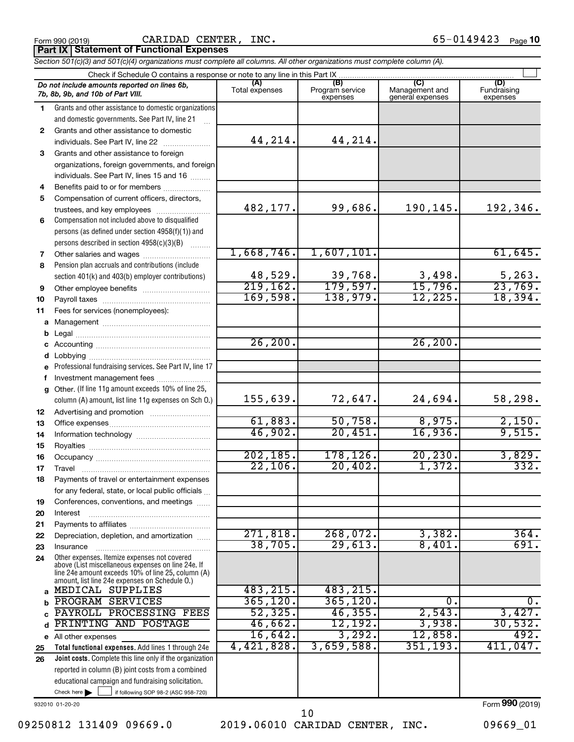Form 990 (2019) CARIDAD CENTER, INC. 65-0149423 Page 10

**Part IX | Statement of Functional Expenses**

*Section 501(c)(3) and 501(c)(4) organizations must complete all columns. All other organizations must complete column (A).*

Check if Schedule O contains a response or note to any line in this Part IX

| | *Do not include amounts reported on lines 6b, 7b, 8b, 9b, and 10b of Part VIII.* | (A) Total expenses | (B) Program service expenses | (C) Management and general expenses | (D) Fundraising expenses |
|---|---|---|---|---|---|
| 1 | Grants and other assistance to domestic organizations and domestic governments. See Part IV, line 21 | | | | |
| 2 | Grants and other assistance to domestic individuals. See Part IV, line 22 | 44,214. | 44,214. | | |
| 3 | Grants and other assistance to foreign organizations, foreign governments, and foreign individuals. See Part IV, lines 15 and 16 | | | | |
| 4 | Benefits paid to or for members | | | | |
| 5 | Compensation of current officers, directors, trustees, and key employees | 482,177. | 99,686. | 190,145. | 192,346. |
| 6 | Compensation not included above to disqualified persons (as defined under section 4958(f)(1)) and persons described in section 4958(c)(3)(B) | | | | |
| 7 | Other salaries and wages | 1,668,746. | 1,607,101. | | 61,645. |
| 8 | Pension plan accruals and contributions (include section 401(k) and 403(b) employer contributions) | 48,529. | 39,768. | 3,498. | 5,263. |
| 9 | Other employee benefits | 219,162. | 179,597. | 15,796. | 23,769. |
| 10 | Payroll taxes | 169,598. | 138,979. | 12,225. | 18,394. |
| 11 | Fees for services (nonemployees): | | | | |
| a | Management | | | | |
| b | Legal | | | | |
| c | Accounting | 26,200. | | 26,200. | |
| d | Lobbying | | | | |
| e | Professional fundraising services. See Part IV, line 17 | | | | |
| f | Investment management fees | | | | |
| g | Other. (If line 11g amount exceeds 10% of line 25, column (A) amount, list line 11g expenses on Sch O.) | 155,639. | 72,647. | 24,694. | 58,298. |
| 12 | Advertising and promotion | | | | |
| 13 | Office expenses | 61,883. | 50,758. | 8,975. | 2,150. |
| 14 | Information technology | 46,902. | 20,451. | 16,936. | 9,515. |
| 15 | Royalties | | | | |
| 16 | Occupancy | 202,185. | 178,126. | 20,230. | 3,829. |
| 17 | Travel | 22,106. | 20,402. | 1,372. | 332. |
| 18 | Payments of travel or entertainment expenses for any federal, state, or local public officials | | | | |
| 19 | Conferences, conventions, and meetings | | | | |
| 20 | Interest | | | | |
| 21 | Payments to affiliates | | | | |
| 22 | Depreciation, depletion, and amortization | 271,818. | 268,072. | 3,382. | 364. |
| 23 | Insurance | 38,705. | 29,613. | 8,401. | 691. |
| 24 | Other expenses. Itemize expenses not covered above (List miscellaneous expenses on line 24e. If line 24e amount exceeds 10% of line 25, column (A) amount, list line 24e expenses on Schedule O.) | | | | |
| a | MEDICAL SUPPLIES | 483,215. | 483,215. | | |
| b | PROGRAM SERVICES | 365,120. | 365,120. | 0. | 0. |
| c | PAYROLL PROCESSING FEES | 52,325. | 46,355. | 2,543. | 3,427. |
| d | PRINTING AND POSTAGE | 46,662. | 12,192. | 3,938. | 30,532. |
| e | All other expenses | 16,642. | 3,292. | 12,858. | 492. |
| 25 | **Total functional expenses.** Add lines 1 through 24e | 4,421,828. | 3,659,588. | 351,193. | 411,047. |
| 26 | **Joint costs.** Complete this line only if the organization reported in column (B) joint costs from a combined educational campaign and fundraising solicitation. Check here ☐ if following SOP 98-2 (ASC 958-720) | | | | |

932010 01-20-20 Form **990** (2019)

09250812 131409 09669.0 2019.06010 CARIDAD CENTER, INC. 09669_01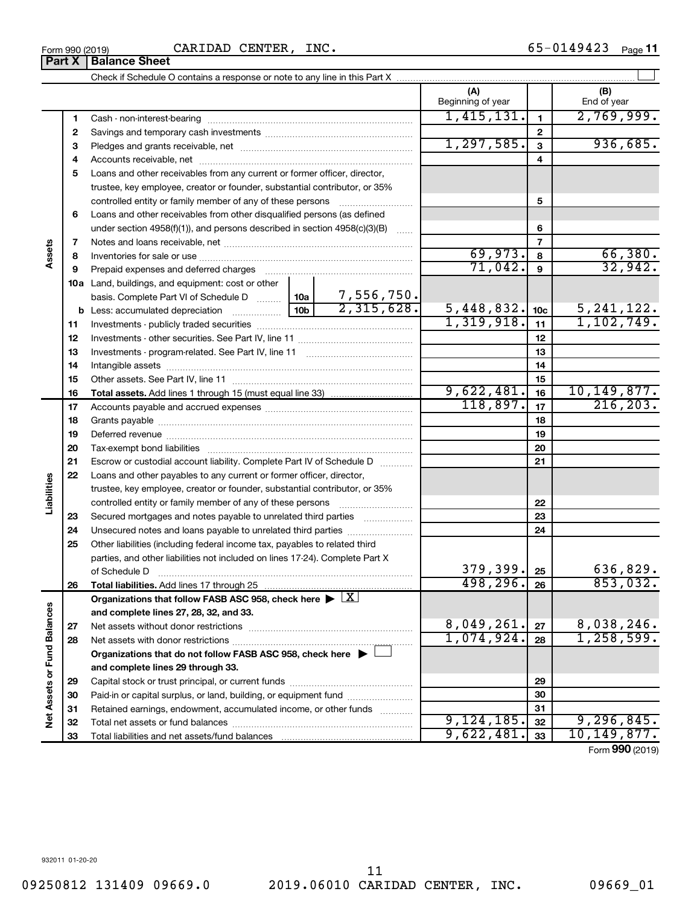Form 990 (2019) CARIDAD CENTER, INC. 65-0149423

## Part X Balance Sheet

Check if Schedule O contains a response or note to any line in this Part X

| | | Description | | | (A) Beginning of year | | (B) End of year |
|---|---|---|---|---|---|---|---|
| **Assets** | 1 | Cash - non-interest-bearing | | | 1,415,131. | 1 | 2,769,999. |
| | 2 | Savings and temporary cash investments | | | | 2 | |
| | 3 | Pledges and grants receivable, net | | | 1,297,585. | 3 | 936,685. |
| | 4 | Accounts receivable, net | | | | 4 | |
| | 5 | Loans and other receivables from any current or former officer, director, trustee, key employee, creator or founder, substantial contributor, or 35% controlled entity or family member of any of these persons | | | | 5 | |
| | 6 | Loans and other receivables from other disqualified persons (as defined under section 4958(f)(1)), and persons described in section 4958(c)(3)(B) | | | | 6 | |
| | 7 | Notes and loans receivable, net | | | | 7 | |
| | 8 | Inventories for sale or use | | | 69,973. | 8 | 66,380. |
| | 9 | Prepaid expenses and deferred charges | | | 71,042. | 9 | 32,942. |
| | 10a | Land, buildings, and equipment: cost or other basis. Complete Part VI of Schedule D | 10a | 7,556,750. | | | |
| | b | Less: accumulated depreciation | 10b | 2,315,628. | 5,448,832. | 10c | 5,241,122. |
| | 11 | Investments - publicly traded securities | | | 1,319,918. | 11 | 1,102,749. |
| | 12 | Investments - other securities. See Part IV, line 11 | | | | 12 | |
| | 13 | Investments - program-related. See Part IV, line 11 | | | | 13 | |
| | 14 | Intangible assets | | | | 14 | |
| | 15 | Other assets. See Part IV, line 11 | | | | 15 | |
| | 16 | **Total assets.** Add lines 1 through 15 (must equal line 33) | | | 9,622,481. | 16 | 10,149,877. |
| **Liabilities** | 17 | Accounts payable and accrued expenses | | | 118,897. | 17 | 216,203. |
| | 18 | Grants payable | | | | 18 | |
| | 19 | Deferred revenue | | | | 19 | |
| | 20 | Tax-exempt bond liabilities | | | | 20 | |
| | 21 | Escrow or custodial account liability. Complete Part IV of Schedule D | | | | 21 | |
| | 22 | Loans and other payables to any current or former officer, director, trustee, key employee, creator or founder, substantial contributor, or 35% controlled entity or family member of any of these persons | | | | 22 | |
| | 23 | Secured mortgages and notes payable to unrelated third parties | | | | 23 | |
| | 24 | Unsecured notes and loans payable to unrelated third parties | | | | 24 | |
| | 25 | Other liabilities (including federal income tax, payables to related third parties, and other liabilities not included on lines 17-24). Complete Part X of Schedule D | | | 379,399. | 25 | 636,829. |
| | 26 | **Total liabilities.** Add lines 17 through 25 | | | 498,296. | 26 | 853,032. |
| **Net Assets or Fund Balances** | | **Organizations that follow FASB ASC 958, check here ▶ [X] and complete lines 27, 28, 32, and 33.** | | | | | |
| | 27 | Net assets without donor restrictions | | | 8,049,261. | 27 | 8,038,246. |
| | 28 | Net assets with donor restrictions | | | 1,074,924. | 28 | 1,258,599. |
| | | **Organizations that do not follow FASB ASC 958, check here ▶ [ ] and complete lines 29 through 33.** | | | | | |
| | 29 | Capital stock or trust principal, or current funds | | | | 29 | |
| | 30 | Paid-in or capital surplus, or land, building, or equipment fund | | | | 30 | |
| | 31 | Retained earnings, endowment, accumulated income, or other funds | | | | 31 | |
| | 32 | Total net assets or fund balances | | | 9,124,185. | 32 | 9,296,845. |
| | 33 | Total liabilities and net assets/fund balances | | | 9,622,481. | 33 | 10,149,877. |

Form **990** (2019)

932011 01-20-20

09250812 131409 09669.0 2019.06010 CARIDAD CENTER, INC. 09669_01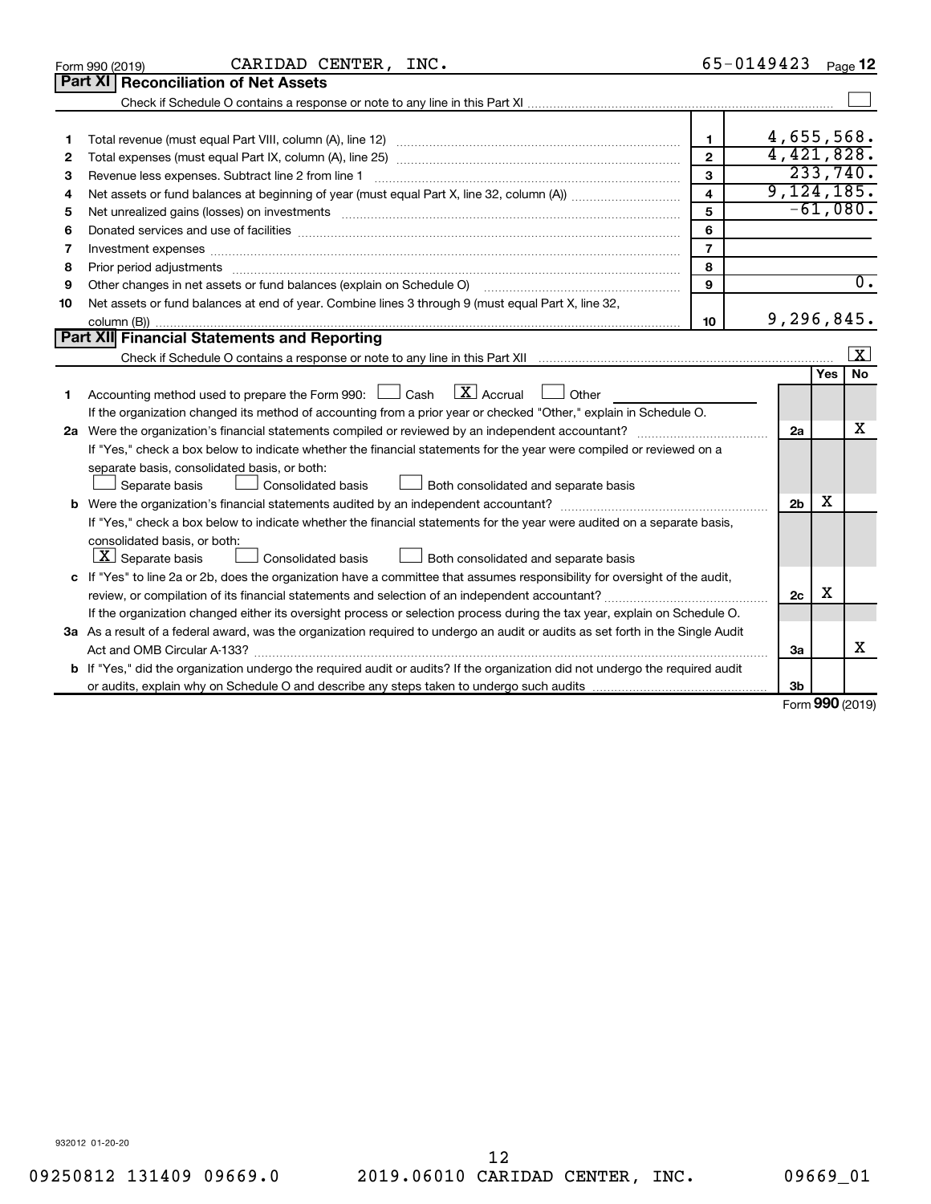Form 990 (2019) CARIDAD CENTER, INC. 65-0149423 Page 12

## Part XI Reconciliation of Net Assets

Check if Schedule O contains a response or note to any line in this Part XI ☐

| | | | |
|---|---|---|---|
| 1 | Total revenue (must equal Part VIII, column (A), line 12) | 1 | 4,655,568. |
| 2 | Total expenses (must equal Part IX, column (A), line 25) | 2 | 4,421,828. |
| 3 | Revenue less expenses. Subtract line 2 from line 1 | 3 | 233,740. |
| 4 | Net assets or fund balances at beginning of year (must equal Part X, line 32, column (A)) | 4 | 9,124,185. |
| 5 | Net unrealized gains (losses) on investments | 5 | -61,080. |
| 6 | Donated services and use of facilities | 6 | |
| 7 | Investment expenses | 7 | |
| 8 | Prior period adjustments | 8 | |
| 9 | Other changes in net assets or fund balances (explain on Schedule O) | 9 | 0. |
| 10 | Net assets or fund balances at end of year. Combine lines 3 through 9 (must equal Part X, line 32, column (B)) | 10 | 9,296,845. |

## Part XII Financial Statements and Reporting

Check if Schedule O contains a response or note to any line in this Part XII ☒

| | | | Yes | No |
|---|---|---|---|---|
| 1 | Accounting method used to prepare the Form 990: ☐ Cash ☒ Accrual ☐ Other<br>If the organization changed its method of accounting from a prior year or checked "Other," explain in Schedule O. | | | |
| 2a | Were the organization's financial statements compiled or reviewed by an independent accountant?<br>If "Yes," check a box below to indicate whether the financial statements for the year were compiled or reviewed on a separate basis, consolidated basis, or both:<br>☐ Separate basis ☐ Consolidated basis ☐ Both consolidated and separate basis | 2a | | X |
| b | Were the organization's financial statements audited by an independent accountant?<br>If "Yes," check a box below to indicate whether the financial statements for the year were audited on a separate basis, consolidated basis, or both:<br>☒ Separate basis ☐ Consolidated basis ☐ Both consolidated and separate basis | 2b | X | |
| c | If "Yes" to line 2a or 2b, does the organization have a committee that assumes responsibility for oversight of the audit, review, or compilation of its financial statements and selection of an independent accountant?<br>If the organization changed either its oversight process or selection process during the tax year, explain on Schedule O. | 2c | X | |
| 3a | As a result of a federal award, was the organization required to undergo an audit or audits as set forth in the Single Audit Act and OMB Circular A-133? | 3a | | X |
| b | If "Yes," did the organization undergo the required audit or audits? If the organization did not undergo the required audit or audits, explain why on Schedule O and describe any steps taken to undergo such audits | 3b | | |

Form 990 (2019)

932012 01-20-20

09250812 131409 09669.0 2019.06010 CARIDAD CENTER, INC. 09669_01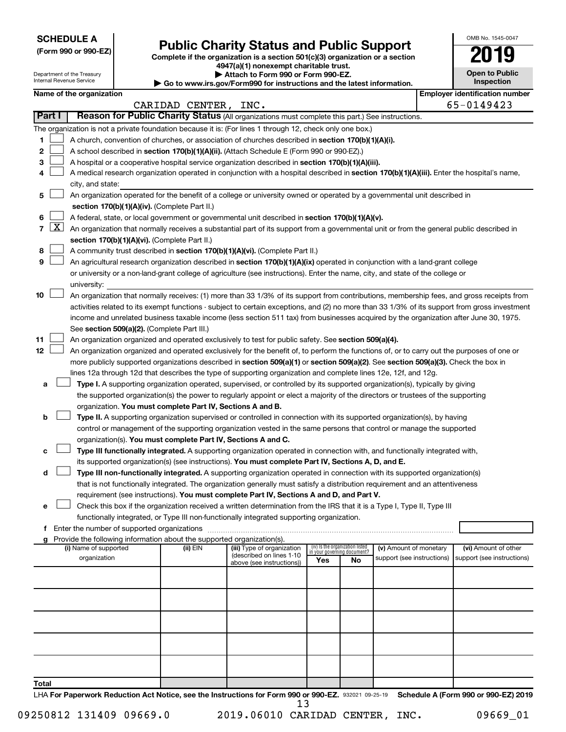**SCHEDULE A**
**(Form 990 or 990-EZ)**

Department of the Treasury
Internal Revenue Service

# Public Charity Status and Public Support

**Complete if the organization is a section 501(c)(3) organization or a section 4947(a)(1) nonexempt charitable trust.**
**▶ Attach to Form 990 or Form 990-EZ.**
**▶ Go to www.irs.gov/Form990 for instructions and the latest information.**

OMB No. 1545-0047

**2019**

**Open to Public Inspection**

**Name of the organization**
CARIDAD CENTER, INC.

**Employer identification number**
65-0149423

**Part I** **Reason for Public Charity Status** (All organizations must complete this part.) See instructions.

The organization is not a private foundation because it is: (For lines 1 through 12, check only one box.)

1 ☐ A church, convention of churches, or association of churches described in **section 170(b)(1)(A)(i).**

2 ☐ A school described in **section 170(b)(1)(A)(ii).** (Attach Schedule E (Form 990 or 990-EZ).)

3 ☐ A hospital or a cooperative hospital service organization described in **section 170(b)(1)(A)(iii).**

4 ☐ A medical research organization operated in conjunction with a hospital described in **section 170(b)(1)(A)(iii).** Enter the hospital's name, city, and state:

5 ☐ An organization operated for the benefit of a college or university owned or operated by a governmental unit described in **section 170(b)(1)(A)(iv).** (Complete Part II.)

6 ☐ A federal, state, or local government or governmental unit described in **section 170(b)(1)(A)(v).**

7 ☒ An organization that normally receives a substantial part of its support from a governmental unit or from the general public described in **section 170(b)(1)(A)(vi).** (Complete Part II.)

8 ☐ A community trust described in **section 170(b)(1)(A)(vi).** (Complete Part II.)

9 ☐ An agricultural research organization described in **section 170(b)(1)(A)(ix)** operated in conjunction with a land-grant college or university or a non-land-grant college of agriculture (see instructions). Enter the name, city, and state of the college or university:

10 ☐ An organization that normally receives: (1) more than 33 1/3% of its support from contributions, membership fees, and gross receipts from activities related to its exempt functions - subject to certain exceptions, and (2) no more than 33 1/3% of its support from gross investment income and unrelated business taxable income (less section 511 tax) from businesses acquired by the organization after June 30, 1975. See **section 509(a)(2).** (Complete Part III.)

11 ☐ An organization organized and operated exclusively to test for public safety. See **section 509(a)(4).**

12 ☐ An organization organized and operated exclusively for the benefit of, to perform the functions of, or to carry out the purposes of one or more publicly supported organizations described in **section 509(a)(1)** or **section 509(a)(2)**. See **section 509(a)(3).** Check the box in lines 12a through 12d that describes the type of supporting organization and complete lines 12e, 12f, and 12g.

a ☐ **Type I.** A supporting organization operated, supervised, or controlled by its supported organization(s), typically by giving the supported organization(s) the power to regularly appoint or elect a majority of the directors or trustees of the supporting organization. **You must complete Part IV, Sections A and B.**

b ☐ **Type II.** A supporting organization supervised or controlled in connection with its supported organization(s), by having control or management of the supporting organization vested in the same persons that control or manage the supported organization(s). **You must complete Part IV, Sections A and C.**

c ☐ **Type III functionally integrated.** A supporting organization operated in connection with, and functionally integrated with, its supported organization(s) (see instructions). **You must complete Part IV, Sections A, D, and E.**

d ☐ **Type III non-functionally integrated.** A supporting organization operated in connection with its supported organization(s) that is not functionally integrated. The organization generally must satisfy a distribution requirement and an attentiveness requirement (see instructions). **You must complete Part IV, Sections A and D, and Part V.**

e ☐ Check this box if the organization received a written determination from the IRS that it is a Type I, Type II, Type III functionally integrated, or Type III non-functionally integrated supporting organization.

f Enter the number of supported organizations

g Provide the following information about the supported organization(s).

| (i) Name of supported organization | (ii) EIN | (iii) Type of organization (described on lines 1-10 above (see instructions)) | (iv) Is the organization listed in your governing document? Yes | No | (v) Amount of monetary support (see instructions) | (vi) Amount of other support (see instructions) |
|---|---|---|---|---|---|---|
| | | | | | | |
| | | | | | | |
| | | | | | | |
| | | | | | | |
| | | | | | | |
| **Total** | | | | | | |

LHA **For Paperwork Reduction Act Notice, see the Instructions for Form 990 or 990-EZ.** 932021 09-25-19 **Schedule A (Form 990 or 990-EZ) 2019**

09250812 131409 09669.0 2019.06010 CARIDAD CENTER, INC. 09669_01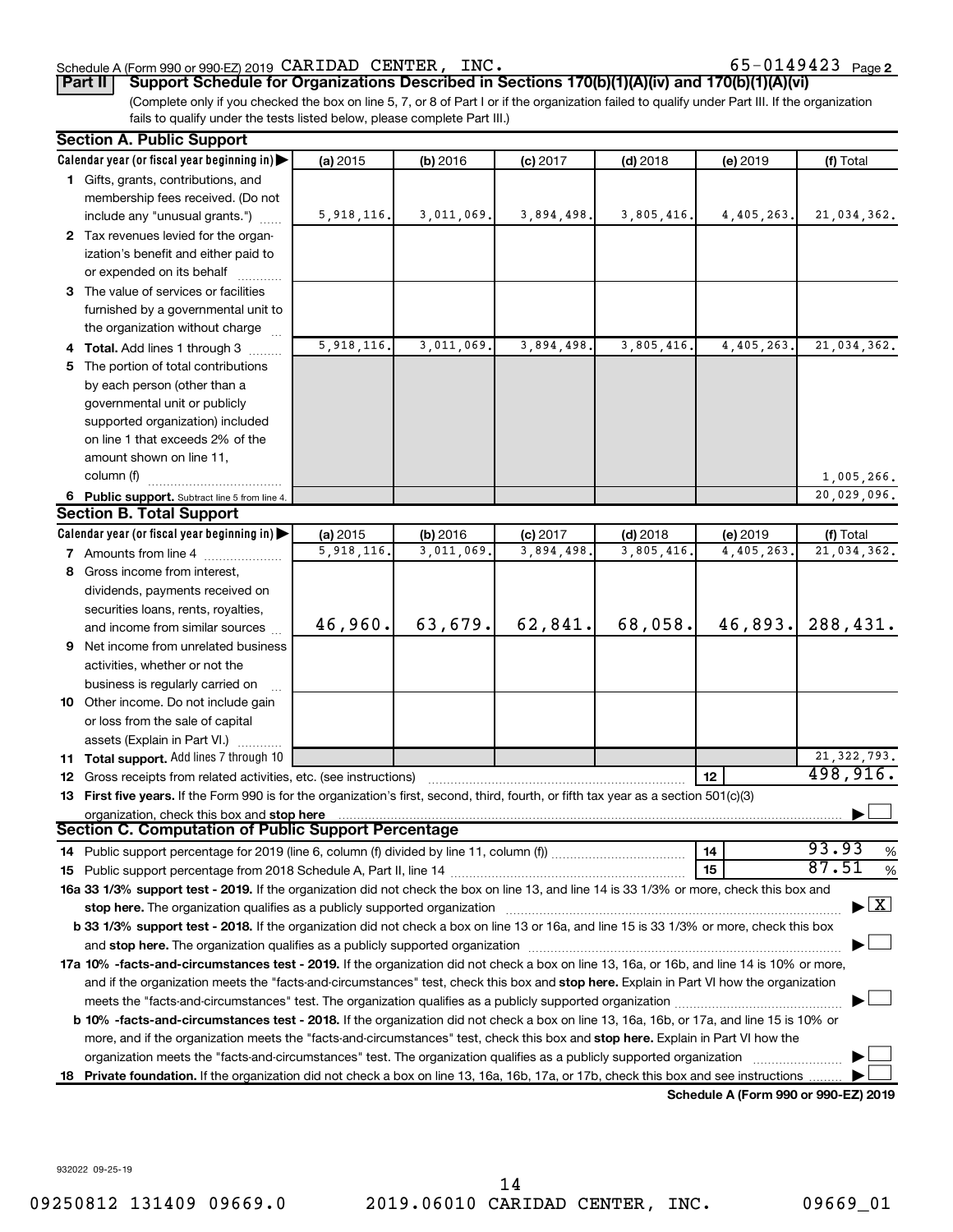Schedule A (Form 990 or 990-EZ) 2019 CARIDAD CENTER, INC. 65-0149423 Page 2

**Part II** **Support Schedule for Organizations Described in Sections 170(b)(1)(A)(iv) and 170(b)(1)(A)(vi)**

(Complete only if you checked the box on line 5, 7, or 8 of Part I or if the organization failed to qualify under Part III. If the organization fails to qualify under the tests listed below, please complete Part III.)

## Section A. Public Support

| Calendar year (or fiscal year beginning in) ▶ | (a) 2015 | (b) 2016 | (c) 2017 | (d) 2018 | (e) 2019 | (f) Total |
|---|---|---|---|---|---|---|
| **1** Gifts, grants, contributions, and membership fees received. (Do not include any "unusual grants.") | 5,918,116. | 3,011,069. | 3,894,498. | 3,805,416. | 4,405,263. | 21,034,362. |
| **2** Tax revenues levied for the organization's benefit and either paid to or expended on its behalf | | | | | | |
| **3** The value of services or facilities furnished by a governmental unit to the organization without charge | | | | | | |
| **4 Total.** Add lines 1 through 3 | 5,918,116. | 3,011,069. | 3,894,498. | 3,805,416. | 4,405,263. | 21,034,362. |
| **5** The portion of total contributions by each person (other than a governmental unit or publicly supported organization) included on line 1 that exceeds 2% of the amount shown on line 11, column (f) | | | | | | 1,005,266. |
| **6 Public support.** Subtract line 5 from line 4. | | | | | | 20,029,096. |

## Section B. Total Support

| Calendar year (or fiscal year beginning in) ▶ | (a) 2015 | (b) 2016 | (c) 2017 | (d) 2018 | (e) 2019 | (f) Total |
|---|---|---|---|---|---|---|
| **7** Amounts from line 4 | 5,918,116. | 3,011,069. | 3,894,498. | 3,805,416. | 4,405,263. | 21,034,362. |
| **8** Gross income from interest, dividends, payments received on securities loans, rents, royalties, and income from similar sources | 46,960. | 63,679. | 62,841. | 68,058. | 46,893. | 288,431. |
| **9** Net income from unrelated business activities, whether or not the business is regularly carried on | | | | | | |
| **10** Other income. Do not include gain or loss from the sale of capital assets (Explain in Part VI.) | | | | | | |
| **11 Total support.** Add lines 7 through 10 | | | | | | 21,322,793. |

**12** Gross receipts from related activities, etc. (see instructions) | **12** | 498,916.

**13 First five years.** If the Form 990 is for the organization's first, second, third, fourth, or fifth tax year as a section 501(c)(3) organization, check this box and **stop here** ▶ ☐

## Section C. Computation of Public Support Percentage

**14** Public support percentage for 2019 (line 6, column (f) divided by line 11, column (f)) | **14** | 93.93 %

**15** Public support percentage from 2018 Schedule A, Part II, line 14 | **15** | 87.51 %

**16a 33 1/3% support test - 2019.** If the organization did not check the box on line 13, and line 14 is 33 1/3% or more, check this box and **stop here.** The organization qualifies as a publicly supported organization ▶ ☒

**b 33 1/3% support test - 2018.** If the organization did not check a box on line 13 or 16a, and line 15 is 33 1/3% or more, check this box and **stop here.** The organization qualifies as a publicly supported organization ▶ ☐

**17a 10% -facts-and-circumstances test - 2019.** If the organization did not check a box on line 13, 16a, or 16b, and line 14 is 10% or more, and if the organization meets the "facts-and-circumstances" test, check this box and **stop here.** Explain in Part VI how the organization meets the "facts-and-circumstances" test. The organization qualifies as a publicly supported organization ▶ ☐

**b 10% -facts-and-circumstances test - 2018.** If the organization did not check a box on line 13, 16a, 16b, or 17a, and line 15 is 10% or more, and if the organization meets the "facts-and-circumstances" test, check this box and **stop here.** Explain in Part VI how the organization meets the "facts-and-circumstances" test. The organization qualifies as a publicly supported organization ▶ ☐

**18 Private foundation.** If the organization did not check a box on line 13, 16a, 16b, 17a, or 17b, check this box and see instructions ▶ ☐

**Schedule A (Form 990 or 990-EZ) 2019**

932022 09-25-19

09250812 131409 09669.0 2019.06010 CARIDAD CENTER, INC. 09669_01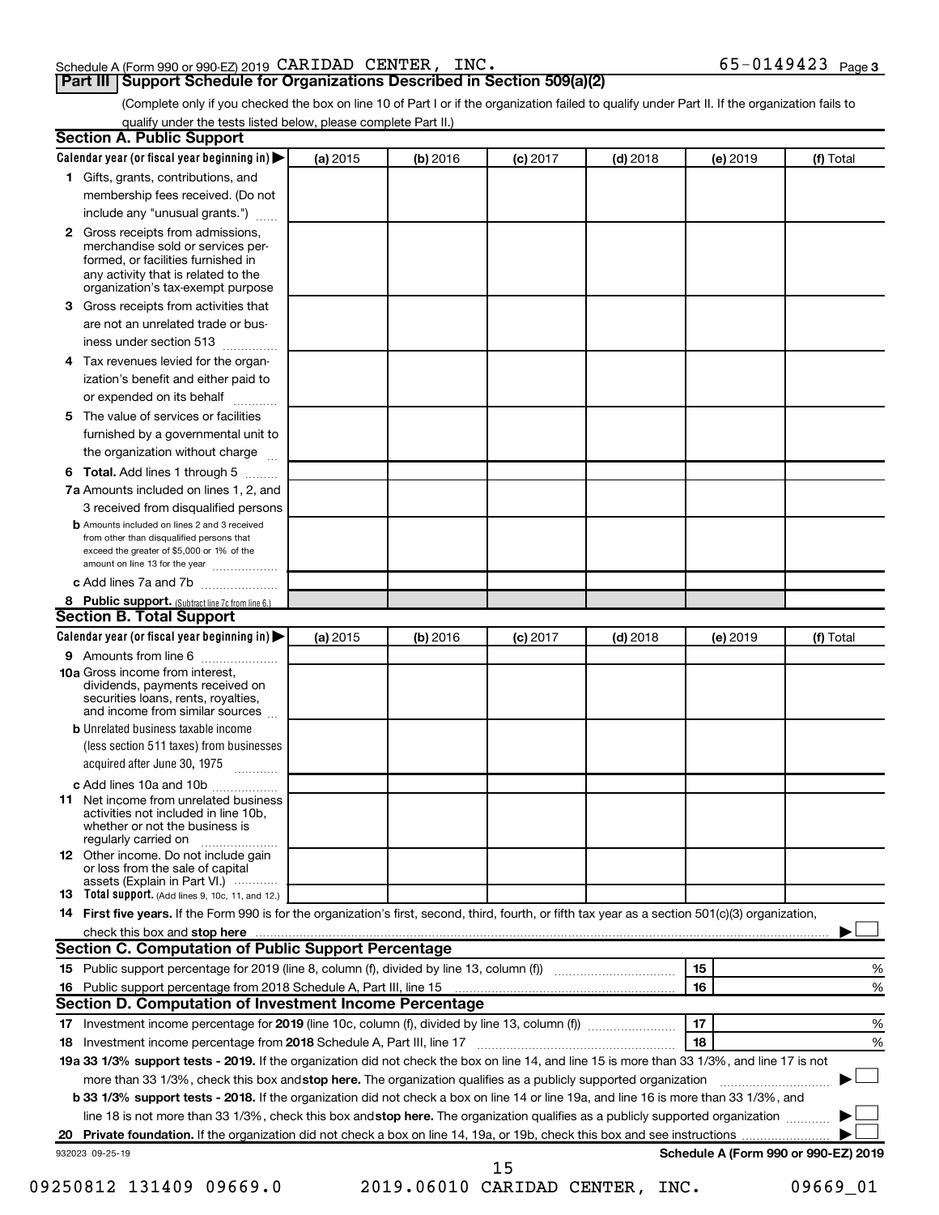Schedule A (Form 990 or 990-EZ) 2019 CARIDAD CENTER, INC. 65-0149423 Page 3

## Part III Support Schedule for Organizations Described in Section 509(a)(2)

(Complete only if you checked the box on line 10 of Part I or if the organization failed to qualify under Part II. If the organization fails to qualify under the tests listed below, please complete Part II.)

### Section A. Public Support

| Calendar year (or fiscal year beginning in) ▶ | (a) 2015 | (b) 2016 | (c) 2017 | (d) 2018 | (e) 2019 | (f) Total |
|---|---|---|---|---|---|---|
| **1** Gifts, grants, contributions, and membership fees received. (Do not include any "unusual grants.") | | | | | | |
| **2** Gross receipts from admissions, merchandise sold or services performed, or facilities furnished in any activity that is related to the organization's tax-exempt purpose | | | | | | |
| **3** Gross receipts from activities that are not an unrelated trade or business under section 513 | | | | | | |
| **4** Tax revenues levied for the organization's benefit and either paid to or expended on its behalf | | | | | | |
| **5** The value of services or facilities furnished by a governmental unit to the organization without charge | | | | | | |
| **6 Total.** Add lines 1 through 5 | | | | | | |
| **7a** Amounts included on lines 1, 2, and 3 received from disqualified persons | | | | | | |
| **b** Amounts included on lines 2 and 3 received from other than disqualified persons that exceed the greater of $5,000 or 1% of the amount on line 13 for the year | | | | | | |
| **c** Add lines 7a and 7b | | | | | | |
| **8 Public support.** (Subtract line 7c from line 6.) | | | | | | |

### Section B. Total Support

| Calendar year (or fiscal year beginning in) ▶ | (a) 2015 | (b) 2016 | (c) 2017 | (d) 2018 | (e) 2019 | (f) Total |
|---|---|---|---|---|---|---|
| **9** Amounts from line 6 | | | | | | |
| **10a** Gross income from interest, dividends, payments received on securities loans, rents, royalties, and income from similar sources | | | | | | |
| **b** Unrelated business taxable income (less section 511 taxes) from businesses acquired after June 30, 1975 | | | | | | |
| **c** Add lines 10a and 10b | | | | | | |
| **11** Net income from unrelated business activities not included in line 10b, whether or not the business is regularly carried on | | | | | | |
| **12** Other income. Do not include gain or loss from the sale of capital assets (Explain in Part VI.) | | | | | | |
| **13 Total support.** (Add lines 9, 10c, 11, and 12.) | | | | | | |

**14 First five years.** If the Form 990 is for the organization's first, second, third, fourth, or fifth tax year as a section 501(c)(3) organization, check this box and **stop here** ▶ ☐

### Section C. Computation of Public Support Percentage

| | | | |
|---|---|---|---|
| **15** Public support percentage for 2019 (line 8, column (f), divided by line 13, column (f)) | 15 | | % |
| **16** Public support percentage from 2018 Schedule A, Part III, line 15 | 16 | | % |

### Section D. Computation of Investment Income Percentage

| | | | |
|---|---|---|---|
| **17** Investment income percentage for **2019** (line 10c, column (f), divided by line 13, column (f)) | 17 | | % |
| **18** Investment income percentage from **2018** Schedule A, Part III, line 17 | 18 | | % |

**19a 33 1/3% support tests - 2019.** If the organization did not check the box on line 14, and line 15 is more than 33 1/3%, and line 17 is not more than 33 1/3%, check this box and **stop here.** The organization qualifies as a publicly supported organization ▶ ☐

**b 33 1/3% support tests - 2018.** If the organization did not check a box on line 14 or line 19a, and line 16 is more than 33 1/3%, and line 18 is not more than 33 1/3%, check this box and **stop here.** The organization qualifies as a publicly supported organization ▶ ☐

**20 Private foundation.** If the organization did not check a box on line 14, 19a, or 19b, check this box and see instructions ▶ ☐

932023 09-25-19 **Schedule A (Form 990 or 990-EZ) 2019**

09250812 131409 09669.0 2019.06010 CARIDAD CENTER, INC. 09669_01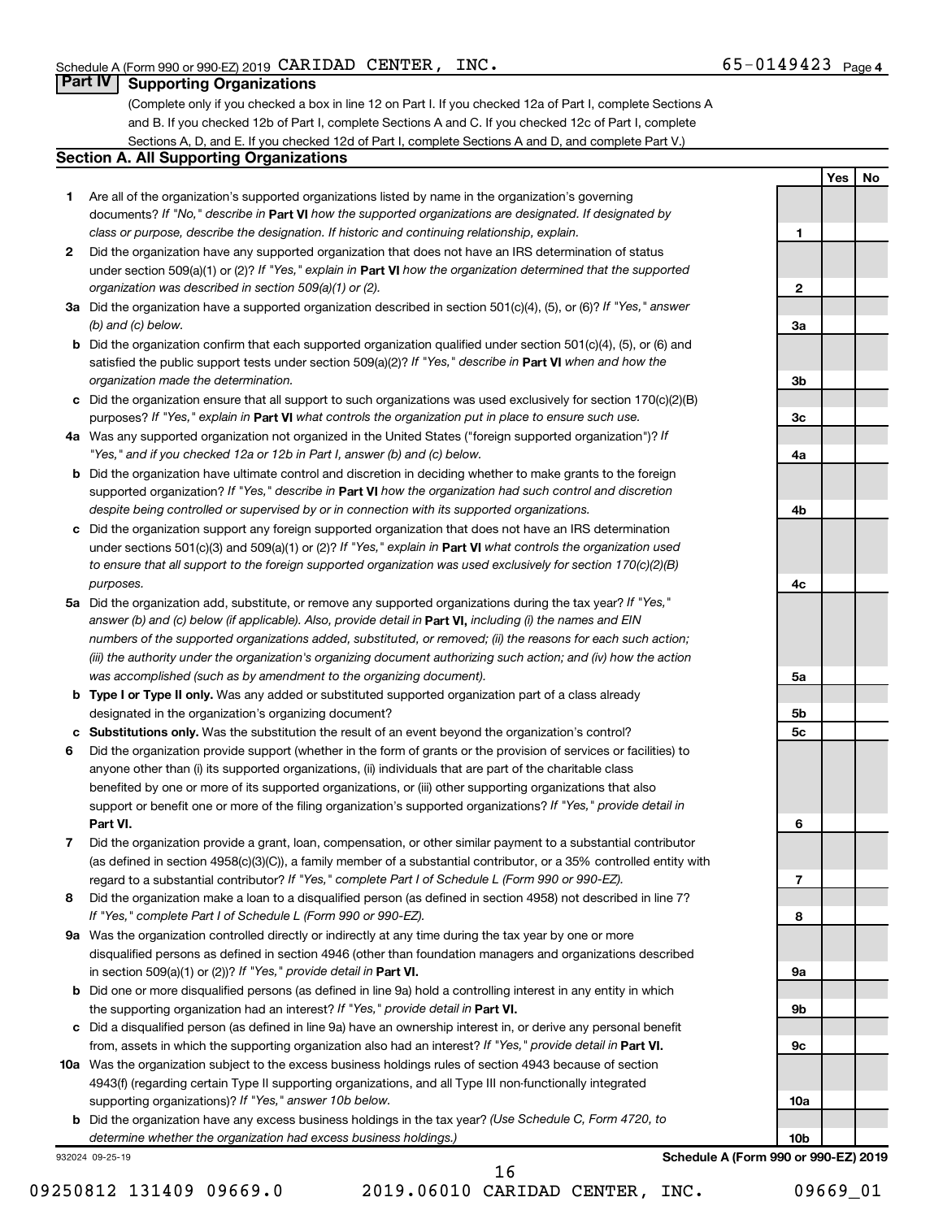Schedule A (Form 990 or 990-EZ) 2019 CARIDAD CENTER, INC. 65-0149423 Page 4

## Part IV Supporting Organizations

(Complete only if you checked a box in line 12 on Part I. If you checked 12a of Part I, complete Sections A and B. If you checked 12b of Part I, complete Sections A and C. If you checked 12c of Part I, complete Sections A, D, and E. If you checked 12d of Part I, complete Sections A and D, and complete Part V.)

### Section A. All Supporting Organizations

| | | | Yes | No |
|---|---|---|---|---|
| **1** | Are all of the organization's supported organizations listed by name in the organization's governing documents? *If "No," describe in* **Part VI** *how the supported organizations are designated. If designated by class or purpose, describe the designation. If historic and continuing relationship, explain.* | 1 | | |
| **2** | Did the organization have any supported organization that does not have an IRS determination of status under section 509(a)(1) or (2)? *If "Yes," explain in* **Part VI** *how the organization determined that the supported organization was described in section 509(a)(1) or (2).* | 2 | | |
| **3a** | Did the organization have a supported organization described in section 501(c)(4), (5), or (6)? *If "Yes," answer (b) and (c) below.* | 3a | | |
| **b** | Did the organization confirm that each supported organization qualified under section 501(c)(4), (5), or (6) and satisfied the public support tests under section 509(a)(2)? *If "Yes," describe in* **Part VI** *when and how the organization made the determination.* | 3b | | |
| **c** | Did the organization ensure that all support to such organizations was used exclusively for section 170(c)(2)(B) purposes? *If "Yes," explain in* **Part VI** *what controls the organization put in place to ensure such use.* | 3c | | |
| **4a** | Was any supported organization not organized in the United States ("foreign supported organization")? *If "Yes," and if you checked 12a or 12b in Part I, answer (b) and (c) below.* | 4a | | |
| **b** | Did the organization have ultimate control and discretion in deciding whether to make grants to the foreign supported organization? *If "Yes," describe in* **Part VI** *how the organization had such control and discretion despite being controlled or supervised by or in connection with its supported organizations.* | 4b | | |
| **c** | Did the organization support any foreign supported organization that does not have an IRS determination under sections 501(c)(3) and 509(a)(1) or (2)? *If "Yes," explain in* **Part VI** *what controls the organization used to ensure that all support to the foreign supported organization was used exclusively for section 170(c)(2)(B) purposes.* | 4c | | |
| **5a** | Did the organization add, substitute, or remove any supported organizations during the tax year? *If "Yes," answer (b) and (c) below (if applicable). Also, provide detail in* **Part VI,** *including (i) the names and EIN numbers of the supported organizations added, substituted, or removed; (ii) the reasons for each such action; (iii) the authority under the organization's organizing document authorizing such action; and (iv) how the action was accomplished (such as by amendment to the organizing document).* | 5a | | |
| **b** | **Type I or Type II only.** Was any added or substituted supported organization part of a class already designated in the organization's organizing document? | 5b | | |
| **c** | **Substitutions only.** Was the substitution the result of an event beyond the organization's control? | 5c | | |
| **6** | Did the organization provide support (whether in the form of grants or the provision of services or facilities) to anyone other than (i) its supported organizations, (ii) individuals that are part of the charitable class benefited by one or more of its supported organizations, or (iii) other supporting organizations that also support or benefit one or more of the filing organization's supported organizations? *If "Yes," provide detail in* **Part VI.** | 6 | | |
| **7** | Did the organization provide a grant, loan, compensation, or other similar payment to a substantial contributor (as defined in section 4958(c)(3)(C)), a family member of a substantial contributor, or a 35% controlled entity with regard to a substantial contributor? *If "Yes," complete Part I of Schedule L (Form 990 or 990-EZ).* | 7 | | |
| **8** | Did the organization make a loan to a disqualified person (as defined in section 4958) not described in line 7? *If "Yes," complete Part I of Schedule L (Form 990 or 990-EZ).* | 8 | | |
| **9a** | Was the organization controlled directly or indirectly at any time during the tax year by one or more disqualified persons as defined in section 4946 (other than foundation managers and organizations described in section 509(a)(1) or (2))? *If "Yes," provide detail in* **Part VI.** | 9a | | |
| **b** | Did one or more disqualified persons (as defined in line 9a) hold a controlling interest in any entity in which the supporting organization had an interest? *If "Yes," provide detail in* **Part VI.** | 9b | | |
| **c** | Did a disqualified person (as defined in line 9a) have an ownership interest in, or derive any personal benefit from, assets in which the supporting organization also had an interest? *If "Yes," provide detail in* **Part VI.** | 9c | | |
| **10a** | Was the organization subject to the excess business holdings rules of section 4943 because of section 4943(f) (regarding certain Type II supporting organizations, and all Type III non-functionally integrated supporting organizations)? *If "Yes," answer 10b below.* | 10a | | |
| **b** | Did the organization have any excess business holdings in the tax year? *(Use Schedule C, Form 4720, to determine whether the organization had excess business holdings.)* | 10b | | |

932024 09-25-19 **Schedule A (Form 990 or 990-EZ) 2019**

09250812 131409 09669.0 2019.06010 CARIDAD CENTER, INC. 09669_01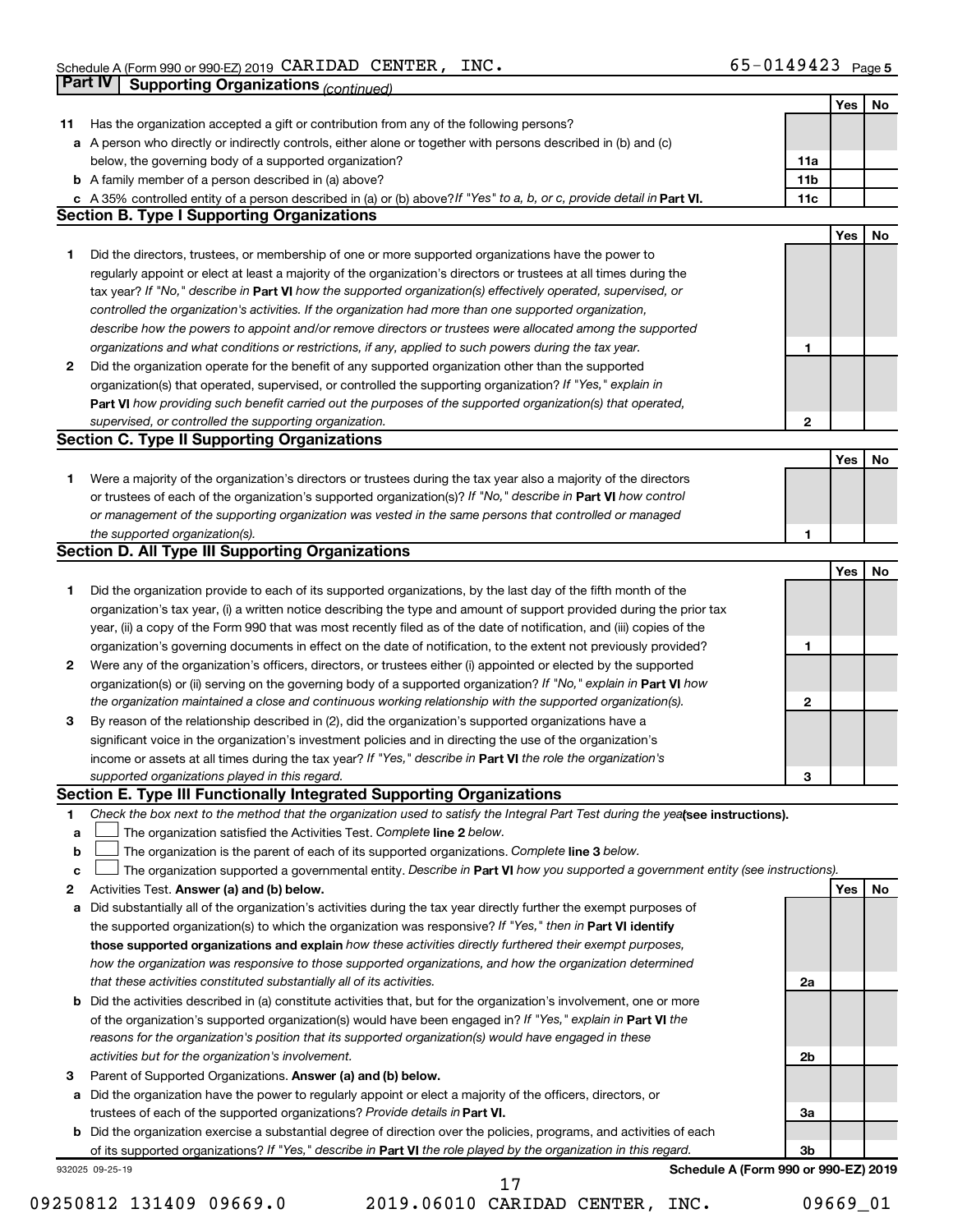Schedule A (Form 990 or 990-EZ) 2019 CARIDAD CENTER, INC. 65-0149423 Page 5

**Part IV | Supporting Organizations** *(continued)*

| | | | Yes | No |
|---|---|---|---|---|
| **11** | Has the organization accepted a gift or contribution from any of the following persons? | | | |
| **a** | A person who directly or indirectly controls, either alone or together with persons described in (b) and (c) below, the governing body of a supported organization? | **11a** | | |
| **b** | A family member of a person described in (a) above? | **11b** | | |
| **c** | A 35% controlled entity of a person described in (a) or (b) above? *If "Yes" to a, b, or c, provide detail in* **Part VI.** | **11c** | | |

**Section B. Type I Supporting Organizations**

| | | | Yes | No |
|---|---|---|---|---|
| **1** | Did the directors, trustees, or membership of one or more supported organizations have the power to regularly appoint or elect at least a majority of the organization's directors or trustees at all times during the tax year? *If "No," describe in* **Part VI** *how the supported organization(s) effectively operated, supervised, or controlled the organization's activities. If the organization had more than one supported organization, describe how the powers to appoint and/or remove directors or trustees were allocated among the supported organizations and what conditions or restrictions, if any, applied to such powers during the tax year.* | **1** | | |
| **2** | Did the organization operate for the benefit of any supported organization other than the supported organization(s) that operated, supervised, or controlled the supporting organization? *If "Yes," explain in* **Part VI** *how providing such benefit carried out the purposes of the supported organization(s) that operated, supervised, or controlled the supporting organization.* | **2** | | |

**Section C. Type II Supporting Organizations**

| | | | Yes | No |
|---|---|---|---|---|
| **1** | Were a majority of the organization's directors or trustees during the tax year also a majority of the directors or trustees of each of the organization's supported organization(s)? *If "No," describe in* **Part VI** *how control or management of the supporting organization was vested in the same persons that controlled or managed the supported organization(s).* | **1** | | |

**Section D. All Type III Supporting Organizations**

| | | | Yes | No |
|---|---|---|---|---|
| **1** | Did the organization provide to each of its supported organizations, by the last day of the fifth month of the organization's tax year, (i) a written notice describing the type and amount of support provided during the prior tax year, (ii) a copy of the Form 990 that was most recently filed as of the date of notification, and (iii) copies of the organization's governing documents in effect on the date of notification, to the extent not previously provided? | **1** | | |
| **2** | Were any of the organization's officers, directors, or trustees either (i) appointed or elected by the supported organization(s) or (ii) serving on the governing body of a supported organization? *If "No," explain in* **Part VI** *how the organization maintained a close and continuous working relationship with the supported organization(s).* | **2** | | |
| **3** | By reason of the relationship described in (2), did the organization's supported organizations have a significant voice in the organization's investment policies and in directing the use of the organization's income or assets at all times during the tax year? *If "Yes," describe in* **Part VI** *the role the organization's supported organizations played in this regard.* | **3** | | |

**Section E. Type III Functionally Integrated Supporting Organizations**

**1** *Check the box next to the method that the organization used to satisfy the Integral Part Test during the year* **(see instructions).**

- **a** ☐ The organization satisfied the Activities Test. *Complete* **line 2** *below.*
- **b** ☐ The organization is the parent of each of its supported organizations. *Complete* **line 3** *below.*
- **c** ☐ The organization supported a governmental entity. *Describe in* **Part VI** *how you supported a government entity (see instructions).*

| | | | Yes | No |
|---|---|---|---|---|
| **2** | Activities Test. **Answer (a) and (b) below.** | | | |
| **a** | Did substantially all of the organization's activities during the tax year directly further the exempt purposes of the supported organization(s) to which the organization was responsive? *If "Yes," then in* **Part VI identify those supported organizations and explain** *how these activities directly furthered their exempt purposes, how the organization was responsive to those supported organizations, and how the organization determined that these activities constituted substantially all of its activities.* | **2a** | | |
| **b** | Did the activities described in (a) constitute activities that, but for the organization's involvement, one or more of the organization's supported organization(s) would have been engaged in? *If "Yes," explain in* **Part VI** *the reasons for the organization's position that its supported organization(s) would have engaged in these activities but for the organization's involvement.* | **2b** | | |
| **3** | Parent of Supported Organizations. **Answer (a) and (b) below.** | | | |
| **a** | Did the organization have the power to regularly appoint or elect a majority of the officers, directors, or trustees of each of the supported organizations? *Provide details in* **Part VI.** | **3a** | | |
| **b** | Did the organization exercise a substantial degree of direction over the policies, programs, and activities of each of its supported organizations? *If "Yes," describe in* **Part VI** *the role played by the organization in this regard.* | **3b** | | |

932025 09-25-19 **Schedule A (Form 990 or 990-EZ) 2019**

09250812 131409 09669.0 2019.06010 CARIDAD CENTER, INC. 09669_01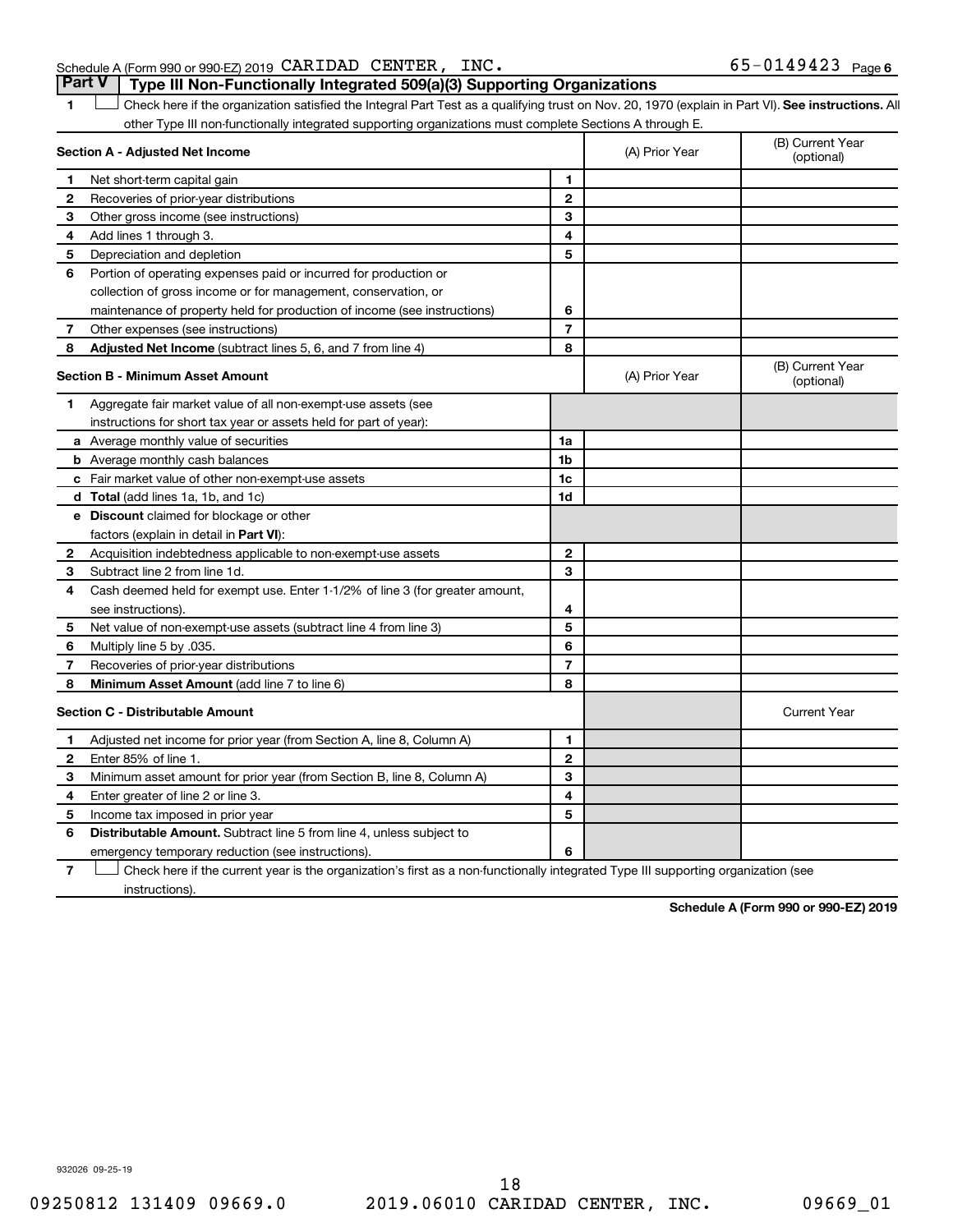Schedule A (Form 990 or 990-EZ) 2019 CARIDAD CENTER, INC. 65-0149423 Page 6

## Part V | Type III Non-Functionally Integrated 509(a)(3) Supporting Organizations

**1** ☐ Check here if the organization satisfied the Integral Part Test as a qualifying trust on Nov. 20, 1970 (explain in Part VI). **See instructions.** All other Type III non-functionally integrated supporting organizations must complete Sections A through E.

| **Section A - Adjusted Net Income** | | | (A) Prior Year | (B) Current Year (optional) |
|---|---|---|---|---|
| 1 | Net short-term capital gain | 1 | | |
| 2 | Recoveries of prior-year distributions | 2 | | |
| 3 | Other gross income (see instructions) | 3 | | |
| 4 | Add lines 1 through 3. | 4 | | |
| 5 | Depreciation and depletion | 5 | | |
| 6 | Portion of operating expenses paid or incurred for production or collection of gross income or for management, conservation, or maintenance of property held for production of income (see instructions) | 6 | | |
| 7 | Other expenses (see instructions) | 7 | | |
| 8 | **Adjusted Net Income** (subtract lines 5, 6, and 7 from line 4) | 8 | | |

| **Section B - Minimum Asset Amount** | | | (A) Prior Year | (B) Current Year (optional) |
|---|---|---|---|---|
| 1 | Aggregate fair market value of all non-exempt-use assets (see instructions for short tax year or assets held for part of year): | | | |
| a | Average monthly value of securities | 1a | | |
| b | Average monthly cash balances | 1b | | |
| c | Fair market value of other non-exempt-use assets | 1c | | |
| d | **Total** (add lines 1a, 1b, and 1c) | 1d | | |
| e | **Discount** claimed for blockage or other factors (explain in detail in **Part VI**): | | | |
| 2 | Acquisition indebtedness applicable to non-exempt-use assets | 2 | | |
| 3 | Subtract line 2 from line 1d. | 3 | | |
| 4 | Cash deemed held for exempt use. Enter 1-1/2% of line 3 (for greater amount, see instructions). | 4 | | |
| 5 | Net value of non-exempt-use assets (subtract line 4 from line 3) | 5 | | |
| 6 | Multiply line 5 by .035. | 6 | | |
| 7 | Recoveries of prior-year distributions | 7 | | |
| 8 | **Minimum Asset Amount** (add line 7 to line 6) | 8 | | |

| **Section C - Distributable Amount** | | | | Current Year |
|---|---|---|---|---|
| 1 | Adjusted net income for prior year (from Section A, line 8, Column A) | 1 | | |
| 2 | Enter 85% of line 1. | 2 | | |
| 3 | Minimum asset amount for prior year (from Section B, line 8, Column A) | 3 | | |
| 4 | Enter greater of line 2 or line 3. | 4 | | |
| 5 | Income tax imposed in prior year | 5 | | |
| 6 | **Distributable Amount.** Subtract line 5 from line 4, unless subject to emergency temporary reduction (see instructions). | 6 | | |

**7** ☐ Check here if the current year is the organization's first as a non-functionally integrated Type III supporting organization (see instructions).

**Schedule A (Form 990 or 990-EZ) 2019**

932026 09-25-19

09250812 131409 09669.0 2019.06010 CARIDAD CENTER, INC. 09669_01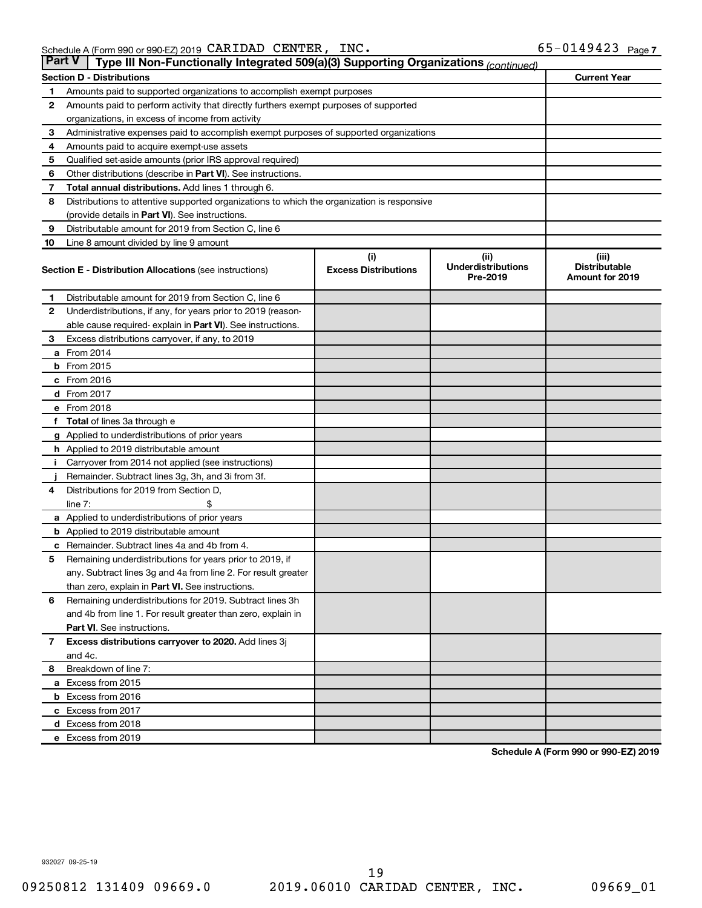Schedule A (Form 990 or 990-EZ) 2019 CARIDAD CENTER, INC. 65-0149423 Page 7

**Part V** | **Type III Non-Functionally Integrated 509(a)(3) Supporting Organizations** *(continued)*

| **Section D - Distributions** | | **Current Year** |
|---|---|---|
| 1 | Amounts paid to supported organizations to accomplish exempt purposes | |
| 2 | Amounts paid to perform activity that directly furthers exempt purposes of supported organizations, in excess of income from activity | |
| 3 | Administrative expenses paid to accomplish exempt purposes of supported organizations | |
| 4 | Amounts paid to acquire exempt-use assets | |
| 5 | Qualified set-aside amounts (prior IRS approval required) | |
| 6 | Other distributions (describe in **Part VI**). See instructions. | |
| 7 | **Total annual distributions.** Add lines 1 through 6. | |
| 8 | Distributions to attentive supported organizations to which the organization is responsive (provide details in **Part VI**). See instructions. | |
| 9 | Distributable amount for 2019 from Section C, line 6 | |
| 10 | Line 8 amount divided by line 9 amount | |

| **Section E - Distribution Allocations** (see instructions) | (i) **Excess Distributions** | (ii) **Underdistributions Pre-2019** | (iii) **Distributable Amount for 2019** |
|---|---|---|---|
| **1** Distributable amount for 2019 from Section C, line 6 | | | |
| **2** Underdistributions, if any, for years prior to 2019 (reasonable cause required- explain in **Part VI**). See instructions. | | | |
| **3** Excess distributions carryover, if any, to 2019 | | | |
| **a** From 2014 | | | |
| **b** From 2015 | | | |
| **c** From 2016 | | | |
| **d** From 2017 | | | |
| **e** From 2018 | | | |
| **f** **Total** of lines 3a through e | | | |
| **g** Applied to underdistributions of prior years | | | |
| **h** Applied to 2019 distributable amount | | | |
| **i** Carryover from 2014 not applied (see instructions) | | | |
| **j** Remainder. Subtract lines 3g, 3h, and 3i from 3f. | | | |
| **4** Distributions for 2019 from Section D, line 7: $ | | | |
| **a** Applied to underdistributions of prior years | | | |
| **b** Applied to 2019 distributable amount | | | |
| **c** Remainder. Subtract lines 4a and 4b from 4. | | | |
| **5** Remaining underdistributions for years prior to 2019, if any. Subtract lines 3g and 4a from line 2. For result greater than zero, explain in **Part VI.** See instructions. | | | |
| **6** Remaining underdistributions for 2019. Subtract lines 3h and 4b from line 1. For result greater than zero, explain in **Part VI**. See instructions. | | | |
| **7** **Excess distributions carryover to 2020.** Add lines 3j and 4c. | | | |
| **8** Breakdown of line 7: | | | |
| **a** Excess from 2015 | | | |
| **b** Excess from 2016 | | | |
| **c** Excess from 2017 | | | |
| **d** Excess from 2018 | | | |
| **e** Excess from 2019 | | | |

**Schedule A (Form 990 or 990-EZ) 2019**

932027 09-25-19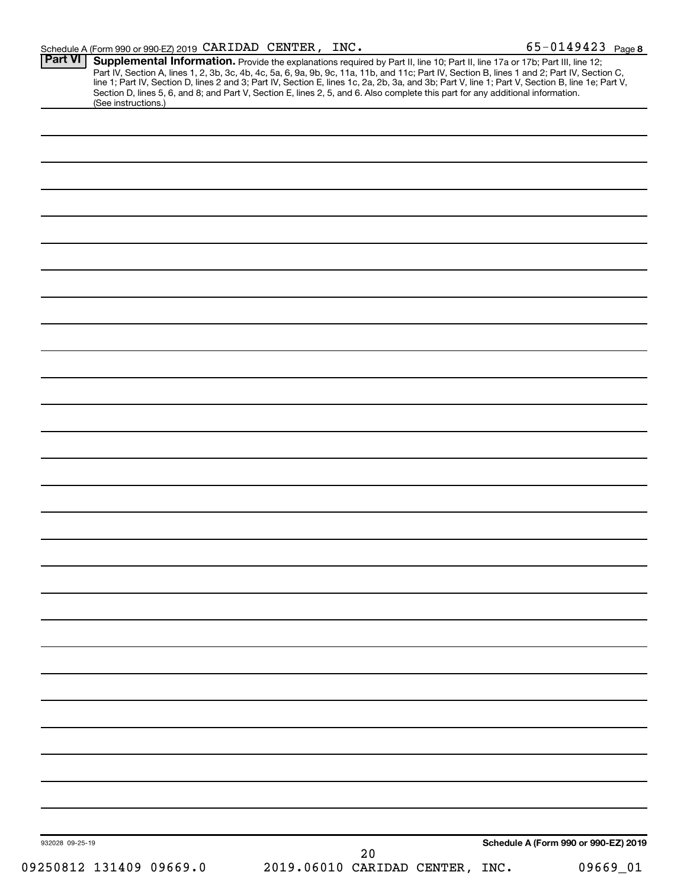Schedule A (Form 990 or 990-EZ) 2019 CARIDAD CENTER, INC. 65-0149423 Page 8

**Part VI** **Supplemental Information.** Provide the explanations required by Part II, line 10; Part II, line 17a or 17b; Part III, line 12; Part IV, Section A, lines 1, 2, 3b, 3c, 4b, 4c, 5a, 6, 9a, 9b, 9c, 11a, 11b, and 11c; Part IV, Section B, lines 1 and 2; Part IV, Section C, line 1; Part IV, Section D, lines 2 and 3; Part IV, Section E, lines 1c, 2a, 2b, 3a, and 3b; Part V, line 1; Part V, Section B, line 1e; Part V, Section D, lines 5, 6, and 8; and Part V, Section E, lines 2, 5, and 6. Also complete this part for any additional information. (See instructions.)

932028 09-25-19

**Schedule A (Form 990 or 990-EZ) 2019**

09250812 131409 09669.0 2019.06010 CARIDAD CENTER, INC. 09669_01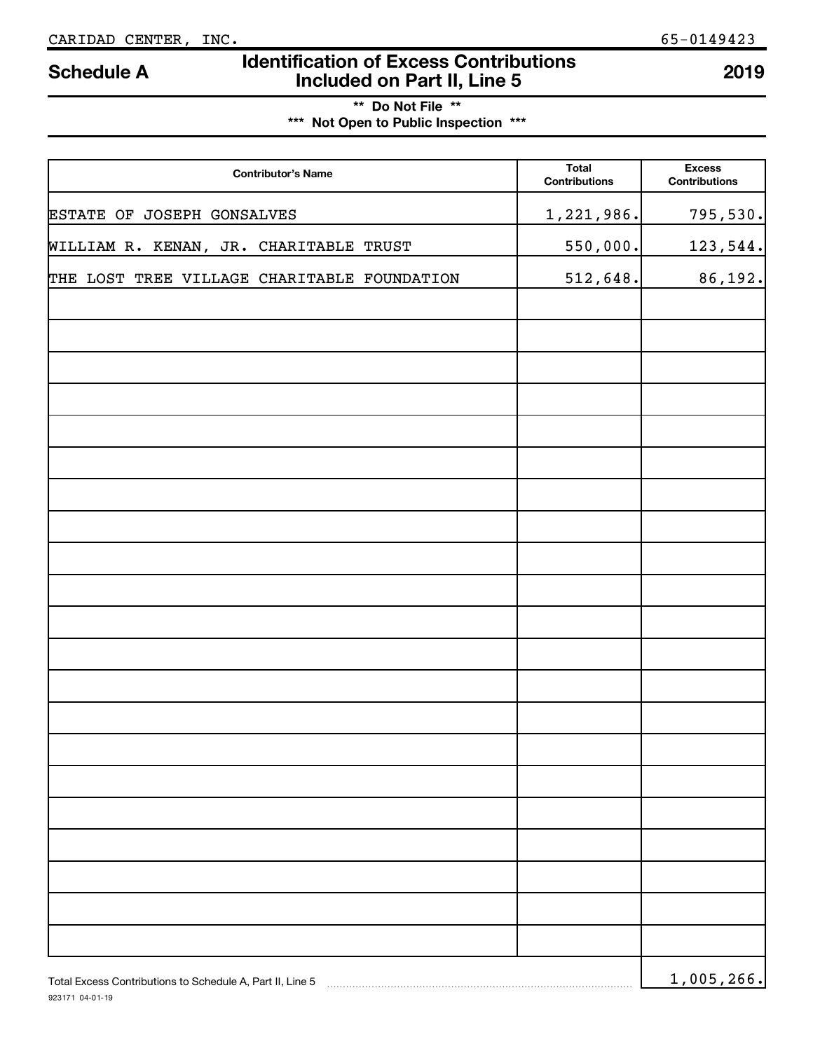CARIDAD CENTER, INC. 65-0149423

# Schedule A — Identification of Excess Contributions Included on Part II, Line 5 — 2019

**\*\* Do Not File \*\***

**\*\*\* Not Open to Public Inspection \*\*\***

| Contributor's Name | Total Contributions | Excess Contributions |
|---|---|---|
| ESTATE OF JOSEPH GONSALVES | 1,221,986. | 795,530. |
| WILLIAM R. KENAN, JR. CHARITABLE TRUST | 550,000. | 123,544. |
| THE LOST TREE VILLAGE CHARITABLE FOUNDATION | 512,648. | 86,192. |

Total Excess Contributions to Schedule A, Part II, Line 5 ........ 1,005,266.

923171 04-01-19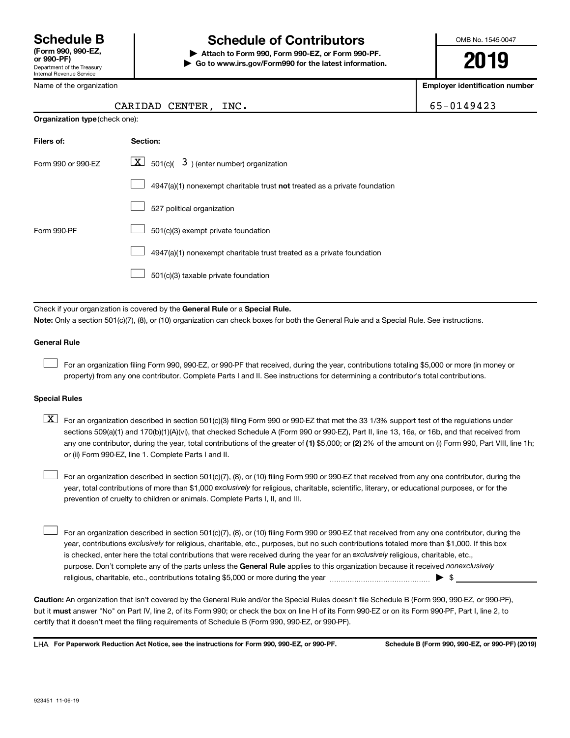# Schedule B

**(Form 990, 990-EZ, or 990-PF)**
Department of the Treasury
Internal Revenue Service

## Schedule of Contributors

▶ **Attach to Form 990, Form 990-EZ, or Form 990-PF.**
▶ **Go to www.irs.gov/Form990 for the latest information.**

OMB No. 1545-0047

**2019**

| Name of the organization | Employer identification number |
|---|---|
| CARIDAD CENTER, INC. | 65-0149423 |

**Organization type** (check one):

| Filers of: | Section: |
|---|---|
| Form 990 or 990-EZ | [X] 501(c)( 3 ) (enter number) organization |
| | [ ] 4947(a)(1) nonexempt charitable trust **not** treated as a private foundation |
| | [ ] 527 political organization |
| Form 990-PF | [ ] 501(c)(3) exempt private foundation |
| | [ ] 4947(a)(1) nonexempt charitable trust treated as a private foundation |
| | [ ] 501(c)(3) taxable private foundation |

Check if your organization is covered by the **General Rule** or a **Special Rule.**

**Note:** Only a section 501(c)(7), (8), or (10) organization can check boxes for both the General Rule and a Special Rule. See instructions.

### General Rule

[ ] For an organization filing Form 990, 990-EZ, or 990-PF that received, during the year, contributions totaling $5,000 or more (in money or property) from any one contributor. Complete Parts I and II. See instructions for determining a contributor's total contributions.

### Special Rules

[X] For an organization described in section 501(c)(3) filing Form 990 or 990-EZ that met the 33 1/3% support test of the regulations under sections 509(a)(1) and 170(b)(1)(A)(vi), that checked Schedule A (Form 990 or 990-EZ), Part II, line 13, 16a, or 16b, and that received from any one contributor, during the year, total contributions of the greater of **(1)** $5,000; or **(2)** 2% of the amount on (i) Form 990, Part VIII, line 1h; or (ii) Form 990-EZ, line 1. Complete Parts I and II.

[ ] For an organization described in section 501(c)(7), (8), or (10) filing Form 990 or 990-EZ that received from any one contributor, during the year, total contributions of more than $1,000 *exclusively* for religious, charitable, scientific, literary, or educational purposes, or for the prevention of cruelty to children or animals. Complete Parts I, II, and III.

[ ] For an organization described in section 501(c)(7), (8), or (10) filing Form 990 or 990-EZ that received from any one contributor, during the year, contributions *exclusively* for religious, charitable, etc., purposes, but no such contributions totaled more than $1,000. If this box is checked, enter here the total contributions that were received during the year for an *exclusively* religious, charitable, etc., purpose. Don't complete any of the parts unless the **General Rule** applies to this organization because it received *nonexclusively* religious, charitable, etc., contributions totaling $5,000 or more during the year ........................................ ▶ $ ____________

**Caution:** An organization that isn't covered by the General Rule and/or the Special Rules doesn't file Schedule B (Form 990, 990-EZ, or 990-PF), but it **must** answer "No" on Part IV, line 2, of its Form 990; or check the box on line H of its Form 990-EZ or on its Form 990-PF, Part I, line 2, to certify that it doesn't meet the filing requirements of Schedule B (Form 990, 990-EZ, or 990-PF).

LHA **For Paperwork Reduction Act Notice, see the instructions for Form 990, 990-EZ, or 990-PF.** **Schedule B (Form 990, 990-EZ, or 990-PF) (2019)**

923451 11-06-19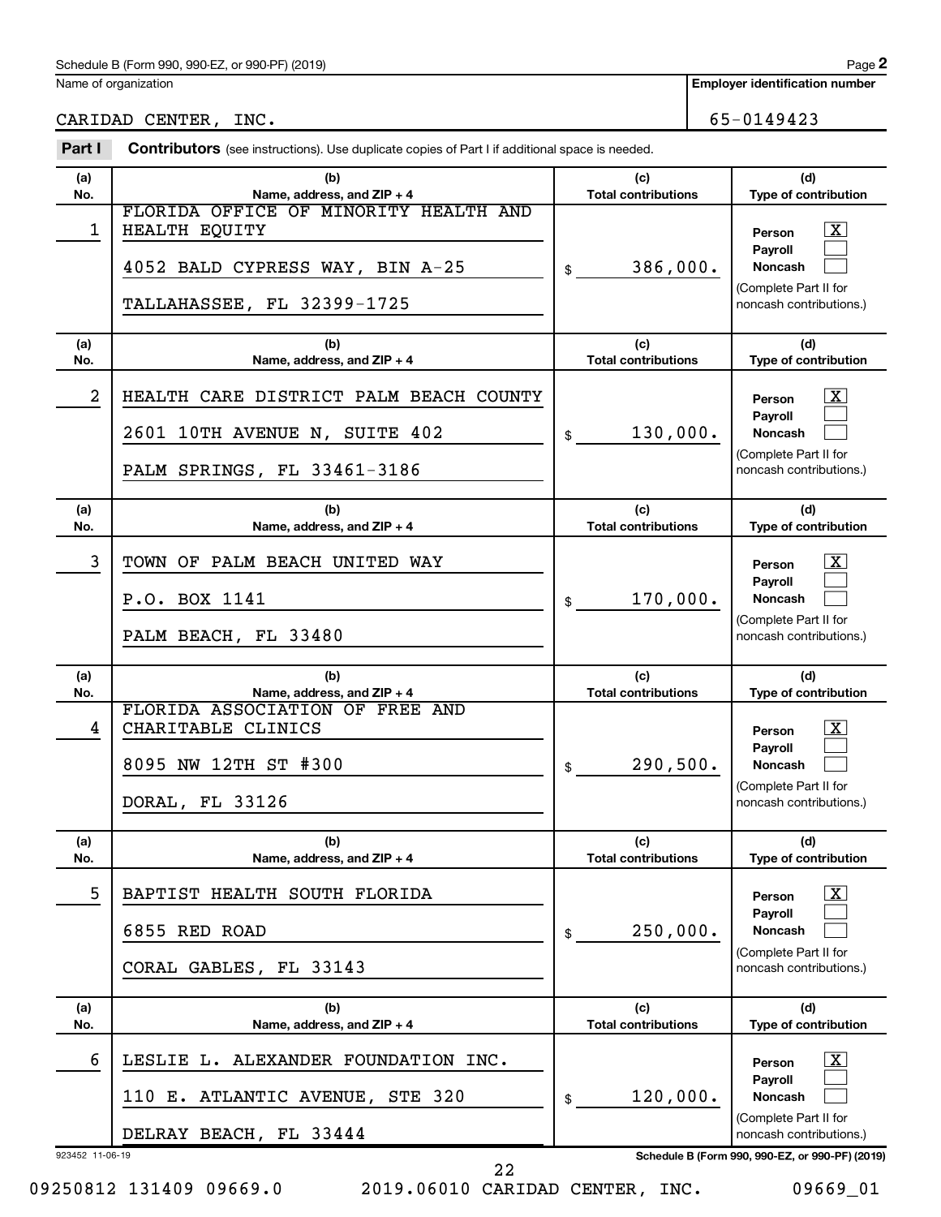Name of organization | Employer identification number

CARIDAD CENTER, INC. | 65-0149423

**Part I** **Contributors** (see instructions). Use duplicate copies of Part I if additional space is needed.

| (a) No. | (b) Name, address, and ZIP + 4 | (c) Total contributions | (d) Type of contribution |
|---|---|---|---|
| 1 | FLORIDA OFFICE OF MINORITY HEALTH AND HEALTH EQUITY<br>4052 BALD CYPRESS WAY, BIN A-25<br>TALLAHASSEE, FL 32399-1725 | $ 386,000. | Person [X]<br>Payroll [ ]<br>Noncash [ ]<br>(Complete Part II for noncash contributions.) |
| 2 | HEALTH CARE DISTRICT PALM BEACH COUNTY<br>2601 10TH AVENUE N, SUITE 402<br>PALM SPRINGS, FL 33461-3186 | $ 130,000. | Person [X]<br>Payroll [ ]<br>Noncash [ ]<br>(Complete Part II for noncash contributions.) |
| 3 | TOWN OF PALM BEACH UNITED WAY<br>P.O. BOX 1141<br>PALM BEACH, FL 33480 | $ 170,000. | Person [X]<br>Payroll [ ]<br>Noncash [ ]<br>(Complete Part II for noncash contributions.) |
| 4 | FLORIDA ASSOCIATION OF FREE AND CHARITABLE CLINICS<br>8095 NW 12TH ST #300<br>DORAL, FL 33126 | $ 290,500. | Person [X]<br>Payroll [ ]<br>Noncash [ ]<br>(Complete Part II for noncash contributions.) |
| 5 | BAPTIST HEALTH SOUTH FLORIDA<br>6855 RED ROAD<br>CORAL GABLES, FL 33143 | $ 250,000. | Person [X]<br>Payroll [ ]<br>Noncash [ ]<br>(Complete Part II for noncash contributions.) |
| 6 | LESLIE L. ALEXANDER FOUNDATION INC.<br>110 E. ATLANTIC AVENUE, STE 320<br>DELRAY BEACH, FL 33444 | $ 120,000. | Person [X]<br>Payroll [ ]<br>Noncash [ ]<br>(Complete Part II for noncash contributions.) |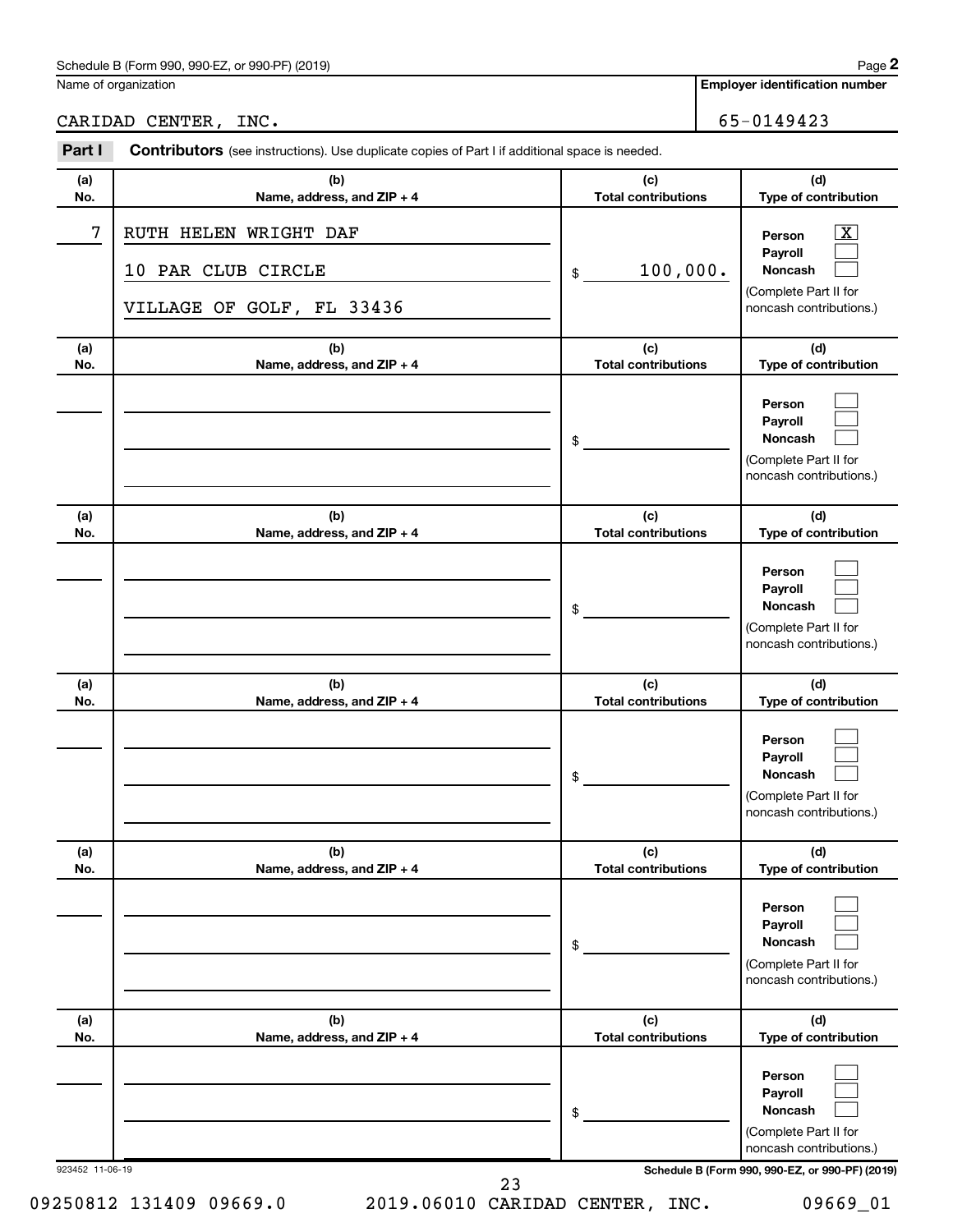Schedule B (Form 990, 990-EZ, or 990-PF) (2019)

Name of organization: CARIDAD CENTER, INC.

Employer identification number: 65-0149423

## Part I Contributors (see instructions). Use duplicate copies of Part I if additional space is needed.

| (a) No. | (b) Name, address, and ZIP + 4 | (c) Total contributions | (d) Type of contribution |
|---|---|---|---|
| 7 | RUTH HELEN WRIGHT DAF<br>10 PAR CLUB CIRCLE<br>VILLAGE OF GOLF, FL 33436 | $ 100,000. | Person [X]<br>Payroll [ ]<br>Noncash [ ]<br>(Complete Part II for noncash contributions.) |
| | | $ | Person [ ]<br>Payroll [ ]<br>Noncash [ ]<br>(Complete Part II for noncash contributions.) |
| | | $ | Person [ ]<br>Payroll [ ]<br>Noncash [ ]<br>(Complete Part II for noncash contributions.) |
| | | $ | Person [ ]<br>Payroll [ ]<br>Noncash [ ]<br>(Complete Part II for noncash contributions.) |
| | | $ | Person [ ]<br>Payroll [ ]<br>Noncash [ ]<br>(Complete Part II for noncash contributions.) |
| | | $ | Person [ ]<br>Payroll [ ]<br>Noncash [ ]<br>(Complete Part II for noncash contributions.) |

923452 11-06-19

Schedule B (Form 990, 990-EZ, or 990-PF) (2019)

09250812 131409 09669.0 2019.06010 CARIDAD CENTER, INC. 09669_01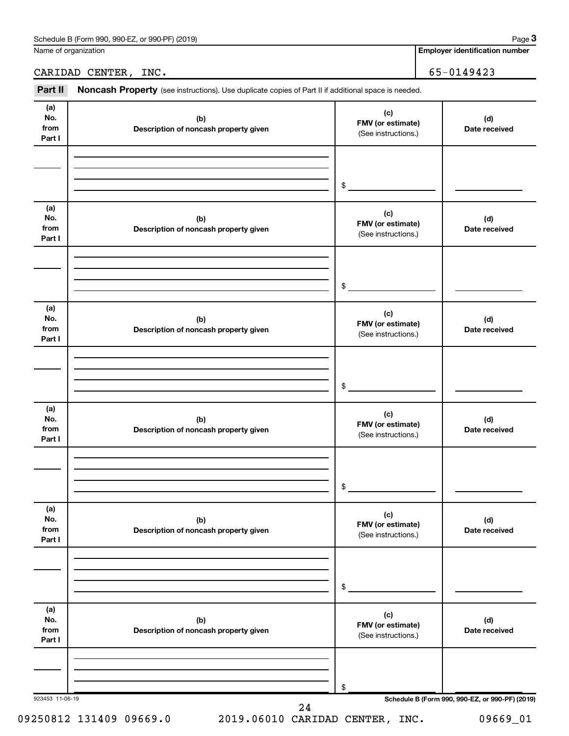Schedule B (Form 990, 990-EZ, or 990-PF) (2019)

| Name of organization | Employer identification number |
| --- | --- |
| CARIDAD CENTER, INC. | 65-0149423 |

**Part II** **Noncash Property** (see instructions). Use duplicate copies of Part II if additional space is needed.

| (a) No. from Part I | (b) Description of noncash property given | (c) FMV (or estimate) (See instructions.) | (d) Date received |
| --- | --- | --- | --- |
| | | $ | |

| (a) No. from Part I | (b) Description of noncash property given | (c) FMV (or estimate) (See instructions.) | (d) Date received |
| --- | --- | --- | --- |
| | | $ | |

| (a) No. from Part I | (b) Description of noncash property given | (c) FMV (or estimate) (See instructions.) | (d) Date received |
| --- | --- | --- | --- |
| | | $ | |

| (a) No. from Part I | (b) Description of noncash property given | (c) FMV (or estimate) (See instructions.) | (d) Date received |
| --- | --- | --- | --- |
| | | $ | |

| (a) No. from Part I | (b) Description of noncash property given | (c) FMV (or estimate) (See instructions.) | (d) Date received |
| --- | --- | --- | --- |
| | | $ | |

| (a) No. from Part I | (b) Description of noncash property given | (c) FMV (or estimate) (See instructions.) | (d) Date received |
| --- | --- | --- | --- |
| | | $ | |

923453 11-06-19

Schedule B (Form 990, 990-EZ, or 990-PF) (2019)

09250812 131409 09669.0 2019.06010 CARIDAD CENTER, INC. 09669_01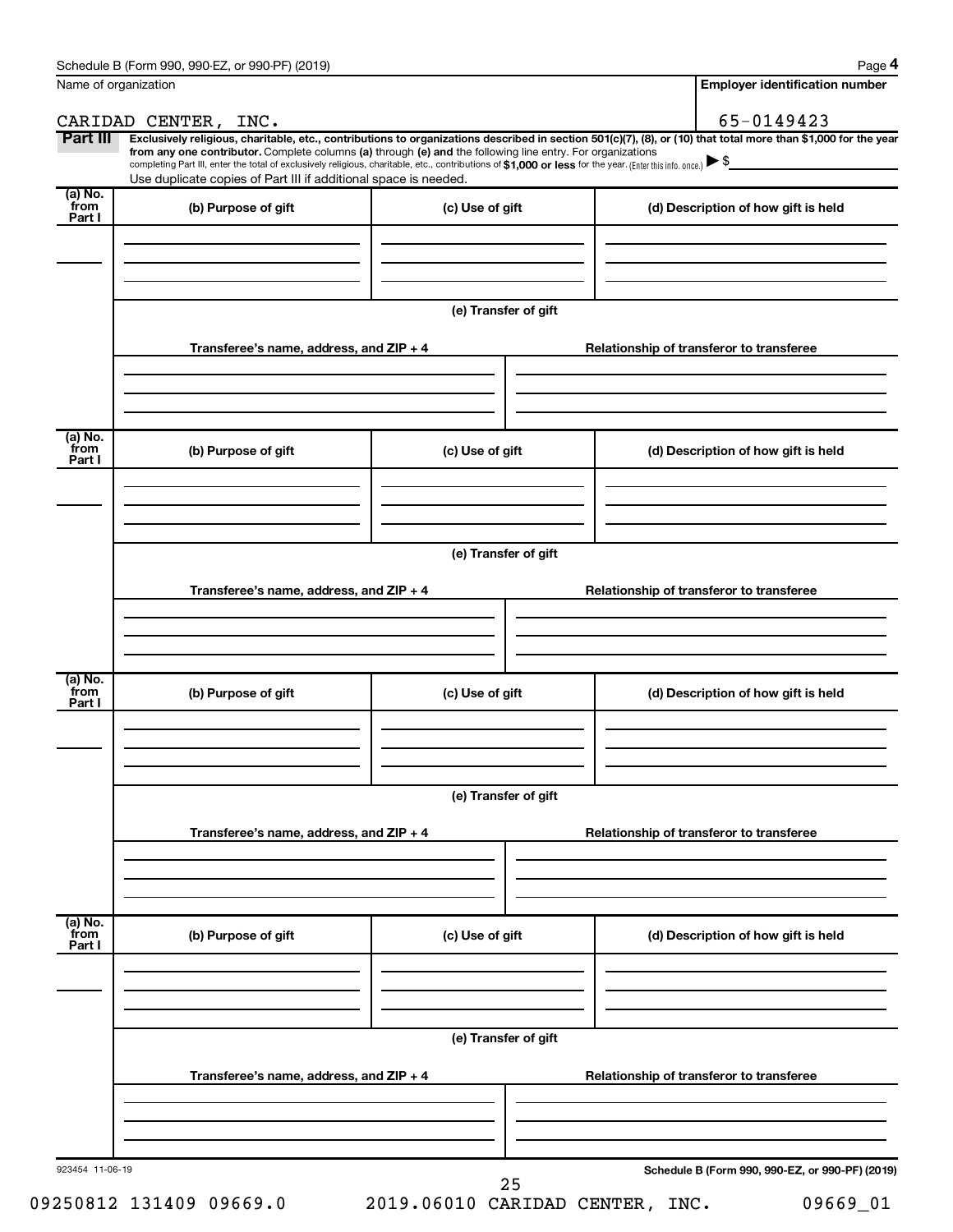Schedule B (Form 990, 990-EZ, or 990-PF) (2019)

| Name of organization | Employer identification number |
|---|---|
| CARIDAD CENTER, INC. | 65-0149423 |

**Part III** **Exclusively religious, charitable, etc., contributions to organizations described in section 501(c)(7), (8), or (10) that total more than $1,000 for the year from any one contributor.** Complete columns **(a)** through **(e)** and the following line entry. For organizations completing Part III, enter the total of exclusively religious, charitable, etc., contributions of **$1,000 or less** for the year. (Enter this info. once.) ▶ $

Use duplicate copies of Part III if additional space is needed.

| (a) No. from Part I | (b) Purpose of gift | (c) Use of gift | (d) Description of how gift is held |
|---|---|---|---|
| | | | |

**(e) Transfer of gift**

| Transferee's name, address, and ZIP + 4 | Relationship of transferor to transferee |
|---|---|
| | |

| (a) No. from Part I | (b) Purpose of gift | (c) Use of gift | (d) Description of how gift is held |
|---|---|---|---|
| | | | |

**(e) Transfer of gift**

| Transferee's name, address, and ZIP + 4 | Relationship of transferor to transferee |
|---|---|
| | |

| (a) No. from Part I | (b) Purpose of gift | (c) Use of gift | (d) Description of how gift is held |
|---|---|---|---|
| | | | |

**(e) Transfer of gift**

| Transferee's name, address, and ZIP + 4 | Relationship of transferor to transferee |
|---|---|
| | |

| (a) No. from Part I | (b) Purpose of gift | (c) Use of gift | (d) Description of how gift is held |
|---|---|---|---|
| | | | |

**(e) Transfer of gift**

| Transferee's name, address, and ZIP + 4 | Relationship of transferor to transferee |
|---|---|
| | |

923454 11-06-19

09250812 131409 09669.0 2019.06010 CARIDAD CENTER, INC. 09669_01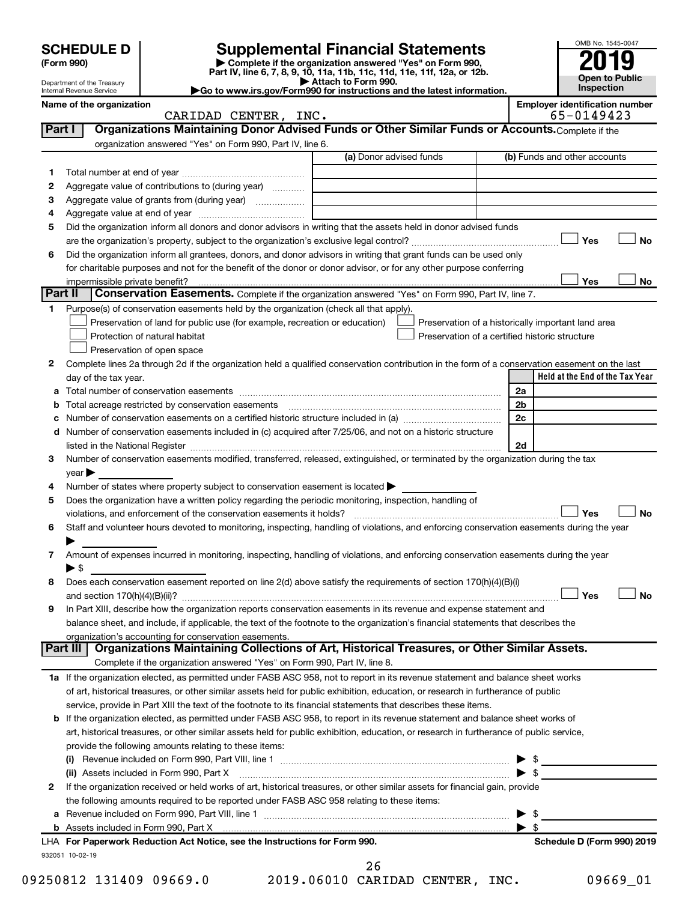# SCHEDULE D (Form 990)

Department of the Treasury
Internal Revenue Service

## Supplemental Financial Statements

▶ Complete if the organization answered "Yes" on Form 990, Part IV, line 6, 7, 8, 9, 10, 11a, 11b, 11c, 11d, 11e, 11f, 12a, or 12b.
▶ Attach to Form 990.
▶Go to www.irs.gov/Form990 for instructions and the latest information.

OMB No. 1545-0047

**2019**

**Open to Public Inspection**

**Name of the organization:** CARIDAD CENTER, INC.

**Employer identification number:** 65-0149423

## Part I — Organizations Maintaining Donor Advised Funds or Other Similar Funds or Accounts.

Complete if the organization answered "Yes" on Form 990, Part IV, line 6.

| | | (a) Donor advised funds | (b) Funds and other accounts |
|---|---|---|---|
| 1 | Total number at end of year | | |
| 2 | Aggregate value of contributions to (during year) | | |
| 3 | Aggregate value of grants from (during year) | | |
| 4 | Aggregate value at end of year | | |

5 Did the organization inform all donors and donor advisors in writing that the assets held in donor advised funds are the organization's property, subject to the organization's exclusive legal control? ☐ Yes ☐ No

6 Did the organization inform all grantees, donors, and donor advisors in writing that grant funds can be used only for charitable purposes and not for the benefit of the donor or donor advisor, or for any other purpose conferring impermissible private benefit? ☐ Yes ☐ No

## Part II — Conservation Easements.

Complete if the organization answered "Yes" on Form 990, Part IV, line 7.

1 Purpose(s) of conservation easements held by the organization (check all that apply).

- ☐ Preservation of land for public use (for example, recreation or education)
- ☐ Protection of natural habitat
- ☐ Preservation of open space
- ☐ Preservation of a historically important land area
- ☐ Preservation of a certified historic structure

2 Complete lines 2a through 2d if the organization held a qualified conservation contribution in the form of a conservation easement on the last day of the tax year.

| | | | Held at the End of the Tax Year |
|---|---|---|---|
| a | Total number of conservation easements | 2a | |
| b | Total acreage restricted by conservation easements | 2b | |
| c | Number of conservation easements on a certified historic structure included in (a) | 2c | |
| d | Number of conservation easements included in (c) acquired after 7/25/06, and not on a historic structure listed in the National Register | 2d | |

3 Number of conservation easements modified, transferred, released, extinguished, or terminated by the organization during the tax year ▶

4 Number of states where property subject to conservation easement is located ▶

5 Does the organization have a written policy regarding the periodic monitoring, inspection, handling of violations, and enforcement of the conservation easements it holds? ☐ Yes ☐ No

6 Staff and volunteer hours devoted to monitoring, inspecting, handling of violations, and enforcing conservation easements during the year ▶

7 Amount of expenses incurred in monitoring, inspecting, handling of violations, and enforcing conservation easements during the year ▶ $

8 Does each conservation easement reported on line 2(d) above satisfy the requirements of section 170(h)(4)(B)(i) and section 170(h)(4)(B)(ii)? ☐ Yes ☐ No

9 In Part XIII, describe how the organization reports conservation easements in its revenue and expense statement and balance sheet, and include, if applicable, the text of the footnote to the organization's financial statements that describes the organization's accounting for conservation easements.

## Part III — Organizations Maintaining Collections of Art, Historical Treasures, or Other Similar Assets.

Complete if the organization answered "Yes" on Form 990, Part IV, line 8.

1a If the organization elected, as permitted under FASB ASC 958, not to report in its revenue statement and balance sheet works of art, historical treasures, or other similar assets held for public exhibition, education, or research in furtherance of public service, provide in Part XIII the text of the footnote to its financial statements that describes these items.

b If the organization elected, as permitted under FASB ASC 958, to report in its revenue statement and balance sheet works of art, historical treasures, or other similar assets held for public exhibition, education, or research in furtherance of public service, provide the following amounts relating to these items:

(i) Revenue included on Form 990, Part VIII, line 1 ▶ $

(ii) Assets included in Form 990, Part X ▶ $

2 If the organization received or held works of art, historical treasures, or other similar assets for financial gain, provide the following amounts required to be reported under FASB ASC 958 relating to these items:

a Revenue included on Form 990, Part VIII, line 1 ▶ $

b Assets included in Form 990, Part X ▶ $

LHA **For Paperwork Reduction Act Notice, see the Instructions for Form 990.** **Schedule D (Form 990) 2019**

932051 10-02-19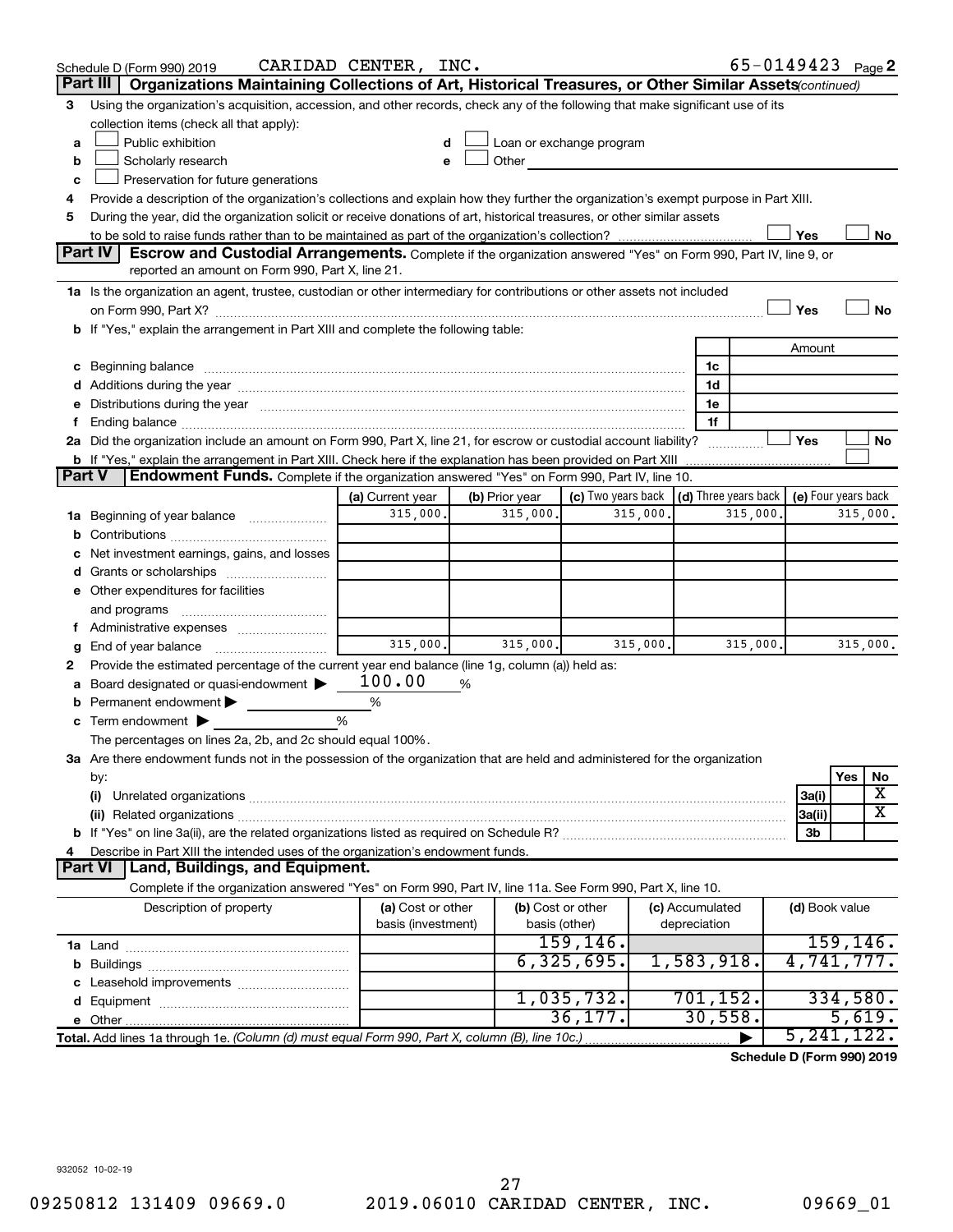Schedule D (Form 990) 2019 CARIDAD CENTER, INC. 65-0149423 Page 2

## Part III Organizations Maintaining Collections of Art, Historical Treasures, or Other Similar Assets *(continued)*

3 Using the organization's acquisition, accession, and other records, check any of the following that make significant use of its collection items (check all that apply):

- a ☐ Public exhibition
- b ☐ Scholarly research
- c ☐ Preservation for future generations
- d ☐ Loan or exchange program
- e ☐ Other

4 Provide a description of the organization's collections and explain how they further the organization's exempt purpose in Part XIII.

5 During the year, did the organization solicit or receive donations of art, historical treasures, or other similar assets to be sold to raise funds rather than to be maintained as part of the organization's collection? ☐ Yes ☐ No

## Part IV Escrow and Custodial Arrangements.

Complete if the organization answered "Yes" on Form 990, Part IV, line 9, or reported an amount on Form 990, Part X, line 21.

1a Is the organization an agent, trustee, custodian or other intermediary for contributions or other assets not included on Form 990, Part X? ☐ Yes ☐ No

b If "Yes," explain the arrangement in Part XIII and complete the following table:

| | | | Amount |
|---|---|---|---|
| c | Beginning balance | 1c | |
| d | Additions during the year | 1d | |
| e | Distributions during the year | 1e | |
| f | Ending balance | 1f | |

2a Did the organization include an amount on Form 990, Part X, line 21, for escrow or custodial account liability? ☐ Yes ☐ No

b If "Yes," explain the arrangement in Part XIII. Check here if the explanation has been provided on Part XIII ☐

## Part V Endowment Funds.

Complete if the organization answered "Yes" on Form 990, Part IV, line 10.

| | | (a) Current year | (b) Prior year | (c) Two years back | (d) Three years back | (e) Four years back |
|---|---|---|---|---|---|---|
| 1a | Beginning of year balance | 315,000. | 315,000. | 315,000. | 315,000. | 315,000. |
| b | Contributions | | | | | |
| c | Net investment earnings, gains, and losses | | | | | |
| d | Grants or scholarships | | | | | |
| e | Other expenditures for facilities and programs | | | | | |
| f | Administrative expenses | | | | | |
| g | End of year balance | 315,000. | 315,000. | 315,000. | 315,000. | 315,000. |

2 Provide the estimated percentage of the current year end balance (line 1g, column (a)) held as:

- a Board designated or quasi-endowment ▶ 100.00 %
- b Permanent endowment ▶ %
- c Term endowment ▶ %

The percentages on lines 2a, 2b, and 2c should equal 100%.

3a Are there endowment funds not in the possession of the organization that are held and administered for the organization by:

| | | | Yes | No |
|---|---|---|---|---|
| (i) | Unrelated organizations | 3a(i) | | X |
| (ii) | Related organizations | 3a(ii) | | X |
| b | If "Yes" on line 3a(ii), are the related organizations listed as required on Schedule R? | 3b | | |

4 Describe in Part XIII the intended uses of the organization's endowment funds.

## Part VI Land, Buildings, and Equipment.

Complete if the organization answered "Yes" on Form 990, Part IV, line 11a. See Form 990, Part X, line 10.

| | Description of property | (a) Cost or other basis (investment) | (b) Cost or other basis (other) | (c) Accumulated depreciation | (d) Book value |
|---|---|---|---|---|---|
| 1a | Land | | 159,146. | | 159,146. |
| b | Buildings | | 6,325,695. | 1,583,918. | 4,741,777. |
| c | Leasehold improvements | | | | |
| d | Equipment | | 1,035,732. | 701,152. | 334,580. |
| e | Other | | 36,177. | 30,558. | 5,619. |
| | **Total.** Add lines 1a through 1e. *(Column (d) must equal Form 990, Part X, column (B), line 10c.)* | | | ▶ | 5,241,122. |

**Schedule D (Form 990) 2019**

932052 10-02-19

09250812 131409 09669.0 2019.06010 CARIDAD CENTER, INC. 09669_01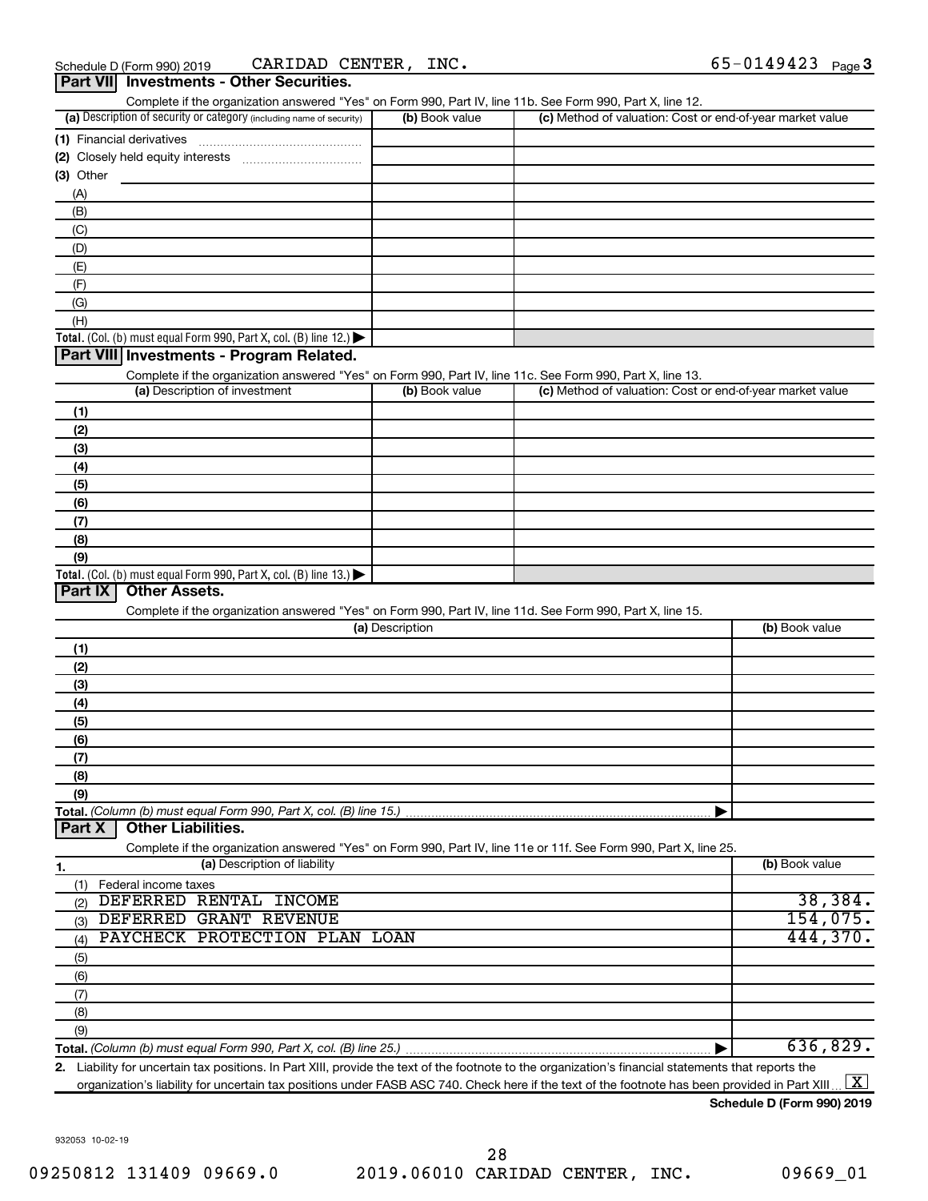Schedule D (Form 990) 2019 CARIDAD CENTER, INC. 65-0149423 Page 3

## Part VII Investments - Other Securities.

Complete if the organization answered "Yes" on Form 990, Part IV, line 11b. See Form 990, Part X, line 12.

| (a) Description of security or category (including name of security) | (b) Book value | (c) Method of valuation: Cost or end-of-year market value |
|---|---|---|
| (1) Financial derivatives | | |
| (2) Closely held equity interests | | |
| (3) Other | | |
| (A) | | |
| (B) | | |
| (C) | | |
| (D) | | |
| (E) | | |
| (F) | | |
| (G) | | |
| (H) | | |
| **Total.** (Col. (b) must equal Form 990, Part X, col. (B) line 12.) | | |

## Part VIII Investments - Program Related.

Complete if the organization answered "Yes" on Form 990, Part IV, line 11c. See Form 990, Part X, line 13.

| (a) Description of investment | (b) Book value | (c) Method of valuation: Cost or end-of-year market value |
|---|---|---|
| (1) | | |
| (2) | | |
| (3) | | |
| (4) | | |
| (5) | | |
| (6) | | |
| (7) | | |
| (8) | | |
| (9) | | |
| **Total.** (Col. (b) must equal Form 990, Part X, col. (B) line 13.) | | |

## Part IX Other Assets.

Complete if the organization answered "Yes" on Form 990, Part IV, line 11d. See Form 990, Part X, line 15.

| (a) Description | (b) Book value |
|---|---|
| (1) | |
| (2) | |
| (3) | |
| (4) | |
| (5) | |
| (6) | |
| (7) | |
| (8) | |
| (9) | |
| **Total.** *(Column (b) must equal Form 990, Part X, col. (B) line 15.)* | |

## Part X Other Liabilities.

Complete if the organization answered "Yes" on Form 990, Part IV, line 11e or 11f. See Form 990, Part X, line 25.

| 1. (a) Description of liability | (b) Book value |
|---|---|
| (1) Federal income taxes | |
| (2) DEFERRED RENTAL INCOME | 38,384. |
| (3) DEFERRED GRANT REVENUE | 154,075. |
| (4) PAYCHECK PROTECTION PLAN LOAN | 444,370. |
| (5) | |
| (6) | |
| (7) | |
| (8) | |
| (9) | |
| **Total.** *(Column (b) must equal Form 990, Part X, col. (B) line 25.)* | 636,829. |

2. Liability for uncertain tax positions. In Part XIII, provide the text of the footnote to the organization's financial statements that reports the organization's liability for uncertain tax positions under FASB ASC 740. Check here if the text of the footnote has been provided in Part XIII [X]

**Schedule D (Form 990) 2019**

932053 10-02-19

09250812 131409 09669.0 2019.06010 CARIDAD CENTER, INC. 09669_01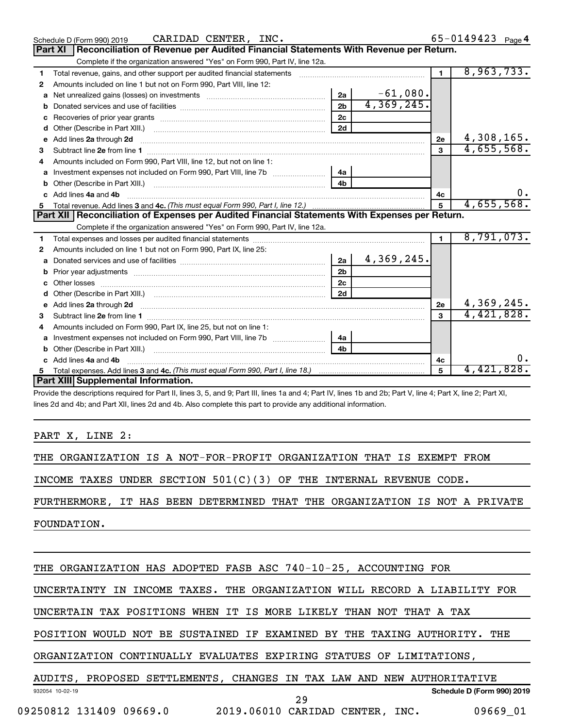Schedule D (Form 990) 2019 CARIDAD CENTER, INC. 65-0149423 Page 4

## Part XI Reconciliation of Revenue per Audited Financial Statements With Revenue per Return.

Complete if the organization answered "Yes" on Form 990, Part IV, line 12a.

| | | | | | |
|---|---|---|---|---|---|
| 1 | Total revenue, gains, and other support per audited financial statements | | | 1 | 8,963,733. |
| 2 | Amounts included on line 1 but not on Form 990, Part VIII, line 12: | | | | |
| a | Net unrealized gains (losses) on investments | 2a | -61,080. | | |
| b | Donated services and use of facilities | 2b | 4,369,245. | | |
| c | Recoveries of prior year grants | 2c | | | |
| d | Other (Describe in Part XIII.) | 2d | | | |
| e | Add lines 2a through 2d | | | 2e | 4,308,165. |
| 3 | Subtract line 2e from line 1 | | | 3 | 4,655,568. |
| 4 | Amounts included on Form 990, Part VIII, line 12, but not on line 1: | | | | |
| a | Investment expenses not included on Form 990, Part VIII, line 7b | 4a | | | |
| b | Other (Describe in Part XIII.) | 4b | | | |
| c | Add lines 4a and 4b | | | 4c | 0. |
| 5 | Total revenue. Add lines 3 and 4c. *(This must equal Form 990, Part I, line 12.)* | | | 5 | 4,655,568. |

## Part XII Reconciliation of Expenses per Audited Financial Statements With Expenses per Return.

Complete if the organization answered "Yes" on Form 990, Part IV, line 12a.

| | | | | | |
|---|---|---|---|---|---|
| 1 | Total expenses and losses per audited financial statements | | | 1 | 8,791,073. |
| 2 | Amounts included on line 1 but not on Form 990, Part IX, line 25: | | | | |
| a | Donated services and use of facilities | 2a | 4,369,245. | | |
| b | Prior year adjustments | 2b | | | |
| c | Other losses | 2c | | | |
| d | Other (Describe in Part XIII.) | 2d | | | |
| e | Add lines 2a through 2d | | | 2e | 4,369,245. |
| 3 | Subtract line 2e from line 1 | | | 3 | 4,421,828. |
| 4 | Amounts included on Form 990, Part IX, line 25, but not on line 1: | | | | |
| a | Investment expenses not included on Form 990, Part VIII, line 7b | 4a | | | |
| b | Other (Describe in Part XIII.) | 4b | | | |
| c | Add lines 4a and 4b | | | 4c | 0. |
| 5 | Total expenses. Add lines 3 and 4c. *(This must equal Form 990, Part I, line 18.)* | | | 5 | 4,421,828. |

## Part XIII Supplemental Information.

Provide the descriptions required for Part II, lines 3, 5, and 9; Part III, lines 1a and 4; Part IV, lines 1b and 2b; Part V, line 4; Part X, line 2; Part XI, lines 2d and 4b; and Part XII, lines 2d and 4b. Also complete this part to provide any additional information.

PART X, LINE 2:

THE ORGANIZATION IS A NOT-FOR-PROFIT ORGANIZATION THAT IS EXEMPT FROM INCOME TAXES UNDER SECTION 501(C)(3) OF THE INTERNAL REVENUE CODE. FURTHERMORE, IT HAS BEEN DETERMINED THAT THE ORGANIZATION IS NOT A PRIVATE FOUNDATION.

THE ORGANIZATION HAS ADOPTED FASB ASC 740-10-25, ACCOUNTING FOR UNCERTAINTY IN INCOME TAXES. THE ORGANIZATION WILL RECORD A LIABILITY FOR UNCERTAIN TAX POSITIONS WHEN IT IS MORE LIKELY THAN NOT THAT A TAX POSITION WOULD NOT BE SUSTAINED IF EXAMINED BY THE TAXING AUTHORITY. THE ORGANIZATION CONTINUALLY EVALUATES EXPIRING STATUES OF LIMITATIONS, AUDITS, PROPOSED SETTLEMENTS, CHANGES IN TAX LAW AND NEW AUTHORITATIVE

932054 10-02-19 Schedule D (Form 990) 2019

09250812 131409 09669.0 2019.06010 CARIDAD CENTER, INC. 09669_01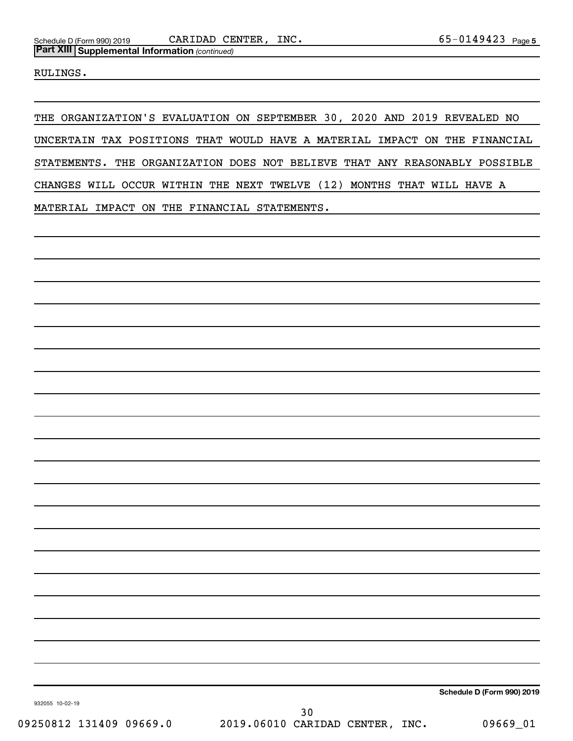## Part XIII Supplemental Information *(continued)*

RULINGS.

THE ORGANIZATION'S EVALUATION ON SEPTEMBER 30, 2020 AND 2019 REVEALED NO UNCERTAIN TAX POSITIONS THAT WOULD HAVE A MATERIAL IMPACT ON THE FINANCIAL STATEMENTS. THE ORGANIZATION DOES NOT BELIEVE THAT ANY REASONABLY POSSIBLE CHANGES WILL OCCUR WITHIN THE NEXT TWELVE (12) MONTHS THAT WILL HAVE A MATERIAL IMPACT ON THE FINANCIAL STATEMENTS.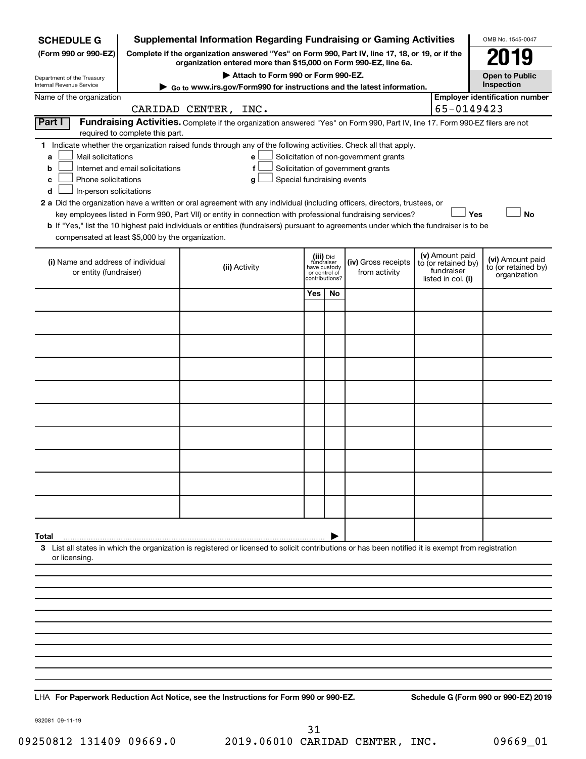**SCHEDULE G (Form 990 or 990-EZ)**

Department of the Treasury
Internal Revenue Service

# Supplemental Information Regarding Fundraising or Gaming Activities

**Complete if the organization answered "Yes" on Form 990, Part IV, line 17, 18, or 19, or if the organization entered more than $15,000 on Form 990-EZ, line 6a.**

**▶ Attach to Form 990 or Form 990-EZ.**

**▶ Go to www.irs.gov/Form990 for instructions and the latest information.**

OMB No. 1545-0047

**2019**

**Open to Public Inspection**

Name of the organization: CARIDAD CENTER, INC.

**Employer identification number:** 65-0149423

**Part I** **Fundraising Activities.** Complete if the organization answered "Yes" on Form 990, Part IV, line 17. Form 990-EZ filers are not required to complete this part.

**1** Indicate whether the organization raised funds through any of the following activities. Check all that apply.

- **a** ☐ Mail solicitations
- **b** ☐ Internet and email solicitations
- **c** ☐ Phone solicitations
- **d** ☐ In-person solicitations
- **e** ☐ Solicitation of non-government grants
- **f** ☐ Solicitation of government grants
- **g** ☐ Special fundraising events

**2 a** Did the organization have a written or oral agreement with any individual (including officers, directors, trustees, or key employees listed in Form 990, Part VII) or entity in connection with professional fundraising services? ☐ Yes ☐ No

**b** If "Yes," list the 10 highest paid individuals or entities (fundraisers) pursuant to agreements under which the fundraiser is to be compensated at least $5,000 by the organization.

| (i) Name and address of individual or entity (fundraiser) | (ii) Activity | (iii) Did fundraiser have custody or control of contributions? Yes | No | (iv) Gross receipts from activity | (v) Amount paid to (or retained by) fundraiser listed in col. (i) | (vi) Amount paid to (or retained by) organization |
|---|---|---|---|---|---|---|
| | | | | | | |
| | | | | | | |
| | | | | | | |
| | | | | | | |
| | | | | | | |
| | | | | | | |
| | | | | | | |
| | | | | | | |
| | | | | | | |
| | | | | | | |
| **Total** ▶ | | | | | | |

**3** List all states in which the organization is registered or licensed to solicit contributions or has been notified it is exempt from registration or licensing.

LHA **For Paperwork Reduction Act Notice, see the Instructions for Form 990 or 990-EZ.** **Schedule G (Form 990 or 990-EZ) 2019**

932081 09-11-19

09250812 131409 09669.0 2019.06010 CARIDAD CENTER, INC. 09669_01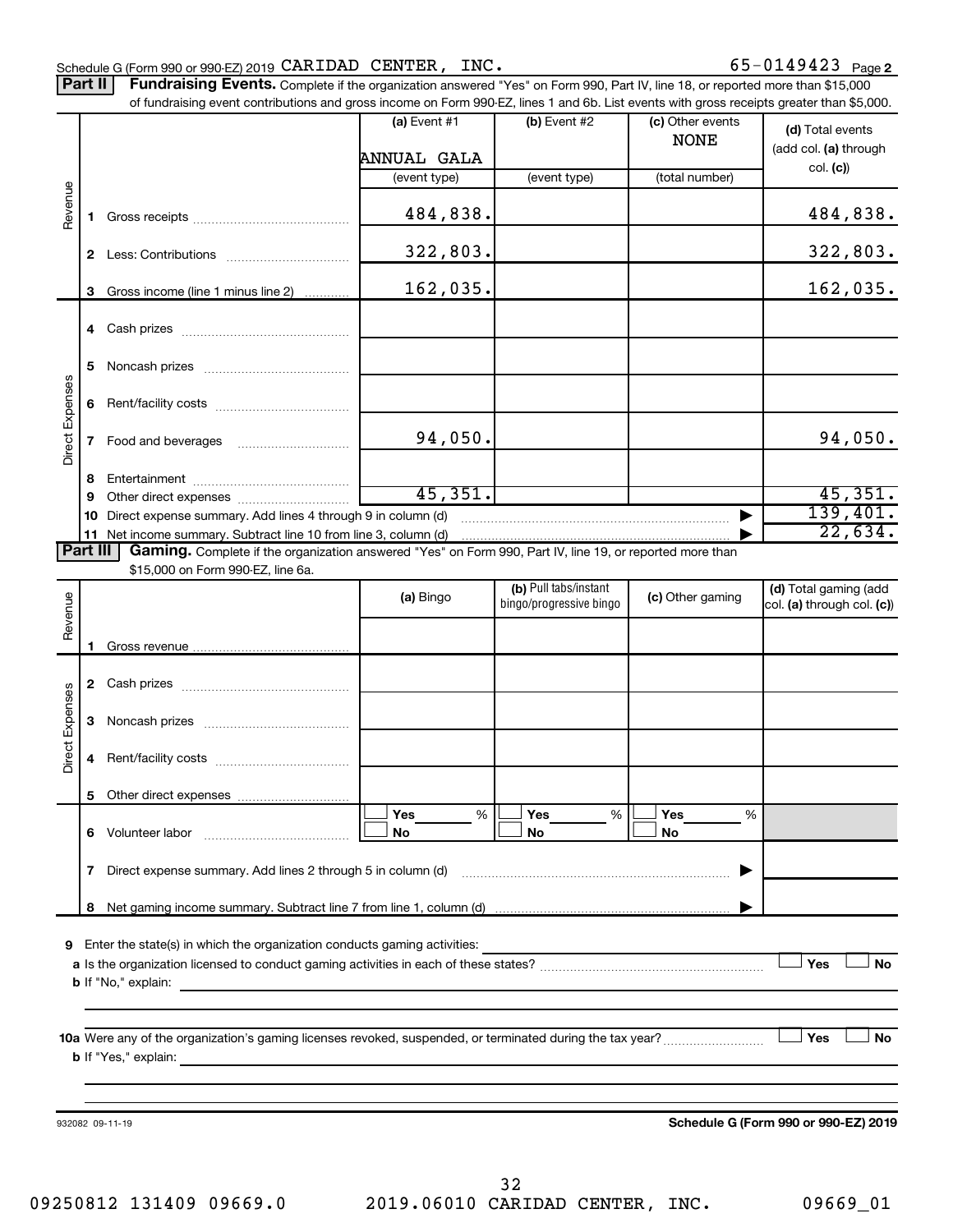Schedule G (Form 990 or 990-EZ) 2019 CARIDAD CENTER, INC. 65-0149423 Page 2

**Part II** **Fundraising Events.** Complete if the organization answered "Yes" on Form 990, Part IV, line 18, or reported more than $15,000 of fundraising event contributions and gross income on Form 990-EZ, lines 1 and 6b. List events with gross receipts greater than $5,000.

| | | (a) Event #1 | (b) Event #2 | (c) Other events | (d) Total events (add col. (a) through col. (c)) |
|---|---|---|---|---|---|
| | | ANNUAL GALA | | NONE | |
| | | (event type) | (event type) | (total number) | |
| Revenue | 1 Gross receipts | 484,838. | | | 484,838. |
| | 2 Less: Contributions | 322,803. | | | 322,803. |
| | 3 Gross income (line 1 minus line 2) | 162,035. | | | 162,035. |
| Direct Expenses | 4 Cash prizes | | | | |
| | 5 Noncash prizes | | | | |
| | 6 Rent/facility costs | | | | |
| | 7 Food and beverages | 94,050. | | | 94,050. |
| | 8 Entertainment | | | | |
| | 9 Other direct expenses | 45,351. | | | 45,351. |
| | 10 Direct expense summary. Add lines 4 through 9 in column (d) | | | | 139,401. |
| | 11 Net income summary. Subtract line 10 from line 3, column (d) | | | | 22,634. |

**Part III** **Gaming.** Complete if the organization answered "Yes" on Form 990, Part IV, line 19, or reported more than $15,000 on Form 990-EZ, line 6a.

| | | (a) Bingo | (b) Pull tabs/instant bingo/progressive bingo | (c) Other gaming | (d) Total gaming (add col. (a) through col. (c)) |
|---|---|---|---|---|---|
| Revenue | 1 Gross revenue | | | | |
| Direct Expenses | 2 Cash prizes | | | | |
| | 3 Noncash prizes | | | | |
| | 4 Rent/facility costs | | | | |
| | 5 Other direct expenses | | | | |
| | 6 Volunteer labor | ☐ Yes ___ % ☐ No | ☐ Yes ___ % ☐ No | ☐ Yes ___ % ☐ No | |
| | 7 Direct expense summary. Add lines 2 through 5 in column (d) | | | | |
| | 8 Net gaming income summary. Subtract line 7 from line 1, column (d) | | | | |

9 Enter the state(s) in which the organization conducts gaming activities: ____________

a Is the organization licensed to conduct gaming activities in each of these states? ☐ Yes ☐ No

b If "No," explain: ____________

10a Were any of the organization's gaming licenses revoked, suspended, or terminated during the tax year? ☐ Yes ☐ No

b If "Yes," explain: ____________

932082 09-11-19 **Schedule G (Form 990 or 990-EZ) 2019**

09250812 131409 09669.0 2019.06010 CARIDAD CENTER, INC. 09669_01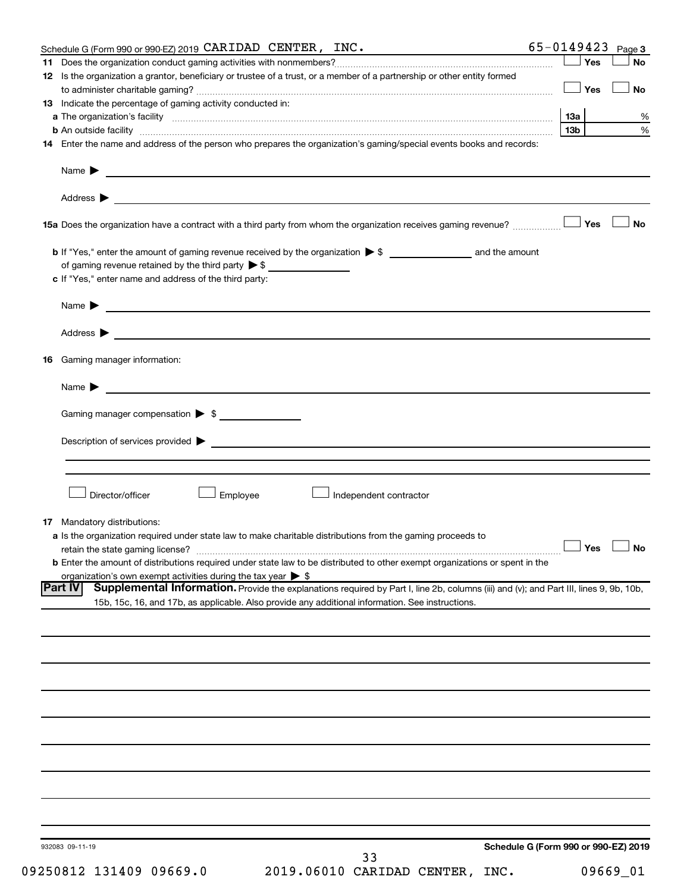Schedule G (Form 990 or 990-EZ) 2019 CARIDAD CENTER, INC. 65-0149423 Page 3

**11** Does the organization conduct gaming activities with nonmembers? ☐ Yes ☐ No

**12** Is the organization a grantor, beneficiary or trustee of a trust, or a member of a partnership or other entity formed to administer charitable gaming? ☐ Yes ☐ No

**13** Indicate the percentage of gaming activity conducted in:

**a** The organization's facility **13a** %

**b** An outside facility **13b** %

**14** Enter the name and address of the person who prepares the organization's gaming/special events books and records:

Name ▶

Address ▶

**15a** Does the organization have a contract with a third party from whom the organization receives gaming revenue? ☐ Yes ☐ No

**b** If "Yes," enter the amount of gaming revenue received by the organization ▶ $ ______ and the amount of gaming revenue retained by the third party ▶ $ ______

**c** If "Yes," enter name and address of the third party:

Name ▶

Address ▶

**16** Gaming manager information:

Name ▶

Gaming manager compensation ▶ $

Description of services provided ▶

☐ Director/officer ☐ Employee ☐ Independent contractor

**17** Mandatory distributions:

**a** Is the organization required under state law to make charitable distributions from the gaming proceeds to retain the state gaming license? ☐ Yes ☐ No

**b** Enter the amount of distributions required under state law to be distributed to other exempt organizations or spent in the organization's own exempt activities during the tax year ▶ $

## Part IV Supplemental Information.

Provide the explanations required by Part I, line 2b, columns (iii) and (v); and Part III, lines 9, 9b, 10b, 15b, 15c, 16, and 17b, as applicable. Also provide any additional information. See instructions.

932083 09-11-19 **Schedule G (Form 990 or 990-EZ) 2019**

09250812 131409 09669.0 2019.06010 CARIDAD CENTER, INC. 09669_01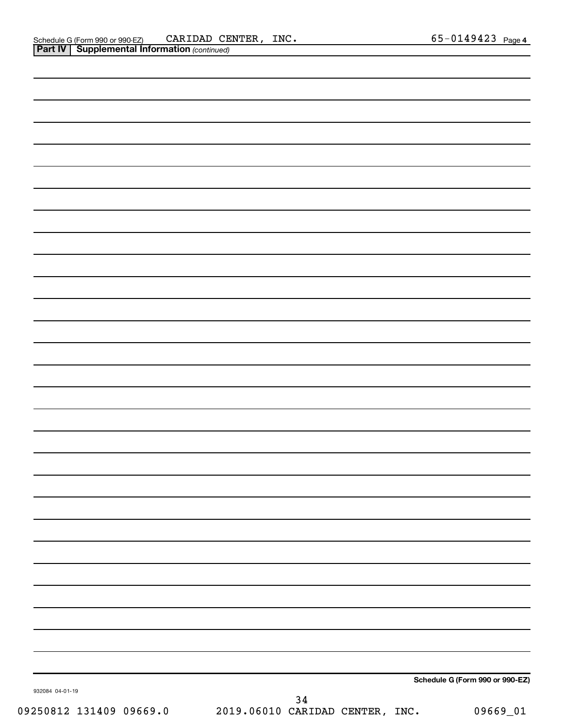Schedule G (Form 990 or 990-EZ) CARIDAD CENTER, INC. 65-0149423 Page 4

**Part IV | Supplemental Information** *(continued)*

**Schedule G (Form 990 or 990-EZ)**

932084 04-01-19

09250812 131409 09669.0 2019.06010 CARIDAD CENTER, INC. 09669_01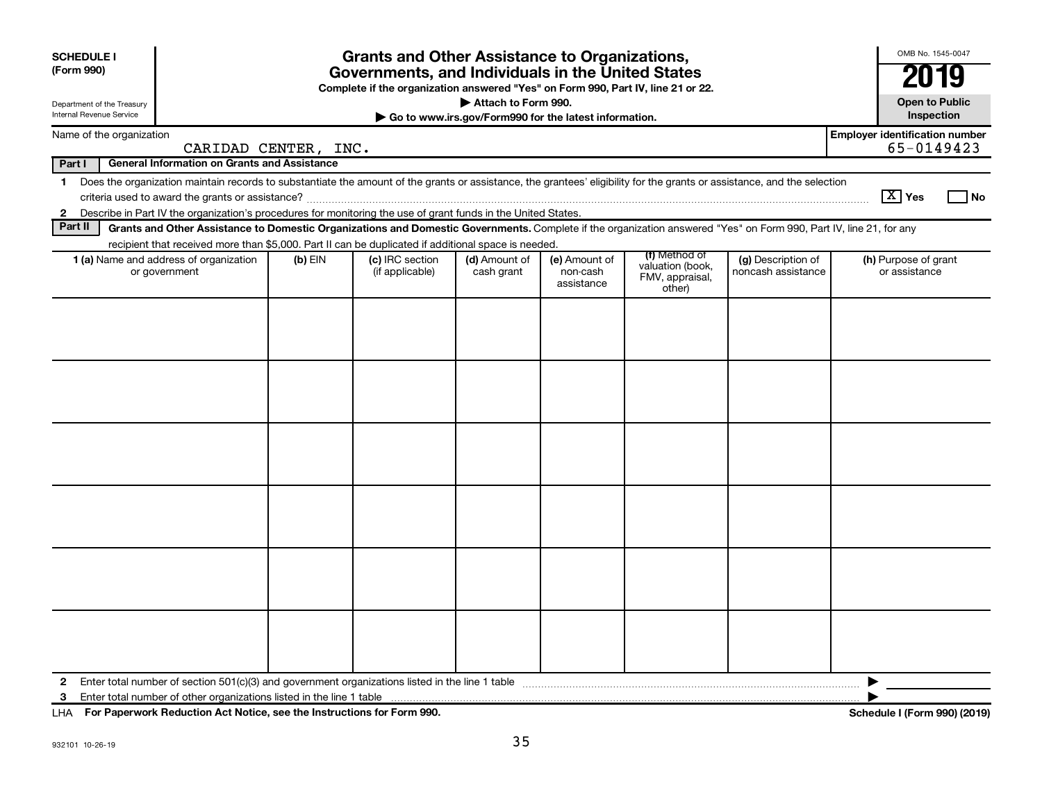**SCHEDULE I**
**(Form 990)**

Department of the Treasury
Internal Revenue Service

# Grants and Other Assistance to Organizations, Governments, and Individuals in the United States

**Complete if the organization answered "Yes" on Form 990, Part IV, line 21 or 22.**
**▶ Attach to Form 990.**
**▶ Go to www.irs.gov/Form990 for the latest information.**

OMB No. 1545-0047
**2019**
**Open to Public Inspection**

Name of the organization: CARIDAD CENTER, INC.
**Employer identification number:** 65-0149423

**Part I — General Information on Grants and Assistance**

1 Does the organization maintain records to substantiate the amount of the grants or assistance, the grantees' eligibility for the grants or assistance, and the selection criteria used to award the grants or assistance? [X] Yes [ ] No

2 Describe in Part IV the organization's procedures for monitoring the use of grant funds in the United States.

**Part II — Grants and Other Assistance to Domestic Organizations and Domestic Governments.** Complete if the organization answered "Yes" on Form 990, Part IV, line 21, for any recipient that received more than $5,000. Part II can be duplicated if additional space is needed.

| 1 (a) Name and address of organization or government | (b) EIN | (c) IRC section (if applicable) | (d) Amount of cash grant | (e) Amount of non-cash assistance | (f) Method of valuation (book, FMV, appraisal, other) | (g) Description of noncash assistance | (h) Purpose of grant or assistance |
|---|---|---|---|---|---|---|---|
| | | | | | | | |
| | | | | | | | |
| | | | | | | | |
| | | | | | | | |
| | | | | | | | |
| | | | | | | | |

2 Enter total number of section 501(c)(3) and government organizations listed in the line 1 table ▶

3 Enter total number of other organizations listed in the line 1 table ▶

LHA **For Paperwork Reduction Act Notice, see the Instructions for Form 990.** **Schedule I (Form 990) (2019)**

932101 10-26-19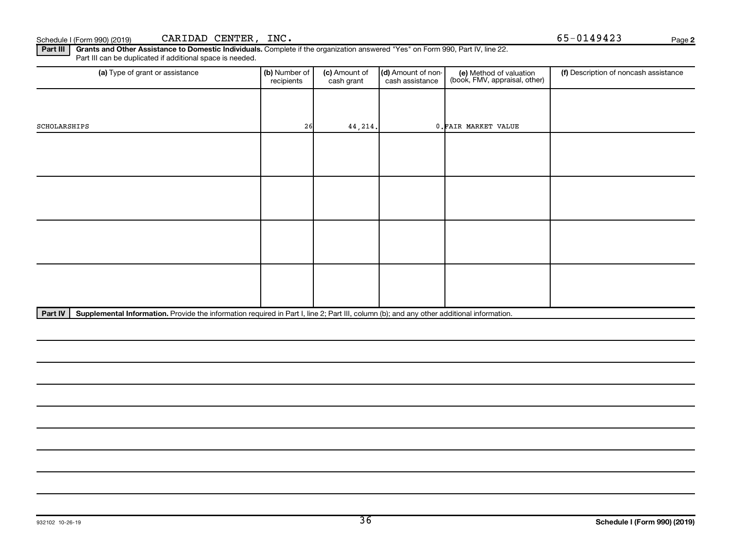Schedule I (Form 990) (2019) CARIDAD CENTER, INC. 65-0149423

## Part III Grants and Other Assistance to Domestic Individuals.

Complete if the organization answered "Yes" on Form 990, Part IV, line 22. Part III can be duplicated if additional space is needed.

| (a) Type of grant or assistance | (b) Number of recipients | (c) Amount of cash grant | (d) Amount of non-cash assistance | (e) Method of valuation (book, FMV, appraisal, other) | (f) Description of noncash assistance |
|---|---|---|---|---|---|
| SCHOLARSHIPS | 26 | 44,214. | 0. | FAIR MARKET VALUE | |
| | | | | | |
| | | | | | |
| | | | | | |
| | | | | | |

## Part IV Supplemental Information.

Provide the information required in Part I, line 2; Part III, column (b); and any other additional information.

932102 10-26-19

Schedule I (Form 990) (2019)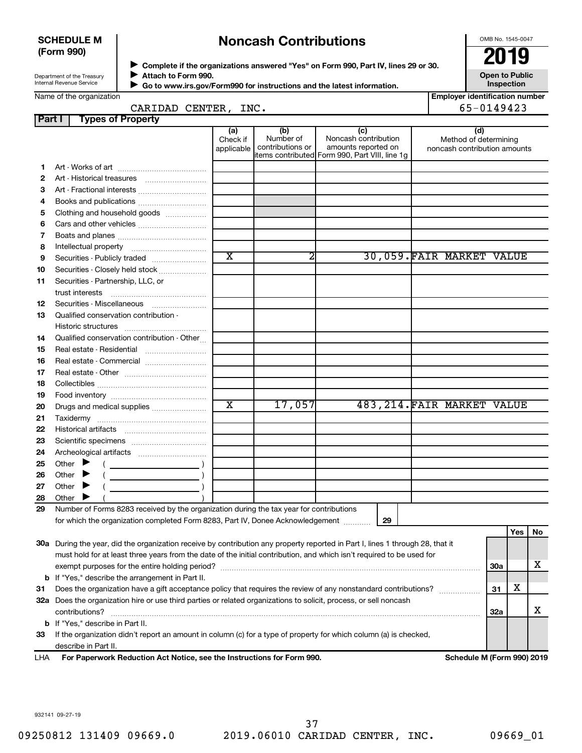**SCHEDULE M (Form 990)**

Department of the Treasury
Internal Revenue Service

# Noncash Contributions

▶ Complete if the organizations answered "Yes" on Form 990, Part IV, lines 29 or 30.
▶ Attach to Form 990.
▶ Go to www.irs.gov/Form990 for instructions and the latest information.

OMB No. 1545-0047

**2019**

**Open to Public Inspection**

Name of the organization: CARIDAD CENTER, INC.

Employer identification number: 65-0149423

## Part I Types of Property

| | | (a) Check if applicable | (b) Number of contributions or items contributed | (c) Noncash contribution amounts reported on Form 990, Part VIII, line 1g | (d) Method of determining noncash contribution amounts |
|---|---|---|---|---|---|
| 1 | Art - Works of art | | | | |
| 2 | Art - Historical treasures | | | | |
| 3 | Art - Fractional interests | | | | |
| 4 | Books and publications | | | | |
| 5 | Clothing and household goods | | | | |
| 6 | Cars and other vehicles | | | | |
| 7 | Boats and planes | | | | |
| 8 | Intellectual property | | | | |
| 9 | Securities - Publicly traded | X | 2 | 30,059. | FAIR MARKET VALUE |
| 10 | Securities - Closely held stock | | | | |
| 11 | Securities - Partnership, LLC, or trust interests | | | | |
| 12 | Securities - Miscellaneous | | | | |
| 13 | Qualified conservation contribution - Historic structures | | | | |
| 14 | Qualified conservation contribution - Other | | | | |
| 15 | Real estate - Residential | | | | |
| 16 | Real estate - Commercial | | | | |
| 17 | Real estate - Other | | | | |
| 18 | Collectibles | | | | |
| 19 | Food inventory | | | | |
| 20 | Drugs and medical supplies | X | 17,057 | 483,214. | FAIR MARKET VALUE |
| 21 | Taxidermy | | | | |
| 22 | Historical artifacts | | | | |
| 23 | Scientific specimens | | | | |
| 24 | Archeological artifacts | | | | |
| 25 | Other ▶ ( ) | | | | |
| 26 | Other ▶ ( ) | | | | |
| 27 | Other ▶ ( ) | | | | |
| 28 | Other ▶ ( ) | | | | |

**29** Number of Forms 8283 received by the organization during the tax year for contributions for which the organization completed Form 8283, Part IV, Donee Acknowledgement ..... **29**

| | | | Yes | No |
|---|---|---|---|---|
| 30a | During the year, did the organization receive by contribution any property reported in Part I, lines 1 through 28, that it must hold for at least three years from the date of the initial contribution, and which isn't required to be used for exempt purposes for the entire holding period? | 30a | | X |
| b | If "Yes," describe the arrangement in Part II. | | | |
| 31 | Does the organization have a gift acceptance policy that requires the review of any nonstandard contributions? | 31 | X | |
| 32a | Does the organization hire or use third parties or related organizations to solicit, process, or sell noncash contributions? | 32a | | X |
| b | If "Yes," describe in Part II. | | | |
| 33 | If the organization didn't report an amount in column (c) for a type of property for which column (a) is checked, describe in Part II. | | | |

LHA **For Paperwork Reduction Act Notice, see the Instructions for Form 990.** **Schedule M (Form 990) 2019**

932141 09-27-19

09250812 131409 09669.0 2019.06010 CARIDAD CENTER, INC. 09669_01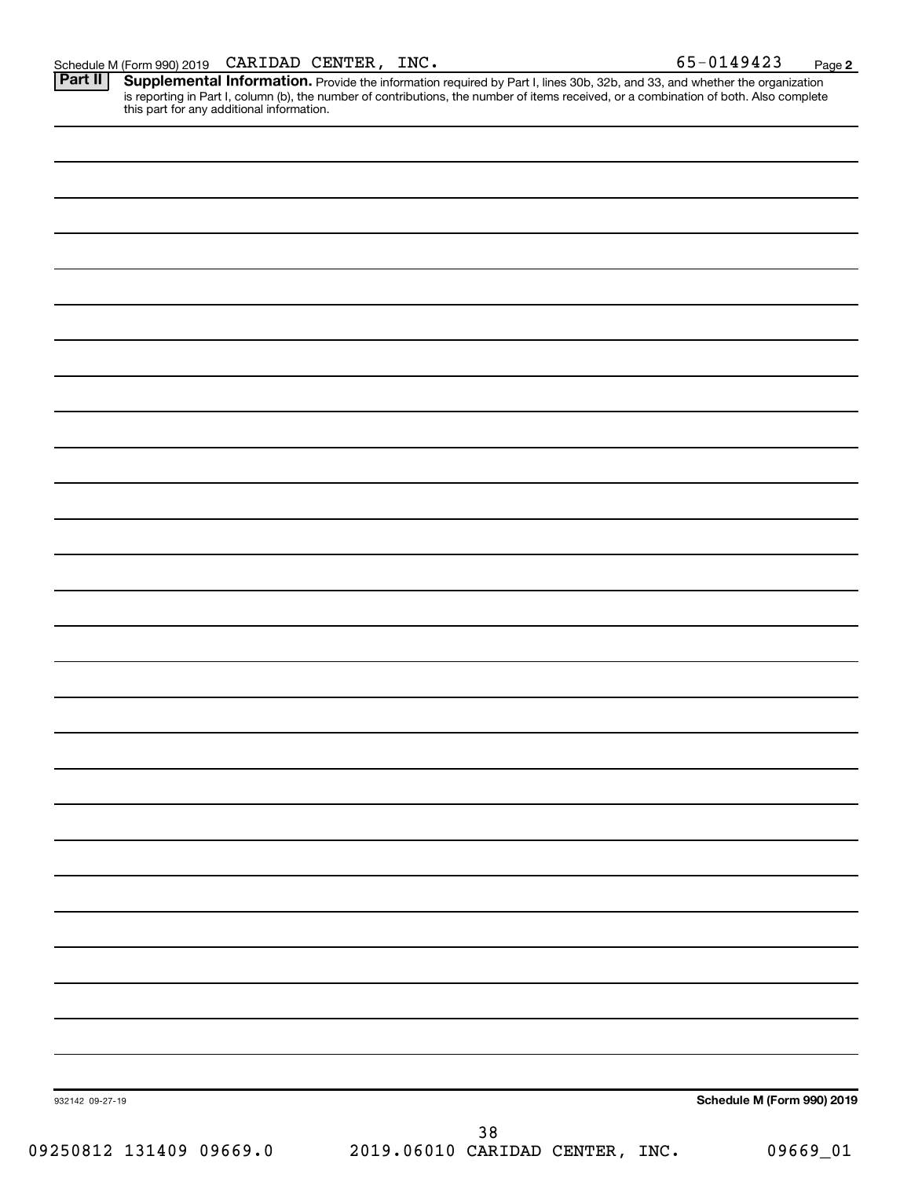Schedule M (Form 990) 2019 CARIDAD CENTER, INC. 65-0149423 Page 2

**Part II** **Supplemental Information.** Provide the information required by Part I, lines 30b, 32b, and 33, and whether the organization is reporting in Part I, column (b), the number of contributions, the number of items received, or a combination of both. Also complete this part for any additional information.

932142 09-27-19

**Schedule M (Form 990) 2019**

09250812 131409 09669.0 2019.06010 CARIDAD CENTER, INC. 09669_01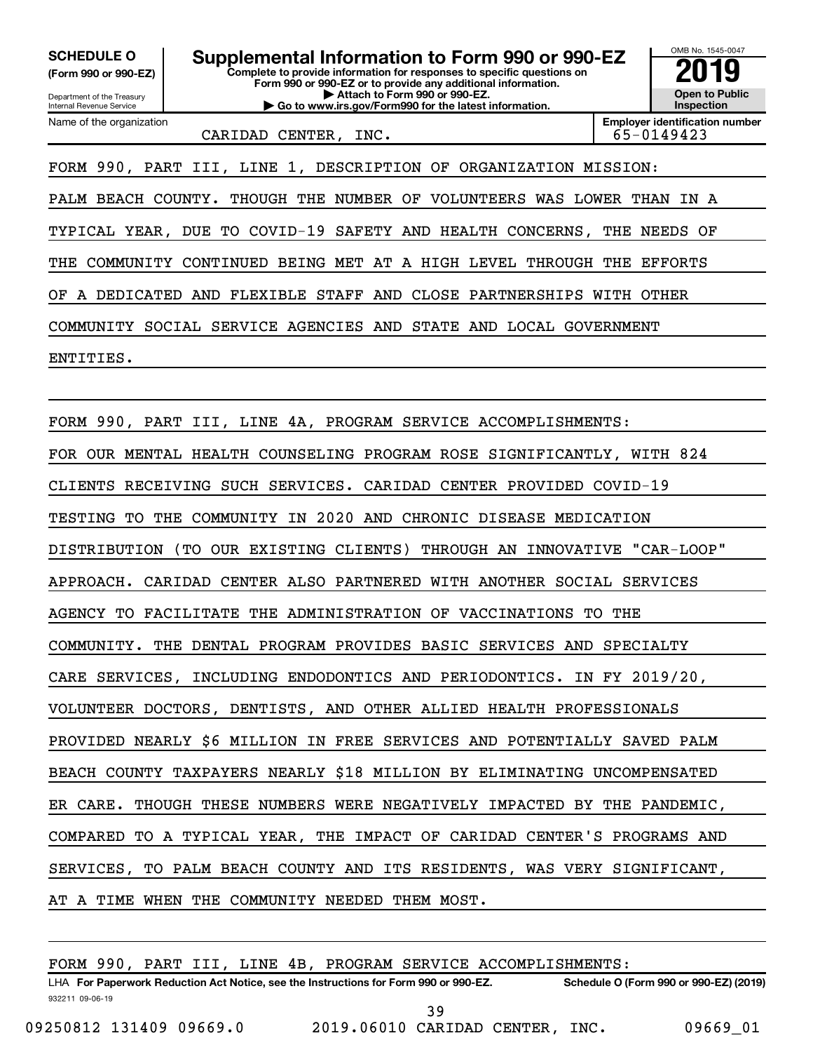**SCHEDULE O** **(Form 990 or 990-EZ)**

Department of the Treasury
Internal Revenue Service

# Supplemental Information to Form 990 or 990-EZ

**Complete to provide information for responses to specific questions on Form 990 or 990-EZ or to provide any additional information.**
**▶ Attach to Form 990 or 990-EZ.**
**▶ Go to www.irs.gov/Form990 for the latest information.**

OMB No. 1545-0047

**2019**

**Open to Public Inspection**

Name of the organization: CARIDAD CENTER, INC.

**Employer identification number**: 65-0149423

FORM 990, PART III, LINE 1, DESCRIPTION OF ORGANIZATION MISSION:

PALM BEACH COUNTY. THOUGH THE NUMBER OF VOLUNTEERS WAS LOWER THAN IN A TYPICAL YEAR, DUE TO COVID-19 SAFETY AND HEALTH CONCERNS, THE NEEDS OF THE COMMUNITY CONTINUED BEING MET AT A HIGH LEVEL THROUGH THE EFFORTS OF A DEDICATED AND FLEXIBLE STAFF AND CLOSE PARTNERSHIPS WITH OTHER COMMUNITY SOCIAL SERVICE AGENCIES AND STATE AND LOCAL GOVERNMENT ENTITIES.

FORM 990, PART III, LINE 4A, PROGRAM SERVICE ACCOMPLISHMENTS:

FOR OUR MENTAL HEALTH COUNSELING PROGRAM ROSE SIGNIFICANTLY, WITH 824 CLIENTS RECEIVING SUCH SERVICES. CARIDAD CENTER PROVIDED COVID-19 TESTING TO THE COMMUNITY IN 2020 AND CHRONIC DISEASE MEDICATION DISTRIBUTION (TO OUR EXISTING CLIENTS) THROUGH AN INNOVATIVE "CAR-LOOP" APPROACH. CARIDAD CENTER ALSO PARTNERED WITH ANOTHER SOCIAL SERVICES AGENCY TO FACILITATE THE ADMINISTRATION OF VACCINATIONS TO THE COMMUNITY. THE DENTAL PROGRAM PROVIDES BASIC SERVICES AND SPECIALTY CARE SERVICES, INCLUDING ENDODONTICS AND PERIODONTICS. IN FY 2019/20, VOLUNTEER DOCTORS, DENTISTS, AND OTHER ALLIED HEALTH PROFESSIONALS PROVIDED NEARLY $6 MILLION IN FREE SERVICES AND POTENTIALLY SAVED PALM BEACH COUNTY TAXPAYERS NEARLY $18 MILLION BY ELIMINATING UNCOMPENSATED ER CARE. THOUGH THESE NUMBERS WERE NEGATIVELY IMPACTED BY THE PANDEMIC, COMPARED TO A TYPICAL YEAR, THE IMPACT OF CARIDAD CENTER'S PROGRAMS AND SERVICES, TO PALM BEACH COUNTY AND ITS RESIDENTS, WAS VERY SIGNIFICANT, AT A TIME WHEN THE COMMUNITY NEEDED THEM MOST.

FORM 990, PART III, LINE 4B, PROGRAM SERVICE ACCOMPLISHMENTS:

LHA **For Paperwork Reduction Act Notice, see the Instructions for Form 990 or 990-EZ.** **Schedule O (Form 990 or 990-EZ) (2019)**

932211 09-06-19

09250812 131409 09669.0 2019.06010 CARIDAD CENTER, INC. 09669_01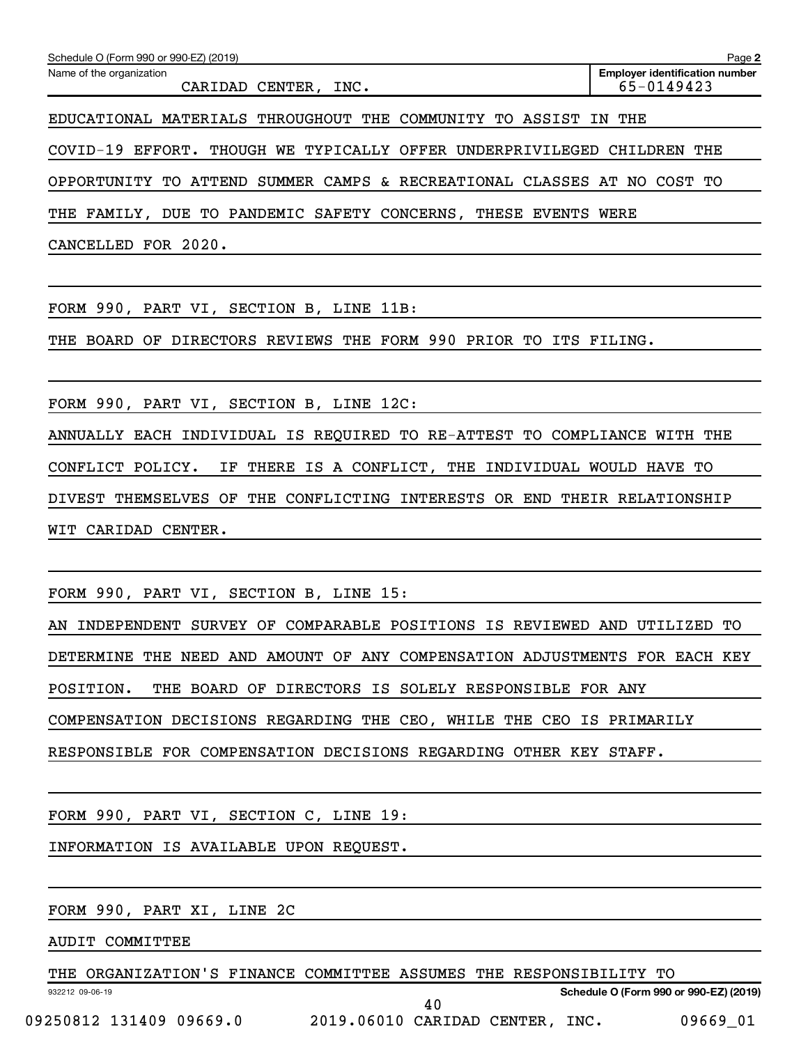Name of the organization: CARIDAD CENTER, INC.

Employer identification number: 65-0149423

EDUCATIONAL MATERIALS THROUGHOUT THE COMMUNITY TO ASSIST IN THE COVID-19 EFFORT. THOUGH WE TYPICALLY OFFER UNDERPRIVILEGED CHILDREN THE OPPORTUNITY TO ATTEND SUMMER CAMPS & RECREATIONAL CLASSES AT NO COST TO THE FAMILY, DUE TO PANDEMIC SAFETY CONCERNS, THESE EVENTS WERE CANCELLED FOR 2020.

FORM 990, PART VI, SECTION B, LINE 11B:

THE BOARD OF DIRECTORS REVIEWS THE FORM 990 PRIOR TO ITS FILING.

FORM 990, PART VI, SECTION B, LINE 12C:

ANNUALLY EACH INDIVIDUAL IS REQUIRED TO RE-ATTEST TO COMPLIANCE WITH THE CONFLICT POLICY. IF THERE IS A CONFLICT, THE INDIVIDUAL WOULD HAVE TO DIVEST THEMSELVES OF THE CONFLICTING INTERESTS OR END THEIR RELATIONSHIP WIT CARIDAD CENTER.

FORM 990, PART VI, SECTION B, LINE 15:

AN INDEPENDENT SURVEY OF COMPARABLE POSITIONS IS REVIEWED AND UTILIZED TO DETERMINE THE NEED AND AMOUNT OF ANY COMPENSATION ADJUSTMENTS FOR EACH KEY POSITION. THE BOARD OF DIRECTORS IS SOLELY RESPONSIBLE FOR ANY COMPENSATION DECISIONS REGARDING THE CEO, WHILE THE CEO IS PRIMARILY RESPONSIBLE FOR COMPENSATION DECISIONS REGARDING OTHER KEY STAFF.

FORM 990, PART VI, SECTION C, LINE 19:

INFORMATION IS AVAILABLE UPON REQUEST.

FORM 990, PART XI, LINE 2C

AUDIT COMMITTEE

THE ORGANIZATION'S FINANCE COMMITTEE ASSUMES THE RESPONSIBILITY TO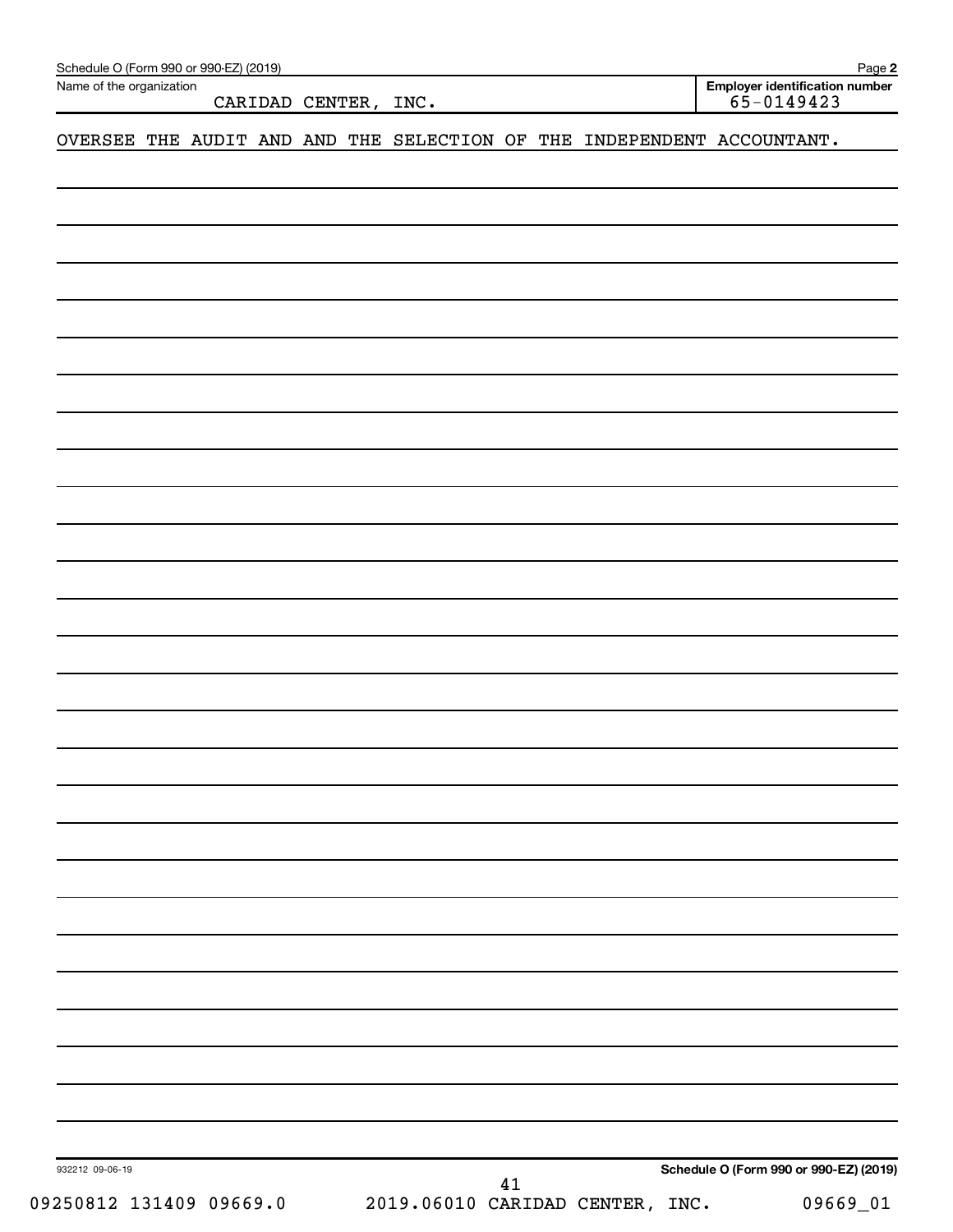Schedule O (Form 990 or 990-EZ) (2019)

Name of the organization: CARIDAD CENTER, INC.

**Employer identification number** 65-0149423

OVERSEE THE AUDIT AND AND THE SELECTION OF THE INDEPENDENT ACCOUNTANT.

932212 09-06-19

**Schedule O (Form 990 or 990-EZ) (2019)**

09250812 131409 09669.0 2019.06010 CARIDAD CENTER, INC. 09669_01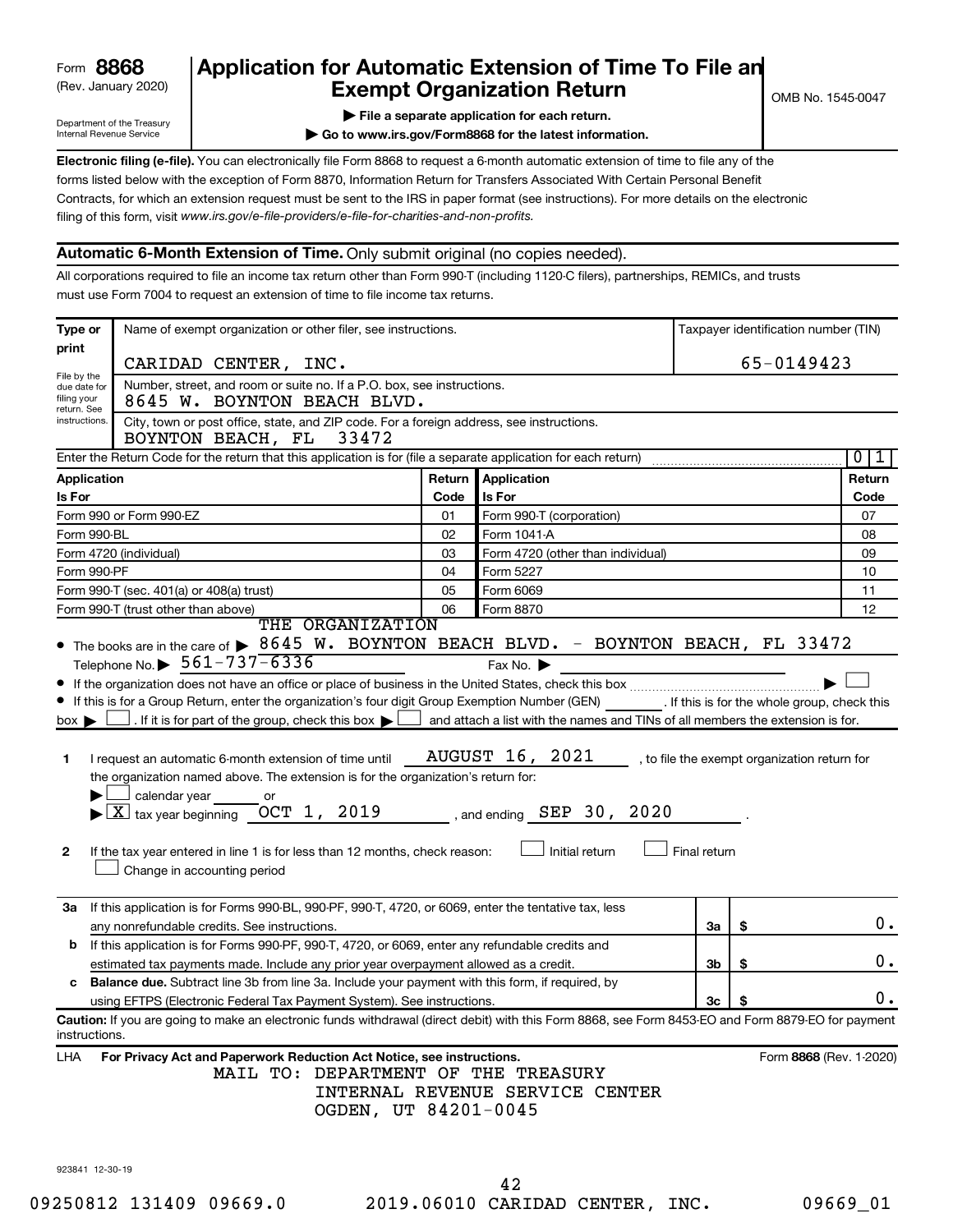Form **8868**
(Rev. January 2020)

Department of the Treasury
Internal Revenue Service

# Application for Automatic Extension of Time To File an Exempt Organization Return

▶ File a separate application for each return.

▶ Go to www.irs.gov/Form8868 for the latest information.

OMB No. 1545-0047

**Electronic filing (e-file).** You can electronically file Form 8868 to request a 6-month automatic extension of time to file any of the forms listed below with the exception of Form 8870, Information Return for Transfers Associated With Certain Personal Benefit Contracts, for which an extension request must be sent to the IRS in paper format (see instructions). For more details on the electronic filing of this form, visit *www.irs.gov/e-file-providers/e-file-for-charities-and-non-profits.*

## Automatic 6-Month Extension of Time. Only submit original (no copies needed).

All corporations required to file an income tax return other than Form 990-T (including 1120-C filers), partnerships, REMICs, and trusts must use Form 7004 to request an extension of time to file income tax returns.

| Type or print | | |
|---|---|---|
| File by the due date for filing your return. See instructions. | Name of exempt organization or other filer, see instructions. CARIDAD CENTER, INC. | Taxpayer identification number (TIN) 65-0149423 |
| | Number, street, and room or suite no. If a P.O. box, see instructions. 8645 W. BOYNTON BEACH BLVD. | |
| | City, town or post office, state, and ZIP code. For a foreign address, see instructions. BOYNTON BEACH, FL 33472 | |

Enter the Return Code for the return that this application is for (file a separate application for each return) ..... 0 1

| Application Is For | Return Code | Application Is For | Return Code |
|---|---|---|---|
| Form 990 or Form 990-EZ | 01 | Form 990-T (corporation) | 07 |
| Form 990-BL | 02 | Form 1041-A | 08 |
| Form 4720 (individual) | 03 | Form 4720 (other than individual) | 09 |
| Form 990-PF | 04 | Form 5227 | 10 |
| Form 990-T (sec. 401(a) or 408(a) trust) | 05 | Form 6069 | 11 |
| Form 990-T (trust other than above) | 06 | Form 8870 | 12 |

- The books are in the care of ▶ THE ORGANIZATION 8645 W. BOYNTON BEACH BLVD. - BOYNTON BEACH, FL 33472
  Telephone No. ▶ 561-737-6336 Fax No. ▶
- If the organization does not have an office or place of business in the United States, check this box ..... ▶ ☐
- If this is for a Group Return, enter the organization's four digit Group Exemption Number (GEN) ______ . If this is for the whole group, check this box ▶ ☐ . If it is for part of the group, check this box ▶ ☐ and attach a list with the names and TINs of all members the extension is for.

**1** I request an automatic 6-month extension of time until AUGUST 16, 2021 , to file the exempt organization return for the organization named above. The extension is for the organization's return for:
▶ ☐ calendar year ______ or
▶ ☒ tax year beginning OCT 1, 2019 , and ending SEP 30, 2020 .

**2** If the tax year entered in line 1 is for less than 12 months, check reason: ☐ Initial return ☐ Final return
☐ Change in accounting period

| | | | |
|---|---|---|---|
| **3a** | If this application is for Forms 990-BL, 990-PF, 990-T, 4720, or 6069, enter the tentative tax, less any nonrefundable credits. See instructions. | 3a | $ 0. |
| **b** | If this application is for Forms 990-PF, 990-T, 4720, or 6069, enter any refundable credits and estimated tax payments made. Include any prior year overpayment allowed as a credit. | 3b | $ 0. |
| **c** | **Balance due.** Subtract line 3b from line 3a. Include your payment with this form, if required, by using EFTPS (Electronic Federal Tax Payment System). See instructions. | 3c | $ 0. |

**Caution:** If you are going to make an electronic funds withdrawal (direct debit) with this Form 8868, see Form 8453-EO and Form 8879-EO for payment instructions.

LHA **For Privacy Act and Paperwork Reduction Act Notice, see instructions.** Form **8868** (Rev. 1-2020)

MAIL TO: DEPARTMENT OF THE TREASURY
INTERNAL REVENUE SERVICE CENTER
OGDEN, UT 84201-0045

923841 12-30-19

09250812 131409 09669.0 2019.06010 CARIDAD CENTER, INC. 09669_01